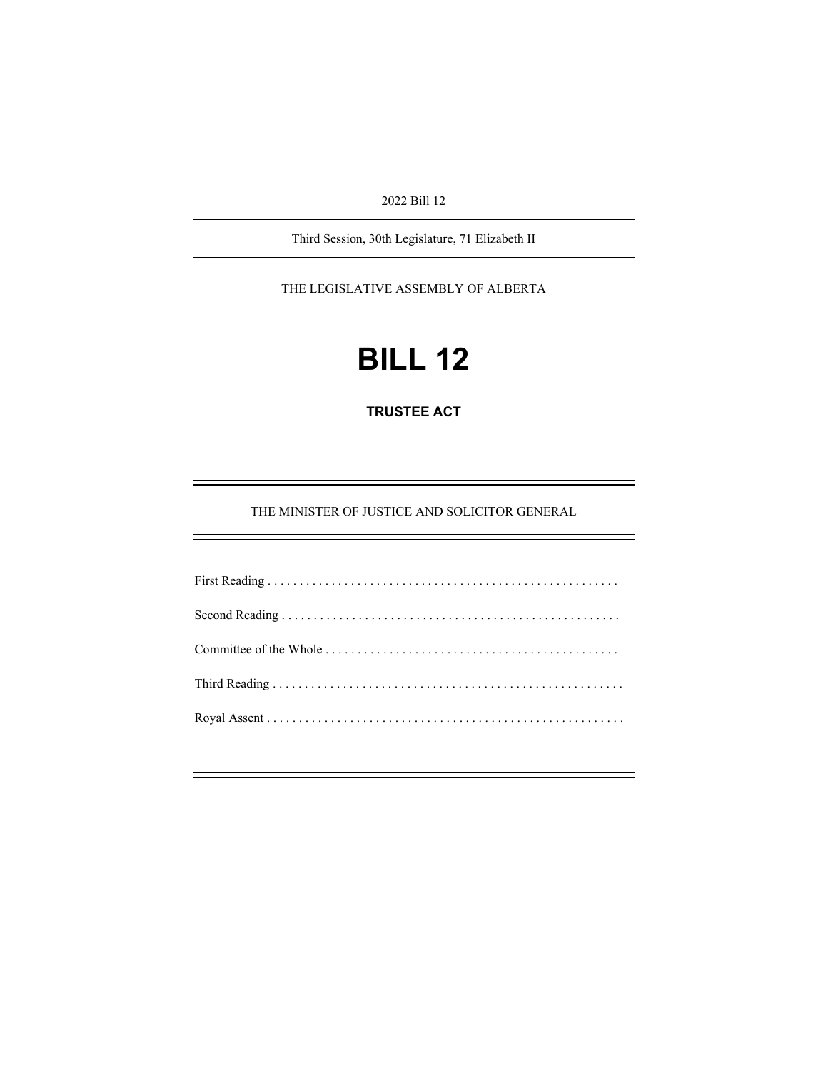2022 Bill 12

Third Session, 30th Legislature, 71 Elizabeth II

THE LEGISLATIVE ASSEMBLY OF ALBERTA

# BILL 12

## TRUSTEE ACT

THE MINISTER OF JUSTICE AND SOLICITOR GENERAL

First Reading . . . . . . . . . . . . . . . . . . . . . . . . . . . . . . . . . . . . . . . . . . . . . . . . . . . . . .

Second Reading . . . . . . . . . . . . . . . . . . . . . . . . . . . . . . . . . . . . . . . . . . . . . . . . . . . .

Committee of the Whole . . . . . . . . . . . . . . . . . . . . . . . . . . . . . . . . . . . . . . . . . . . . .

Third Reading . . . . . . . . . . . . . . . . . . . . . . . . . . . . . . . . . . . . . . . . . . . . . . . . . . . . . .

Royal Assent . . . . . . . . . . . . . . . . . . . . . . . . . . . . . . . . . . . . . . . . . . . . . . . . . . . . . . .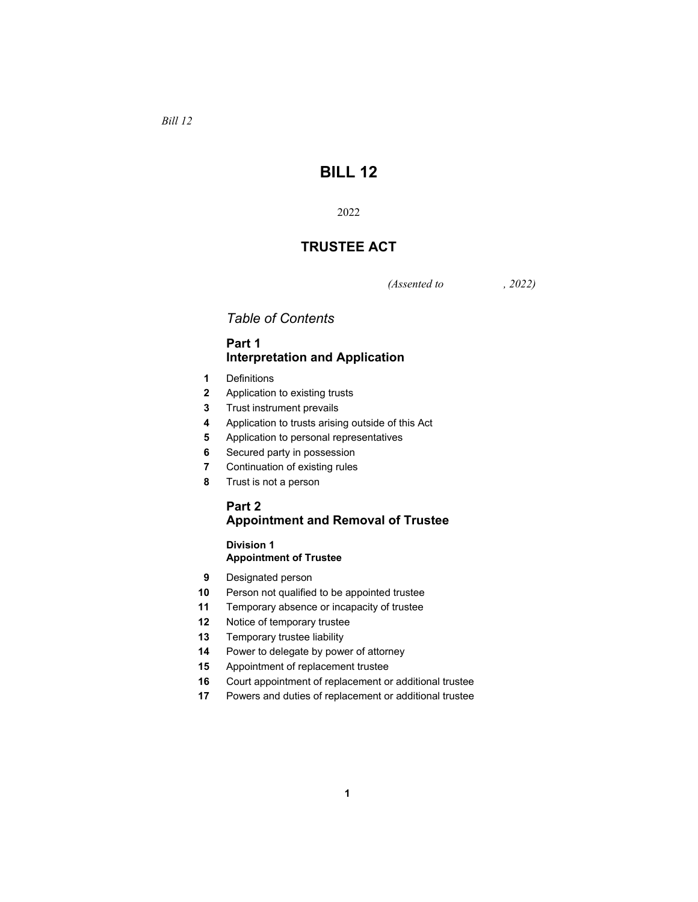*Bill 12*

# BILL 12

2022

## TRUSTEE ACT

*(Assented to , 2022)*

*Table of Contents*

### Part 1
### Interpretation and Application

1 Definitions
2 Application to existing trusts
3 Trust instrument prevails
4 Application to trusts arising outside of this Act
5 Application to personal representatives
6 Secured party in possession
7 Continuation of existing rules
8 Trust is not a person

### Part 2
### Appointment and Removal of Trustee

#### Division 1
#### Appointment of Trustee

9 Designated person
10 Person not qualified to be appointed trustee
11 Temporary absence or incapacity of trustee
12 Notice of temporary trustee
13 Temporary trustee liability
14 Power to delegate by power of attorney
15 Appointment of replacement trustee
16 Court appointment of replacement or additional trustee
17 Powers and duties of replacement or additional trustee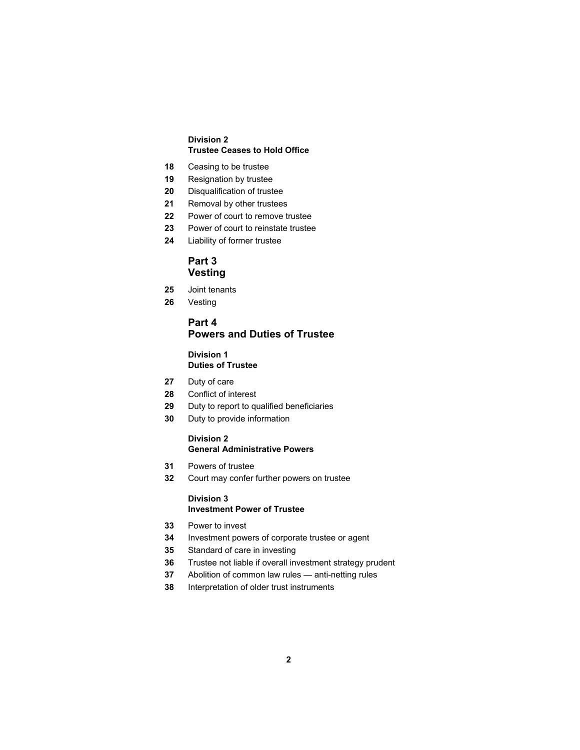**Division 2**
**Trustee Ceases to Hold Office**

**18** Ceasing to be trustee

**19** Resignation by trustee

**20** Disqualification of trustee

**21** Removal by other trustees

**22** Power of court to remove trustee

**23** Power of court to reinstate trustee

**24** Liability of former trustee

## Part 3
## Vesting

**25** Joint tenants

**26** Vesting

## Part 4
## Powers and Duties of Trustee

**Division 1**
**Duties of Trustee**

**27** Duty of care

**28** Conflict of interest

**29** Duty to report to qualified beneficiaries

**30** Duty to provide information

**Division 2**
**General Administrative Powers**

**31** Powers of trustee

**32** Court may confer further powers on trustee

**Division 3**
**Investment Power of Trustee**

**33** Power to invest

**34** Investment powers of corporate trustee or agent

**35** Standard of care in investing

**36** Trustee not liable if overall investment strategy prudent

**37** Abolition of common law rules — anti-netting rules

**38** Interpretation of older trust instruments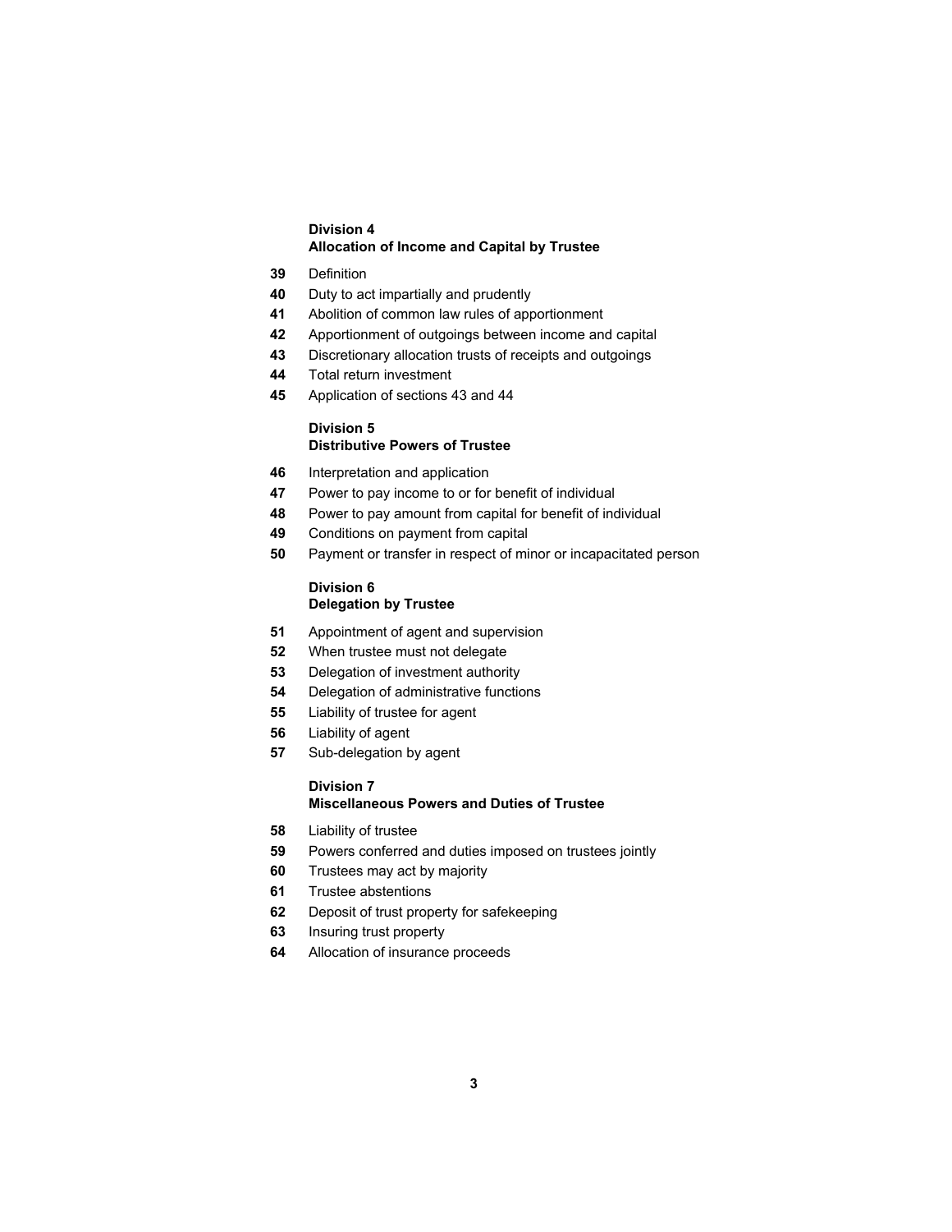**Division 4**
**Allocation of Income and Capital by Trustee**

**39** Definition

**40** Duty to act impartially and prudently

**41** Abolition of common law rules of apportionment

**42** Apportionment of outgoings between income and capital

**43** Discretionary allocation trusts of receipts and outgoings

**44** Total return investment

**45** Application of sections 43 and 44

**Division 5**
**Distributive Powers of Trustee**

**46** Interpretation and application

**47** Power to pay income to or for benefit of individual

**48** Power to pay amount from capital for benefit of individual

**49** Conditions on payment from capital

**50** Payment or transfer in respect of minor or incapacitated person

**Division 6**
**Delegation by Trustee**

**51** Appointment of agent and supervision

**52** When trustee must not delegate

**53** Delegation of investment authority

**54** Delegation of administrative functions

**55** Liability of trustee for agent

**56** Liability of agent

**57** Sub-delegation by agent

**Division 7**
**Miscellaneous Powers and Duties of Trustee**

**58** Liability of trustee

**59** Powers conferred and duties imposed on trustees jointly

**60** Trustees may act by majority

**61** Trustee abstentions

**62** Deposit of trust property for safekeeping

**63** Insuring trust property

**64** Allocation of insurance proceeds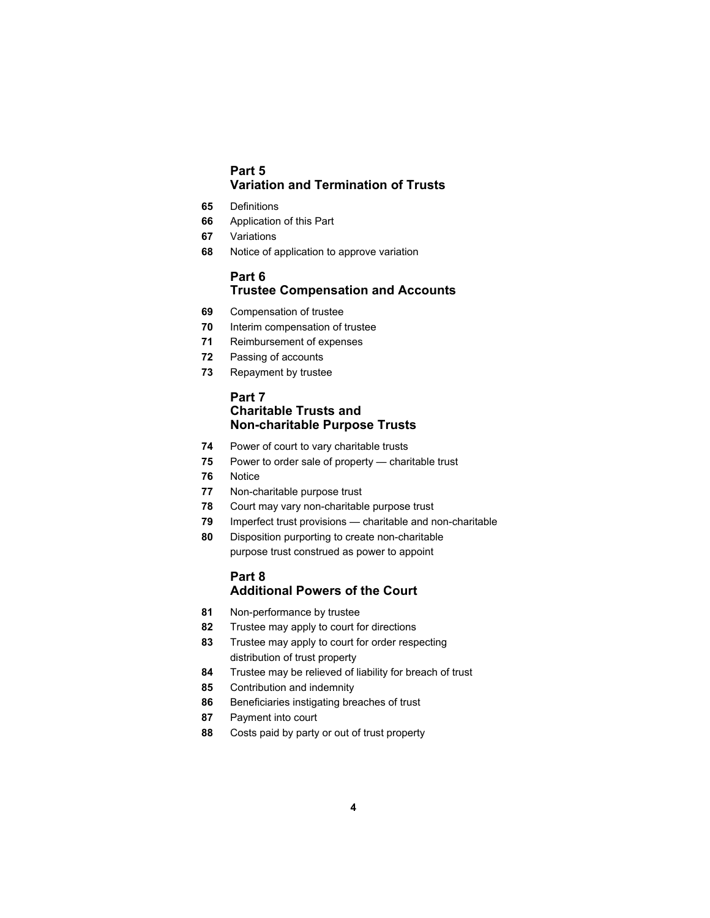## Part 5
## Variation and Termination of Trusts

**65** Definitions

**66** Application of this Part

**67** Variations

**68** Notice of application to approve variation

## Part 6
## Trustee Compensation and Accounts

**69** Compensation of trustee

**70** Interim compensation of trustee

**71** Reimbursement of expenses

**72** Passing of accounts

**73** Repayment by trustee

## Part 7
## Charitable Trusts and Non-charitable Purpose Trusts

**74** Power of court to vary charitable trusts

**75** Power to order sale of property — charitable trust

**76** Notice

**77** Non-charitable purpose trust

**78** Court may vary non-charitable purpose trust

**79** Imperfect trust provisions — charitable and non-charitable

**80** Disposition purporting to create non-charitable purpose trust construed as power to appoint

## Part 8
## Additional Powers of the Court

**81** Non-performance by trustee

**82** Trustee may apply to court for directions

**83** Trustee may apply to court for order respecting distribution of trust property

**84** Trustee may be relieved of liability for breach of trust

**85** Contribution and indemnity

**86** Beneficiaries instigating breaches of trust

**87** Payment into court

**88** Costs paid by party or out of trust property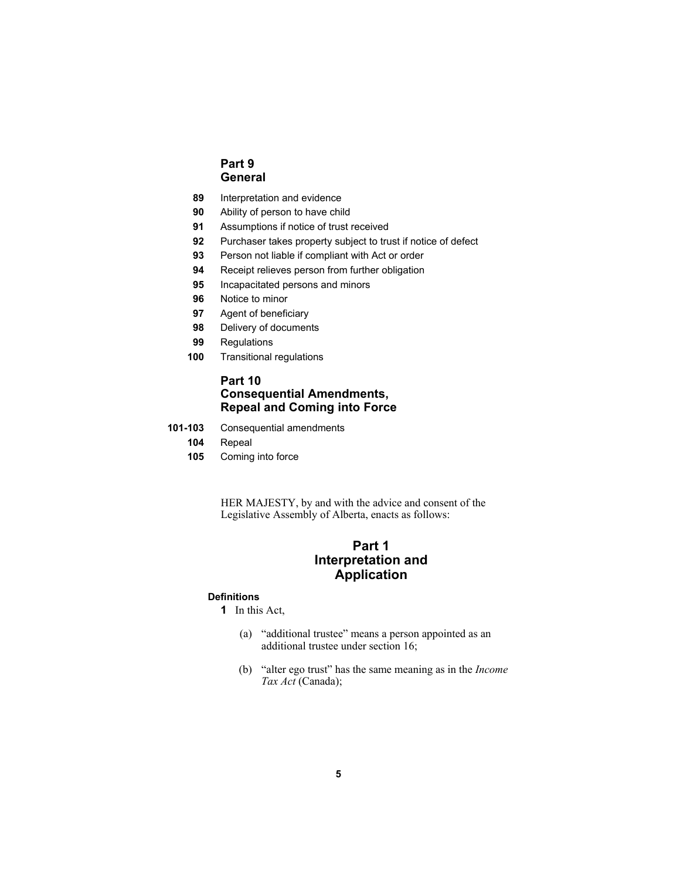## Part 9
## General

89 Interpretation and evidence
90 Ability of person to have child
91 Assumptions if notice of trust received
92 Purchaser takes property subject to trust if notice of defect
93 Person not liable if compliant with Act or order
94 Receipt relieves person from further obligation
95 Incapacitated persons and minors
96 Notice to minor
97 Agent of beneficiary
98 Delivery of documents
99 Regulations
100 Transitional regulations

## Part 10
## Consequential Amendments, Repeal and Coming into Force

101-103 Consequential amendments
104 Repeal
105 Coming into force

HER MAJESTY, by and with the advice and consent of the Legislative Assembly of Alberta, enacts as follows:

# Part 1
# Interpretation and Application

**Definitions**

**1** In this Act,

(a) "additional trustee" means a person appointed as an additional trustee under section 16;

(b) "alter ego trust" has the same meaning as in the *Income Tax Act* (Canada);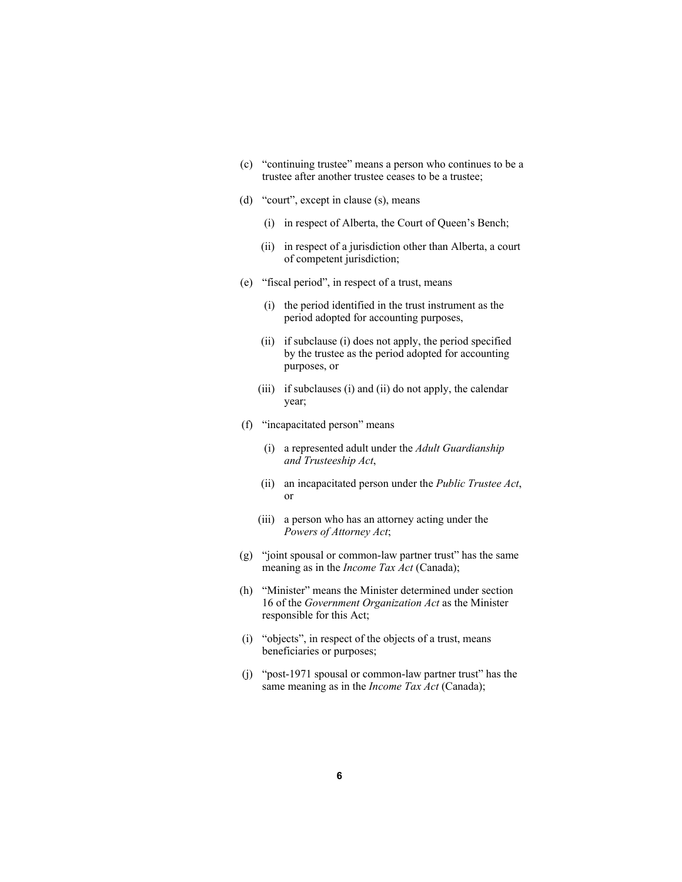(c) "continuing trustee" means a person who continues to be a trustee after another trustee ceases to be a trustee;

(d) "court", except in clause (s), means

  (i) in respect of Alberta, the Court of Queen's Bench;

  (ii) in respect of a jurisdiction other than Alberta, a court of competent jurisdiction;

(e) "fiscal period", in respect of a trust, means

  (i) the period identified in the trust instrument as the period adopted for accounting purposes,

  (ii) if subclause (i) does not apply, the period specified by the trustee as the period adopted for accounting purposes, or

  (iii) if subclauses (i) and (ii) do not apply, the calendar year;

(f) "incapacitated person" means

  (i) a represented adult under the *Adult Guardianship and Trusteeship Act*,

  (ii) an incapacitated person under the *Public Trustee Act*, or

  (iii) a person who has an attorney acting under the *Powers of Attorney Act*;

(g) "joint spousal or common-law partner trust" has the same meaning as in the *Income Tax Act* (Canada);

(h) "Minister" means the Minister determined under section 16 of the *Government Organization Act* as the Minister responsible for this Act;

(i) "objects", in respect of the objects of a trust, means beneficiaries or purposes;

(j) "post-1971 spousal or common-law partner trust" has the same meaning as in the *Income Tax Act* (Canada);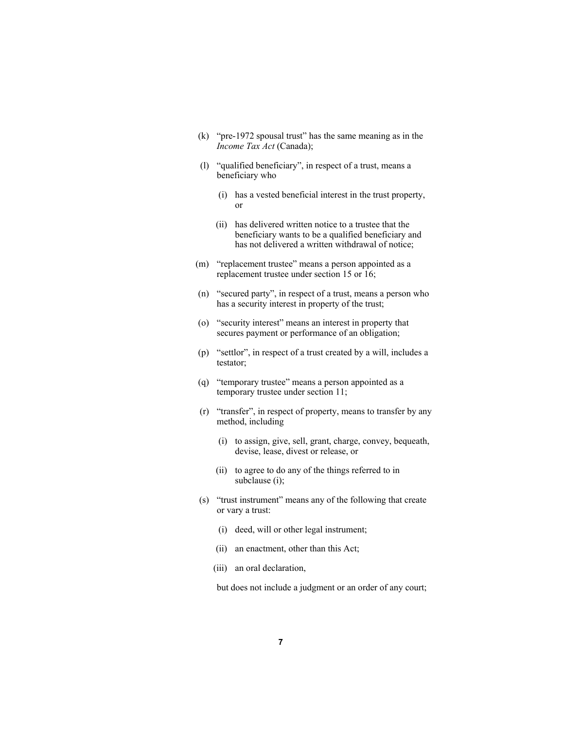(k) "pre-1972 spousal trust" has the same meaning as in the *Income Tax Act* (Canada);

(l) "qualified beneficiary", in respect of a trust, means a beneficiary who

  (i) has a vested beneficial interest in the trust property, or

  (ii) has delivered written notice to a trustee that the beneficiary wants to be a qualified beneficiary and has not delivered a written withdrawal of notice;

(m) "replacement trustee" means a person appointed as a replacement trustee under section 15 or 16;

(n) "secured party", in respect of a trust, means a person who has a security interest in property of the trust;

(o) "security interest" means an interest in property that secures payment or performance of an obligation;

(p) "settlor", in respect of a trust created by a will, includes a testator;

(q) "temporary trustee" means a person appointed as a temporary trustee under section 11;

(r) "transfer", in respect of property, means to transfer by any method, including

  (i) to assign, give, sell, grant, charge, convey, bequeath, devise, lease, divest or release, or

  (ii) to agree to do any of the things referred to in subclause (i);

(s) "trust instrument" means any of the following that create or vary a trust:

  (i) deed, will or other legal instrument;

  (ii) an enactment, other than this Act;

  (iii) an oral declaration,

  but does not include a judgment or an order of any court;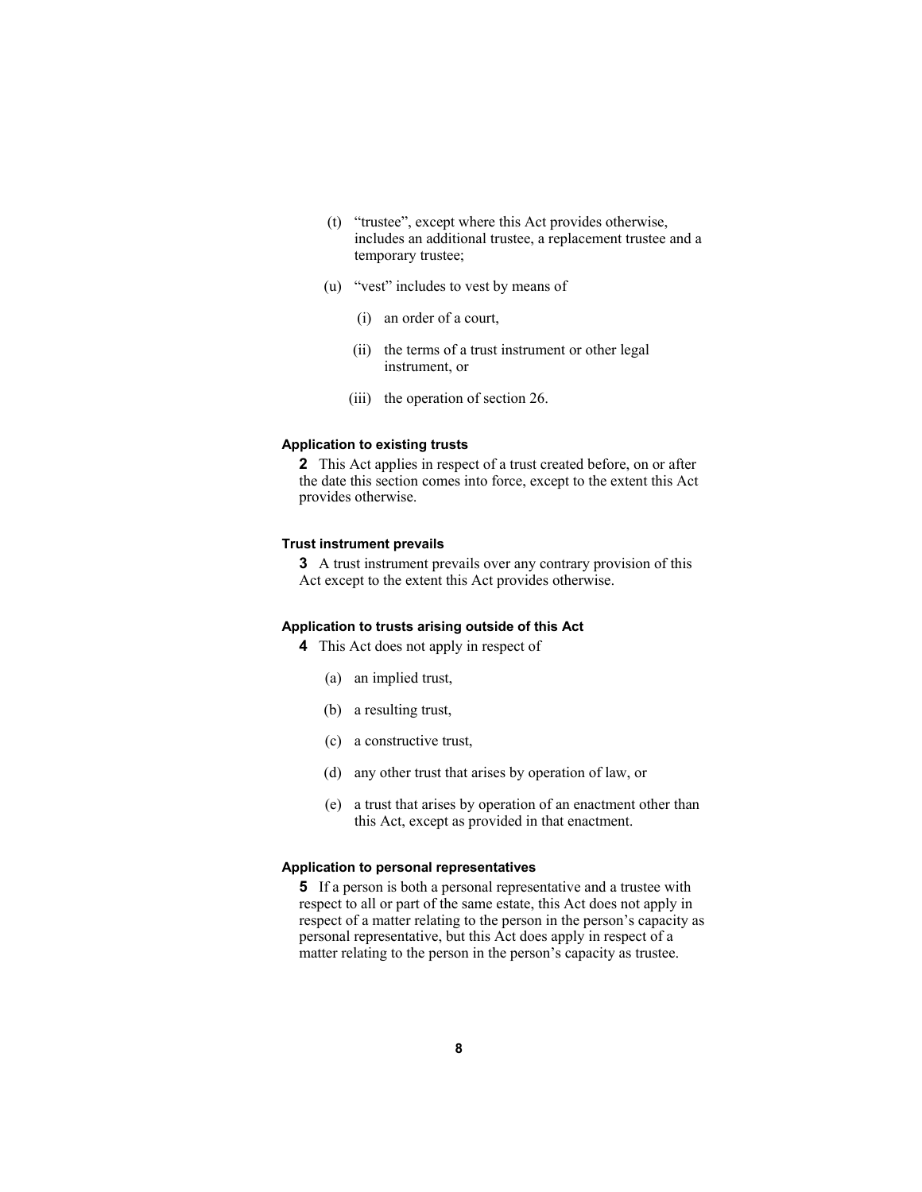(t) "trustee", except where this Act provides otherwise, includes an additional trustee, a replacement trustee and a temporary trustee;

(u) "vest" includes to vest by means of

(i) an order of a court,

(ii) the terms of a trust instrument or other legal instrument, or

(iii) the operation of section 26.

#### Application to existing trusts

**2** This Act applies in respect of a trust created before, on or after the date this section comes into force, except to the extent this Act provides otherwise.

#### Trust instrument prevails

**3** A trust instrument prevails over any contrary provision of this Act except to the extent this Act provides otherwise.

#### Application to trusts arising outside of this Act

**4** This Act does not apply in respect of

(a) an implied trust,

(b) a resulting trust,

(c) a constructive trust,

(d) any other trust that arises by operation of law, or

(e) a trust that arises by operation of an enactment other than this Act, except as provided in that enactment.

#### Application to personal representatives

**5** If a person is both a personal representative and a trustee with respect to all or part of the same estate, this Act does not apply in respect of a matter relating to the person in the person's capacity as personal representative, but this Act does apply in respect of a matter relating to the person in the person's capacity as trustee.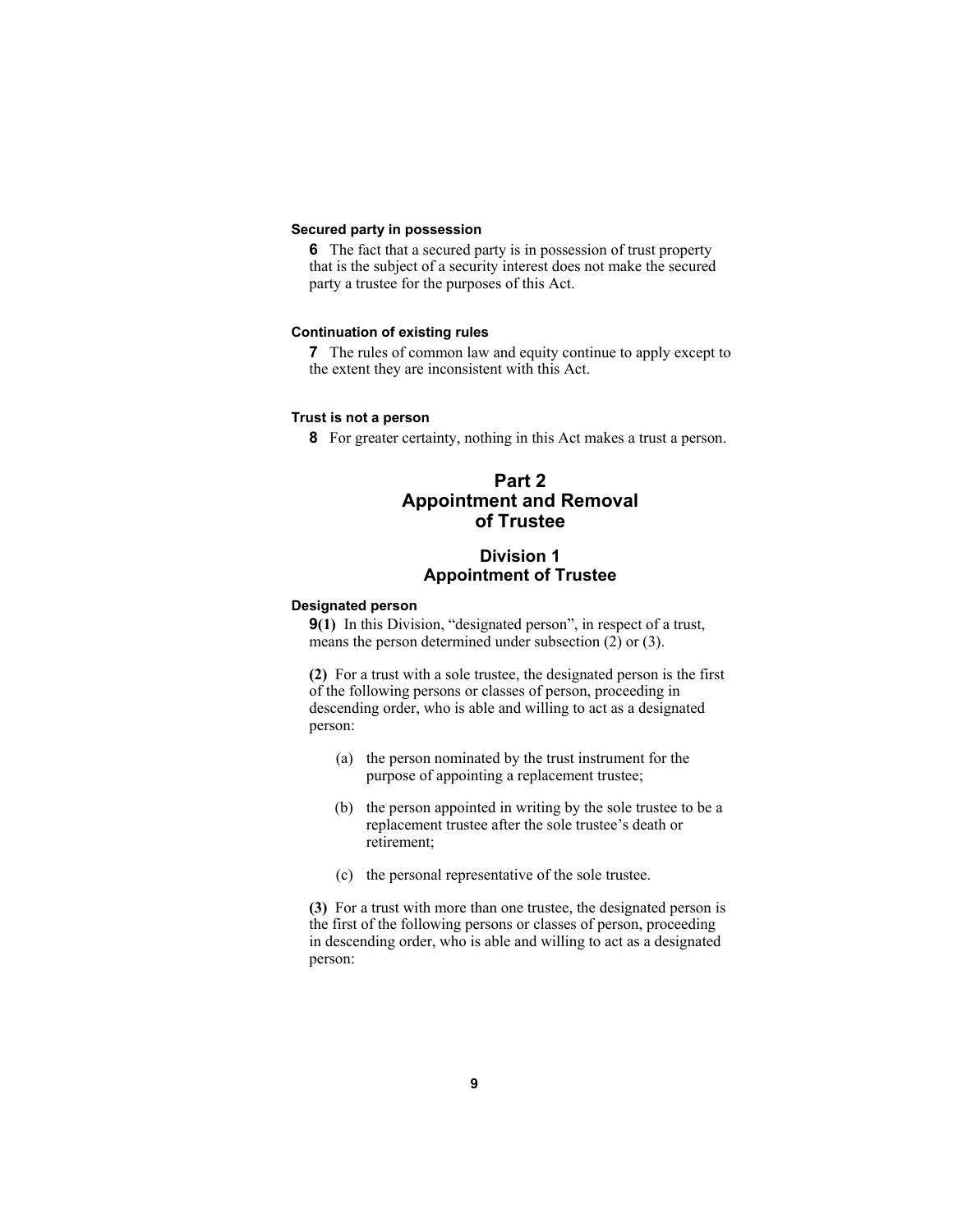#### Secured party in possession

**6** The fact that a secured party is in possession of trust property that is the subject of a security interest does not make the secured party a trustee for the purposes of this Act.

#### Continuation of existing rules

**7** The rules of common law and equity continue to apply except to the extent they are inconsistent with this Act.

#### Trust is not a person

**8** For greater certainty, nothing in this Act makes a trust a person.

## Part 2
## Appointment and Removal of Trustee

### Division 1
### Appointment of Trustee

#### Designated person

**9(1)** In this Division, "designated person", in respect of a trust, means the person determined under subsection (2) or (3).

**(2)** For a trust with a sole trustee, the designated person is the first of the following persons or classes of person, proceeding in descending order, who is able and willing to act as a designated person:

(a) the person nominated by the trust instrument for the purpose of appointing a replacement trustee;

(b) the person appointed in writing by the sole trustee to be a replacement trustee after the sole trustee's death or retirement;

(c) the personal representative of the sole trustee.

**(3)** For a trust with more than one trustee, the designated person is the first of the following persons or classes of person, proceeding in descending order, who is able and willing to act as a designated person: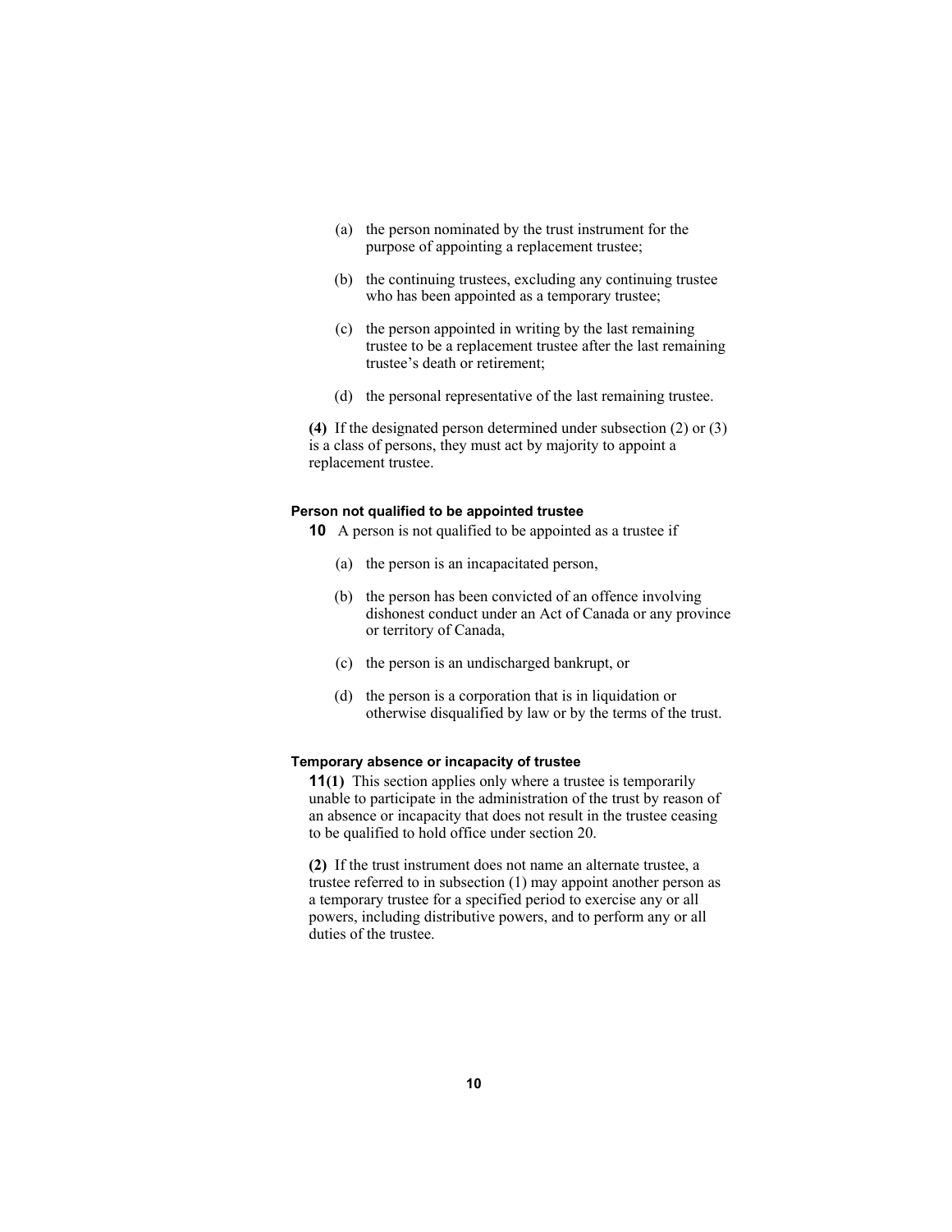(a) the person nominated by the trust instrument for the purpose of appointing a replacement trustee;

(b) the continuing trustees, excluding any continuing trustee who has been appointed as a temporary trustee;

(c) the person appointed in writing by the last remaining trustee to be a replacement trustee after the last remaining trustee's death or retirement;

(d) the personal representative of the last remaining trustee.

**(4)** If the designated person determined under subsection (2) or (3) is a class of persons, they must act by majority to appoint a replacement trustee.

#### Person not qualified to be appointed trustee

**10** A person is not qualified to be appointed as a trustee if

(a) the person is an incapacitated person,

(b) the person has been convicted of an offence involving dishonest conduct under an Act of Canada or any province or territory of Canada,

(c) the person is an undischarged bankrupt, or

(d) the person is a corporation that is in liquidation or otherwise disqualified by law or by the terms of the trust.

#### Temporary absence or incapacity of trustee

**11(1)** This section applies only where a trustee is temporarily unable to participate in the administration of the trust by reason of an absence or incapacity that does not result in the trustee ceasing to be qualified to hold office under section 20.

**(2)** If the trust instrument does not name an alternate trustee, a trustee referred to in subsection (1) may appoint another person as a temporary trustee for a specified period to exercise any or all powers, including distributive powers, and to perform any or all duties of the trustee.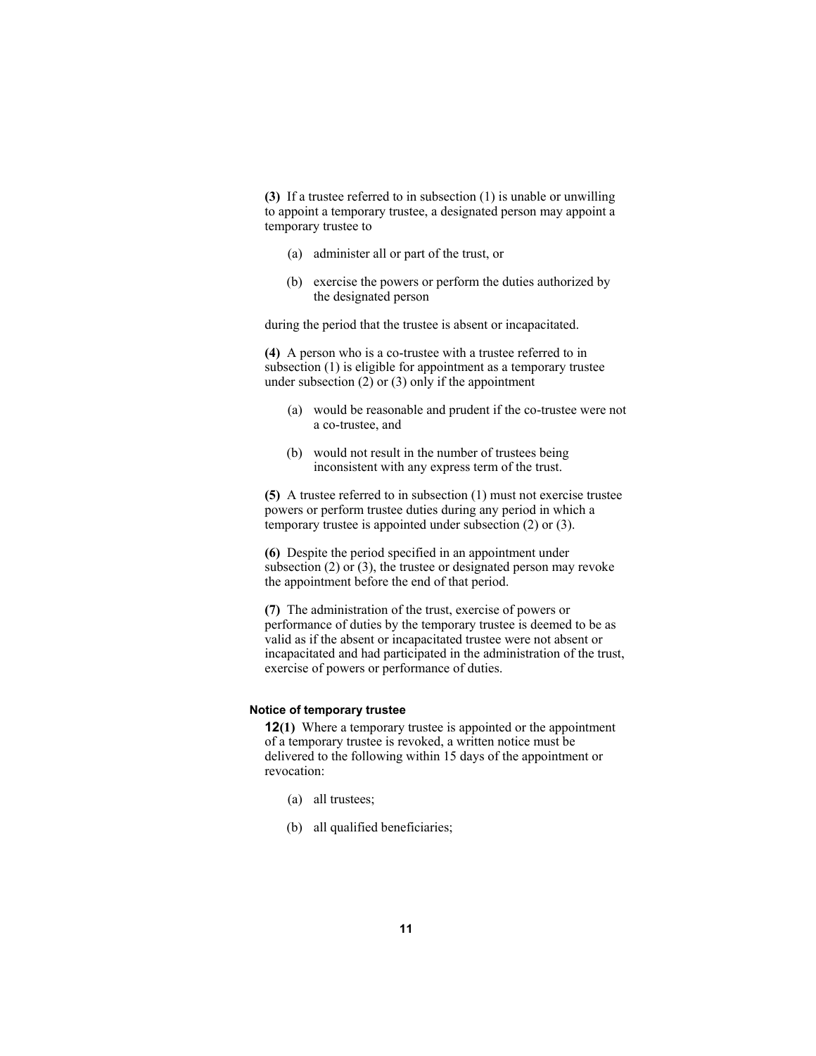**(3)** If a trustee referred to in subsection (1) is unable or unwilling to appoint a temporary trustee, a designated person may appoint a temporary trustee to

(a) administer all or part of the trust, or

(b) exercise the powers or perform the duties authorized by the designated person

during the period that the trustee is absent or incapacitated.

**(4)** A person who is a co-trustee with a trustee referred to in subsection (1) is eligible for appointment as a temporary trustee under subsection (2) or (3) only if the appointment

(a) would be reasonable and prudent if the co-trustee were not a co-trustee, and

(b) would not result in the number of trustees being inconsistent with any express term of the trust.

**(5)** A trustee referred to in subsection (1) must not exercise trustee powers or perform trustee duties during any period in which a temporary trustee is appointed under subsection (2) or (3).

**(6)** Despite the period specified in an appointment under subsection (2) or (3), the trustee or designated person may revoke the appointment before the end of that period.

**(7)** The administration of the trust, exercise of powers or performance of duties by the temporary trustee is deemed to be as valid as if the absent or incapacitated trustee were not absent or incapacitated and had participated in the administration of the trust, exercise of powers or performance of duties.

#### Notice of temporary trustee

**12(1)** Where a temporary trustee is appointed or the appointment of a temporary trustee is revoked, a written notice must be delivered to the following within 15 days of the appointment or revocation:

(a) all trustees;

(b) all qualified beneficiaries;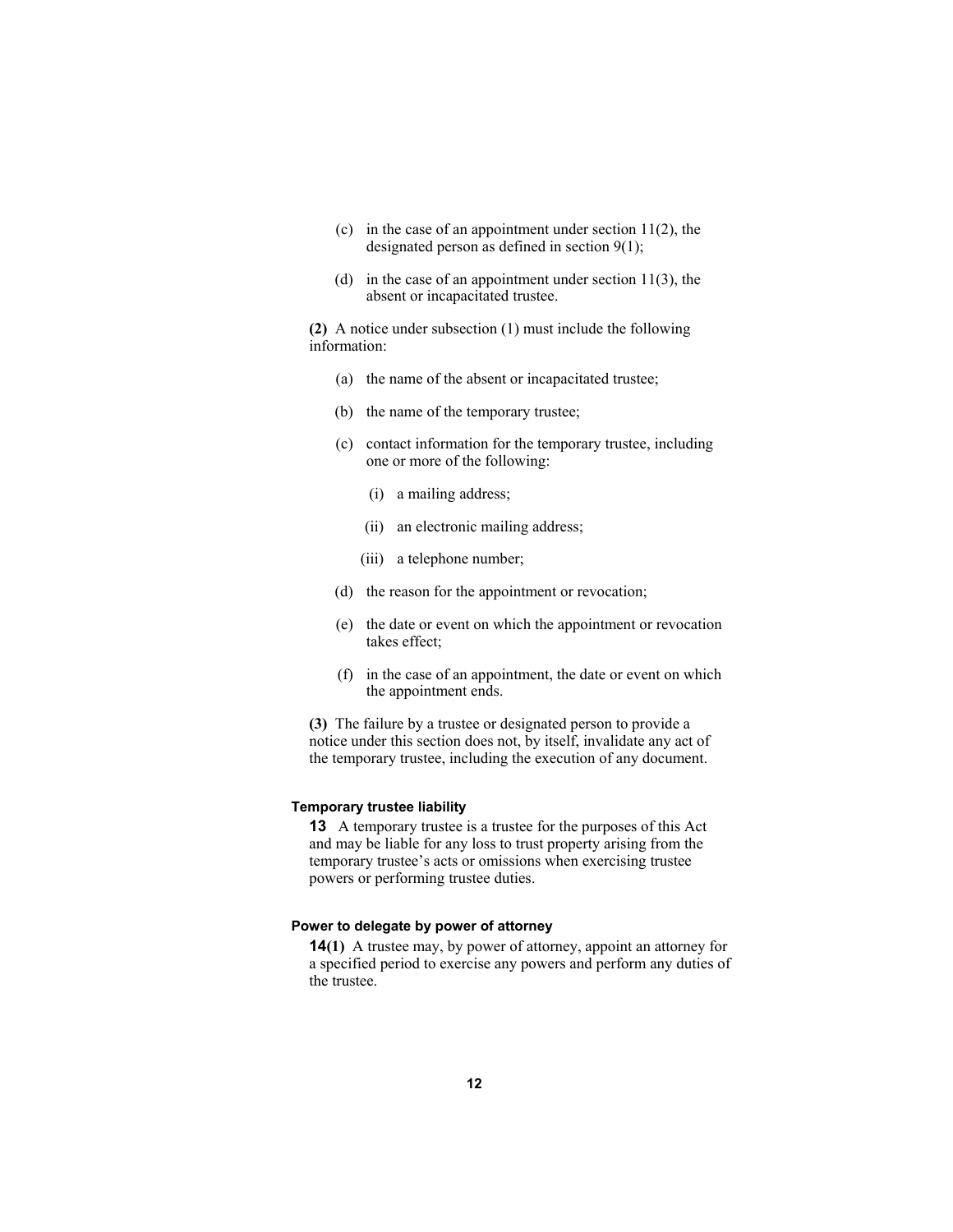(c) in the case of an appointment under section 11(2), the designated person as defined in section 9(1);

(d) in the case of an appointment under section 11(3), the absent or incapacitated trustee.

**(2)** A notice under subsection (1) must include the following information:

(a) the name of the absent or incapacitated trustee;

(b) the name of the temporary trustee;

(c) contact information for the temporary trustee, including one or more of the following:

(i) a mailing address;

(ii) an electronic mailing address;

(iii) a telephone number;

(d) the reason for the appointment or revocation;

(e) the date or event on which the appointment or revocation takes effect;

(f) in the case of an appointment, the date or event on which the appointment ends.

**(3)** The failure by a trustee or designated person to provide a notice under this section does not, by itself, invalidate any act of the temporary trustee, including the execution of any document.

#### Temporary trustee liability

**13** A temporary trustee is a trustee for the purposes of this Act and may be liable for any loss to trust property arising from the temporary trustee's acts or omissions when exercising trustee powers or performing trustee duties.

#### Power to delegate by power of attorney

**14(1)** A trustee may, by power of attorney, appoint an attorney for a specified period to exercise any powers and perform any duties of the trustee.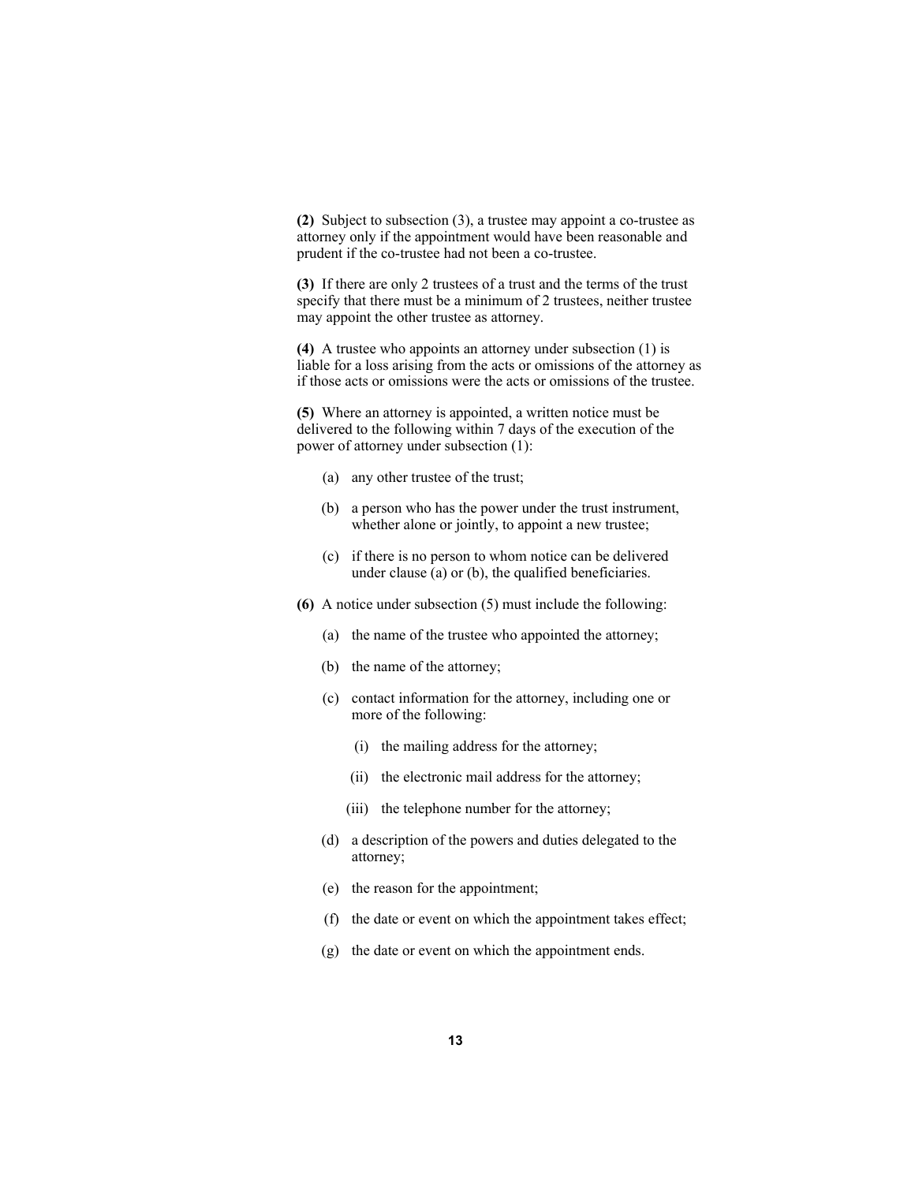**(2)** Subject to subsection (3), a trustee may appoint a co-trustee as attorney only if the appointment would have been reasonable and prudent if the co-trustee had not been a co-trustee.

**(3)** If there are only 2 trustees of a trust and the terms of the trust specify that there must be a minimum of 2 trustees, neither trustee may appoint the other trustee as attorney.

**(4)** A trustee who appoints an attorney under subsection (1) is liable for a loss arising from the acts or omissions of the attorney as if those acts or omissions were the acts or omissions of the trustee.

**(5)** Where an attorney is appointed, a written notice must be delivered to the following within 7 days of the execution of the power of attorney under subsection (1):

- (a) any other trustee of the trust;
- (b) a person who has the power under the trust instrument, whether alone or jointly, to appoint a new trustee;
- (c) if there is no person to whom notice can be delivered under clause (a) or (b), the qualified beneficiaries.

**(6)** A notice under subsection (5) must include the following:

- (a) the name of the trustee who appointed the attorney;
- (b) the name of the attorney;
- (c) contact information for the attorney, including one or more of the following:
  - (i) the mailing address for the attorney;
  - (ii) the electronic mail address for the attorney;
  - (iii) the telephone number for the attorney;
- (d) a description of the powers and duties delegated to the attorney;
- (e) the reason for the appointment;
- (f) the date or event on which the appointment takes effect;
- (g) the date or event on which the appointment ends.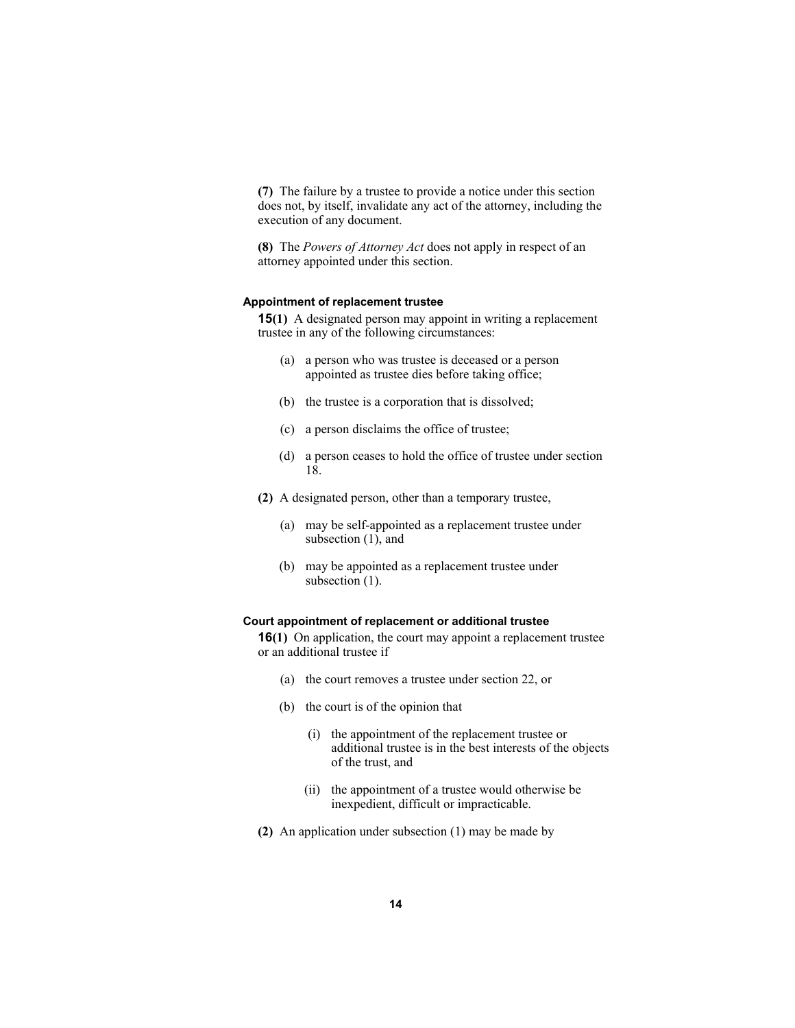**(7)** The failure by a trustee to provide a notice under this section does not, by itself, invalidate any act of the attorney, including the execution of any document.

**(8)** The *Powers of Attorney Act* does not apply in respect of an attorney appointed under this section.

#### Appointment of replacement trustee

**15(1)** A designated person may appoint in writing a replacement trustee in any of the following circumstances:

(a) a person who was trustee is deceased or a person appointed as trustee dies before taking office;

(b) the trustee is a corporation that is dissolved;

(c) a person disclaims the office of trustee;

(d) a person ceases to hold the office of trustee under section 18.

**(2)** A designated person, other than a temporary trustee,

(a) may be self-appointed as a replacement trustee under subsection (1), and

(b) may be appointed as a replacement trustee under subsection (1).

#### Court appointment of replacement or additional trustee

**16(1)** On application, the court may appoint a replacement trustee or an additional trustee if

(a) the court removes a trustee under section 22, or

(b) the court is of the opinion that

(i) the appointment of the replacement trustee or additional trustee is in the best interests of the objects of the trust, and

(ii) the appointment of a trustee would otherwise be inexpedient, difficult or impracticable.

**(2)** An application under subsection (1) may be made by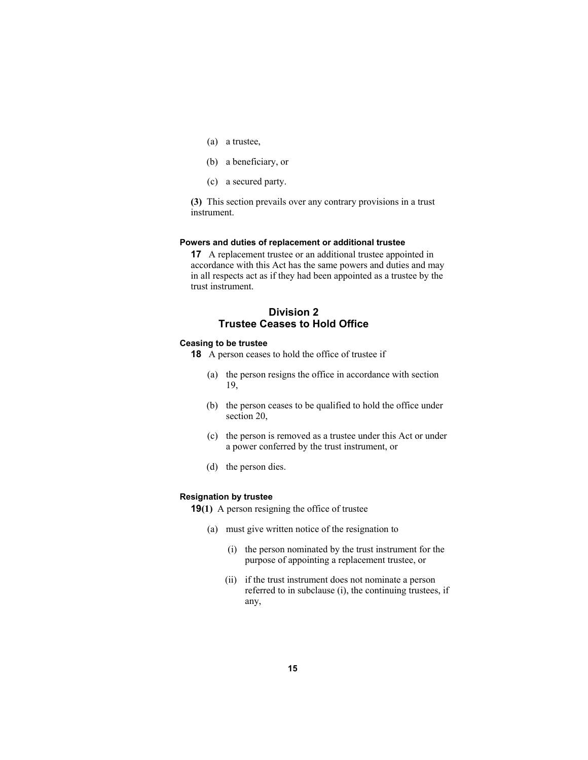(a) a trustee,

(b) a beneficiary, or

(c) a secured party.

**(3)** This section prevails over any contrary provisions in a trust instrument.

#### Powers and duties of replacement or additional trustee

**17** A replacement trustee or an additional trustee appointed in accordance with this Act has the same powers and duties and may in all respects act as if they had been appointed as a trustee by the trust instrument.

## Division 2
## Trustee Ceases to Hold Office

#### Ceasing to be trustee

**18** A person ceases to hold the office of trustee if

(a) the person resigns the office in accordance with section 19,

(b) the person ceases to be qualified to hold the office under section 20,

(c) the person is removed as a trustee under this Act or under a power conferred by the trust instrument, or

(d) the person dies.

#### Resignation by trustee

**19(1)** A person resigning the office of trustee

(a) must give written notice of the resignation to

(i) the person nominated by the trust instrument for the purpose of appointing a replacement trustee, or

(ii) if the trust instrument does not nominate a person referred to in subclause (i), the continuing trustees, if any,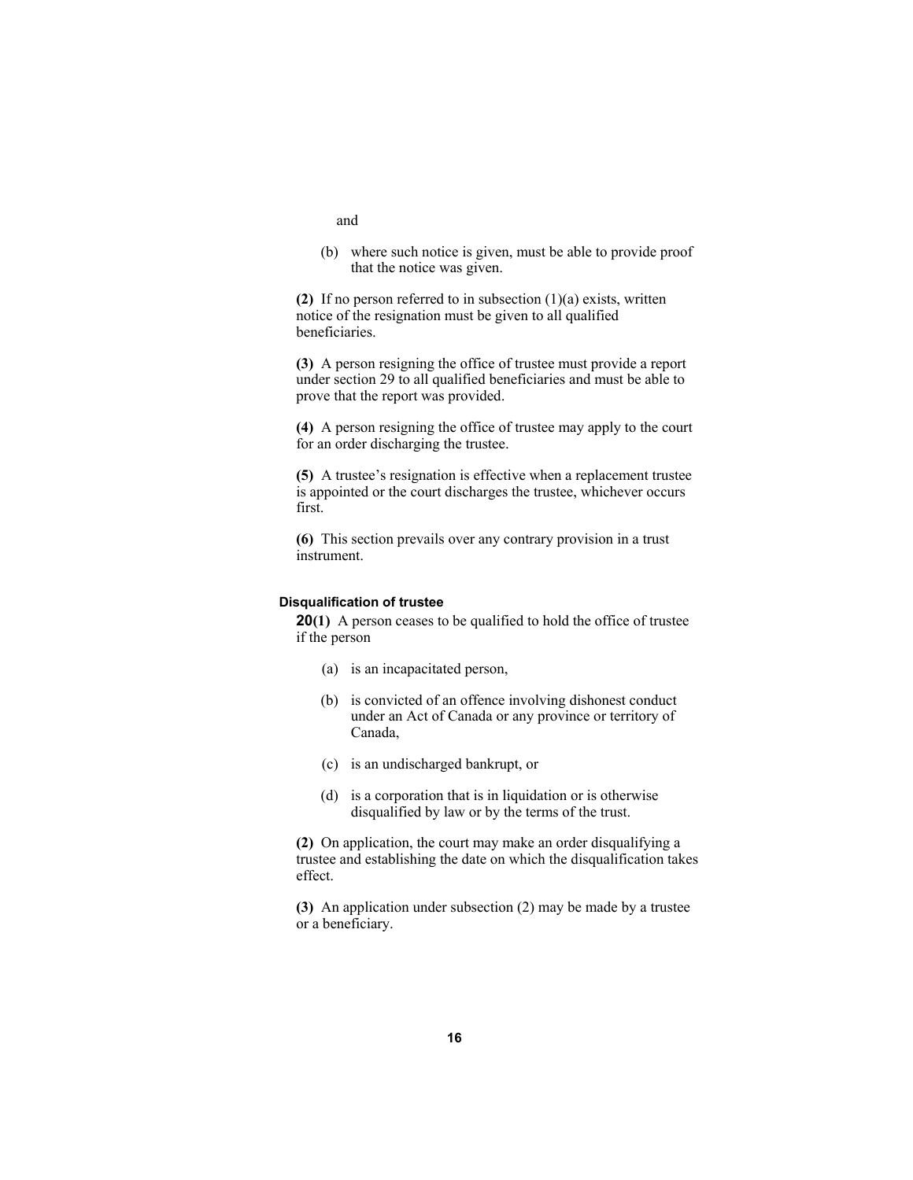and

(b) where such notice is given, must be able to provide proof that the notice was given.

**(2)** If no person referred to in subsection (1)(a) exists, written notice of the resignation must be given to all qualified beneficiaries.

**(3)** A person resigning the office of trustee must provide a report under section 29 to all qualified beneficiaries and must be able to prove that the report was provided.

**(4)** A person resigning the office of trustee may apply to the court for an order discharging the trustee.

**(5)** A trustee's resignation is effective when a replacement trustee is appointed or the court discharges the trustee, whichever occurs first.

**(6)** This section prevails over any contrary provision in a trust instrument.

#### Disqualification of trustee

**20(1)** A person ceases to be qualified to hold the office of trustee if the person

(a) is an incapacitated person,

(b) is convicted of an offence involving dishonest conduct under an Act of Canada or any province or territory of Canada,

(c) is an undischarged bankrupt, or

(d) is a corporation that is in liquidation or is otherwise disqualified by law or by the terms of the trust.

**(2)** On application, the court may make an order disqualifying a trustee and establishing the date on which the disqualification takes effect.

**(3)** An application under subsection (2) may be made by a trustee or a beneficiary.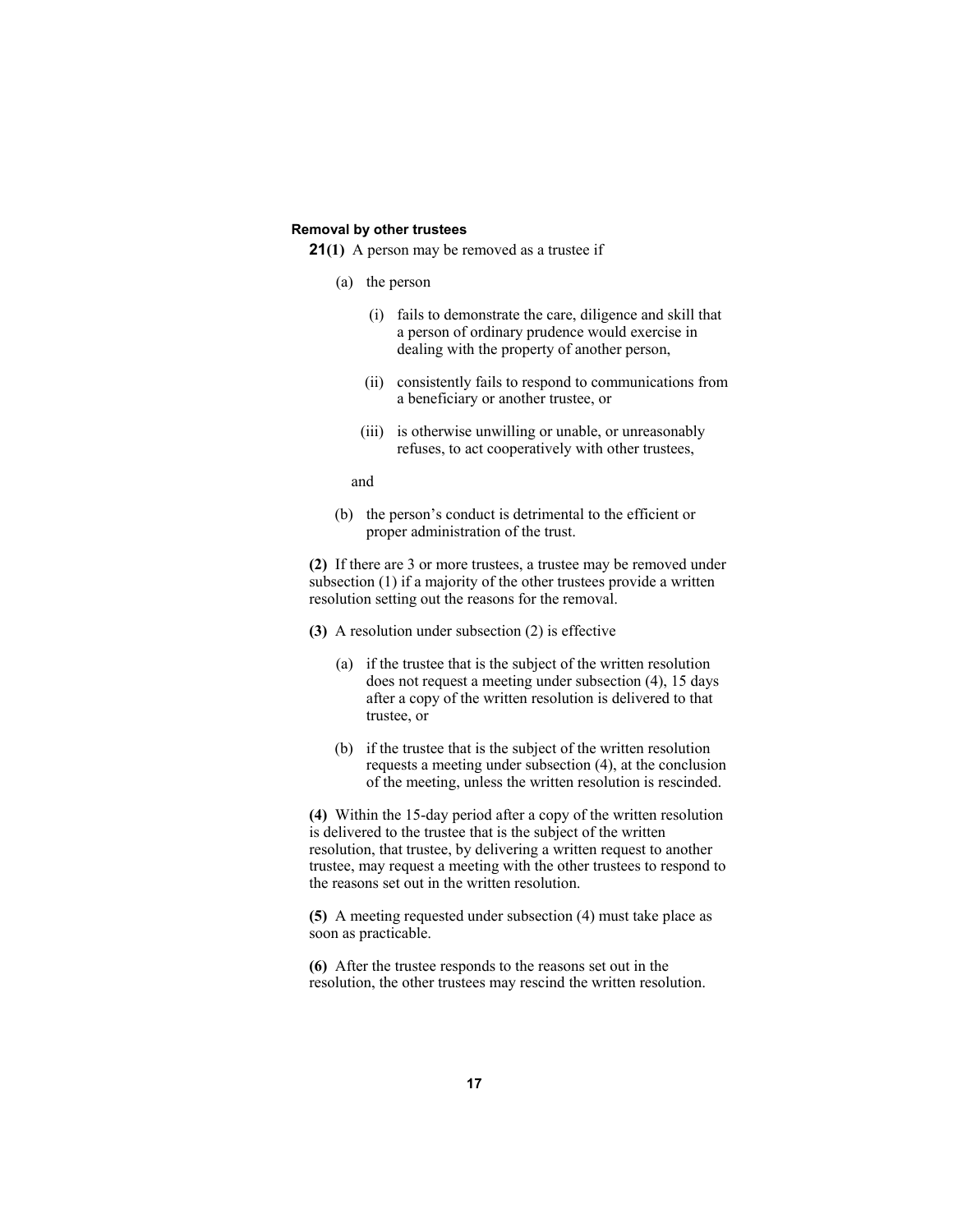### Removal by other trustees

**21(1)** A person may be removed as a trustee if

(a) the person

(i) fails to demonstrate the care, diligence and skill that a person of ordinary prudence would exercise in dealing with the property of another person,

(ii) consistently fails to respond to communications from a beneficiary or another trustee, or

(iii) is otherwise unwilling or unable, or unreasonably refuses, to act cooperatively with other trustees,

and

(b) the person's conduct is detrimental to the efficient or proper administration of the trust.

**(2)** If there are 3 or more trustees, a trustee may be removed under subsection (1) if a majority of the other trustees provide a written resolution setting out the reasons for the removal.

**(3)** A resolution under subsection (2) is effective

(a) if the trustee that is the subject of the written resolution does not request a meeting under subsection (4), 15 days after a copy of the written resolution is delivered to that trustee, or

(b) if the trustee that is the subject of the written resolution requests a meeting under subsection (4), at the conclusion of the meeting, unless the written resolution is rescinded.

**(4)** Within the 15-day period after a copy of the written resolution is delivered to the trustee that is the subject of the written resolution, that trustee, by delivering a written request to another trustee, may request a meeting with the other trustees to respond to the reasons set out in the written resolution.

**(5)** A meeting requested under subsection (4) must take place as soon as practicable.

**(6)** After the trustee responds to the reasons set out in the resolution, the other trustees may rescind the written resolution.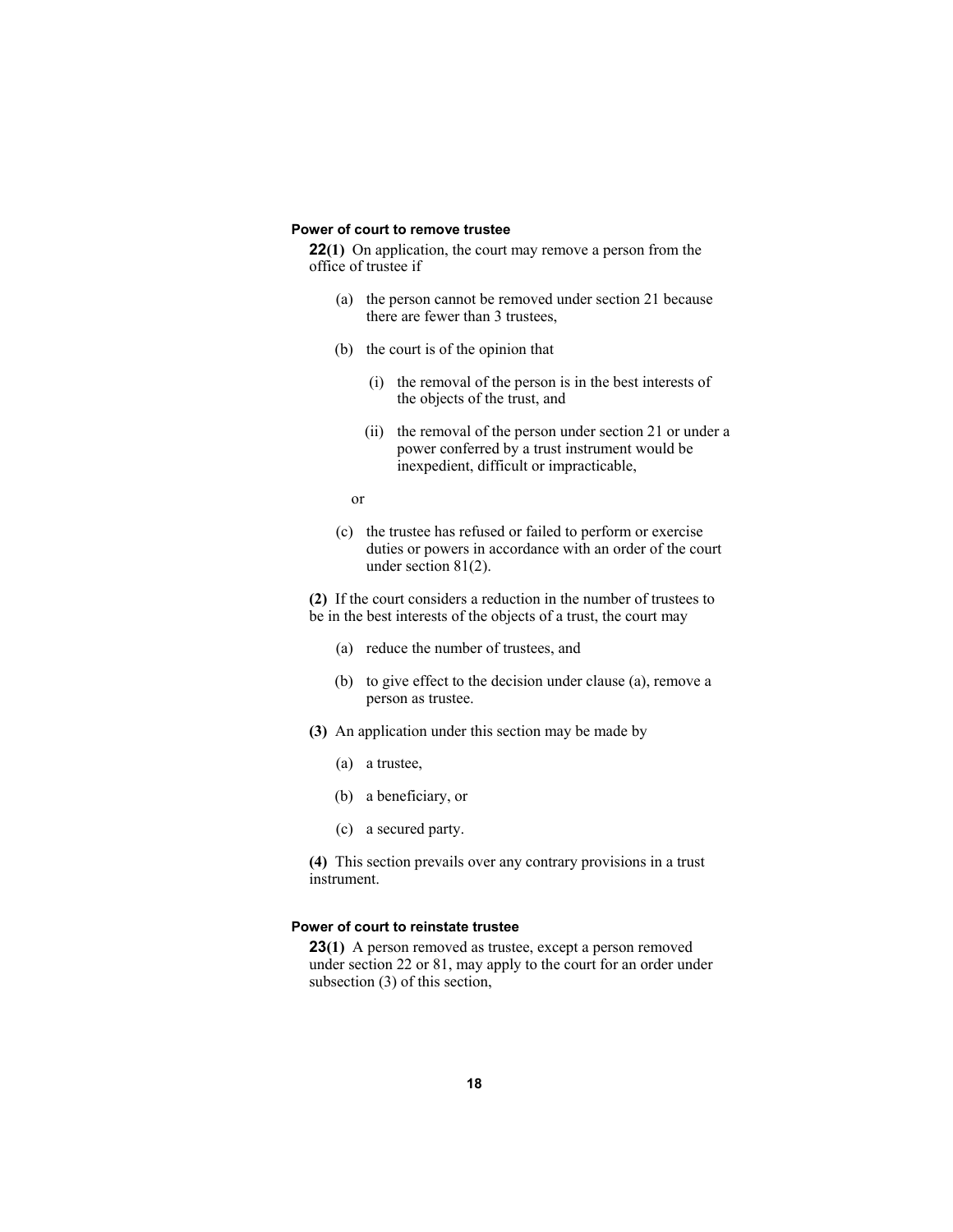**Power of court to remove trustee**

**22(1)** On application, the court may remove a person from the office of trustee if

(a) the person cannot be removed under section 21 because there are fewer than 3 trustees,

(b) the court is of the opinion that

(i) the removal of the person is in the best interests of the objects of the trust, and

(ii) the removal of the person under section 21 or under a power conferred by a trust instrument would be inexpedient, difficult or impracticable,

or

(c) the trustee has refused or failed to perform or exercise duties or powers in accordance with an order of the court under section 81(2).

**(2)** If the court considers a reduction in the number of trustees to be in the best interests of the objects of a trust, the court may

(a) reduce the number of trustees, and

(b) to give effect to the decision under clause (a), remove a person as trustee.

**(3)** An application under this section may be made by

(a) a trustee,

(b) a beneficiary, or

(c) a secured party.

**(4)** This section prevails over any contrary provisions in a trust instrument.

**Power of court to reinstate trustee**

**23(1)** A person removed as trustee, except a person removed under section 22 or 81, may apply to the court for an order under subsection (3) of this section,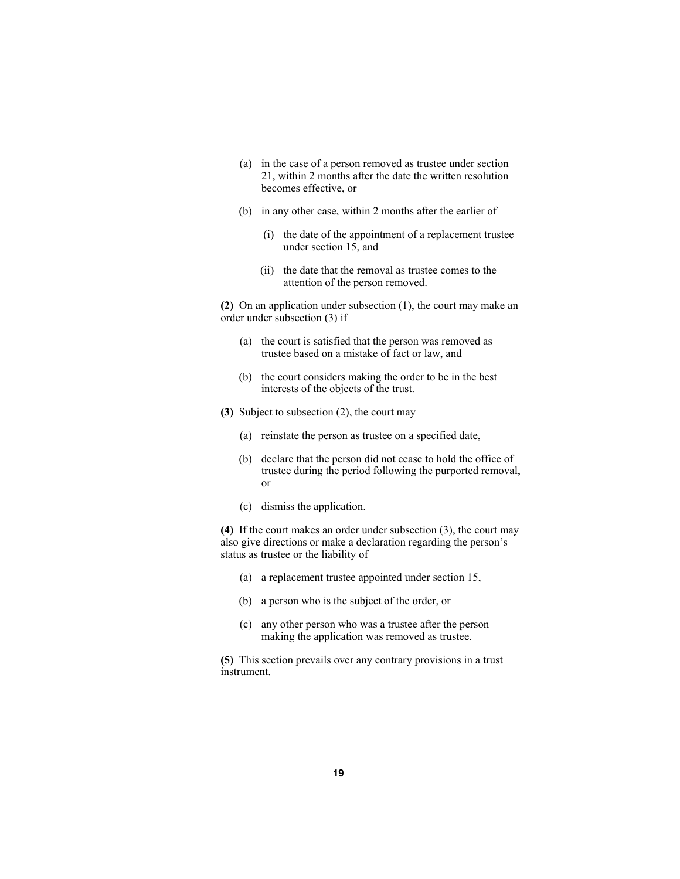(a) in the case of a person removed as trustee under section 21, within 2 months after the date the written resolution becomes effective, or

(b) in any other case, within 2 months after the earlier of

(i) the date of the appointment of a replacement trustee under section 15, and

(ii) the date that the removal as trustee comes to the attention of the person removed.

**(2)** On an application under subsection (1), the court may make an order under subsection (3) if

(a) the court is satisfied that the person was removed as trustee based on a mistake of fact or law, and

(b) the court considers making the order to be in the best interests of the objects of the trust.

**(3)** Subject to subsection (2), the court may

(a) reinstate the person as trustee on a specified date,

(b) declare that the person did not cease to hold the office of trustee during the period following the purported removal, or

(c) dismiss the application.

**(4)** If the court makes an order under subsection (3), the court may also give directions or make a declaration regarding the person's status as trustee or the liability of

(a) a replacement trustee appointed under section 15,

(b) a person who is the subject of the order, or

(c) any other person who was a trustee after the person making the application was removed as trustee.

**(5)** This section prevails over any contrary provisions in a trust instrument.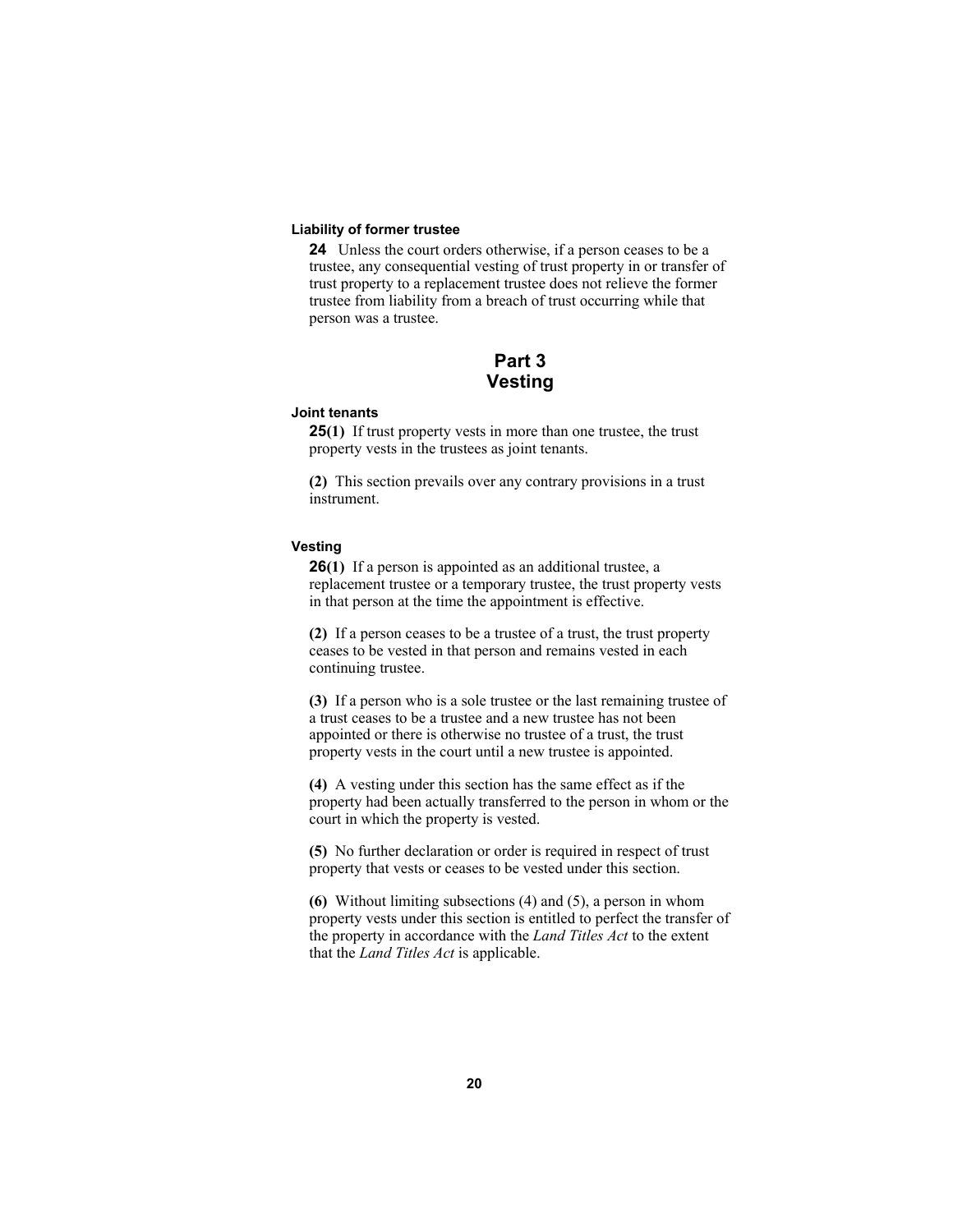### Liability of former trustee

**24** Unless the court orders otherwise, if a person ceases to be a trustee, any consequential vesting of trust property in or transfer of trust property to a replacement trustee does not relieve the former trustee from liability from a breach of trust occurring while that person was a trustee.

## Part 3
## Vesting

### Joint tenants

**25(1)** If trust property vests in more than one trustee, the trust property vests in the trustees as joint tenants.

**(2)** This section prevails over any contrary provisions in a trust instrument.

### Vesting

**26(1)** If a person is appointed as an additional trustee, a replacement trustee or a temporary trustee, the trust property vests in that person at the time the appointment is effective.

**(2)** If a person ceases to be a trustee of a trust, the trust property ceases to be vested in that person and remains vested in each continuing trustee.

**(3)** If a person who is a sole trustee or the last remaining trustee of a trust ceases to be a trustee and a new trustee has not been appointed or there is otherwise no trustee of a trust, the trust property vests in the court until a new trustee is appointed.

**(4)** A vesting under this section has the same effect as if the property had been actually transferred to the person in whom or the court in which the property is vested.

**(5)** No further declaration or order is required in respect of trust property that vests or ceases to be vested under this section.

**(6)** Without limiting subsections (4) and (5), a person in whom property vests under this section is entitled to perfect the transfer of the property in accordance with the *Land Titles Act* to the extent that the *Land Titles Act* is applicable.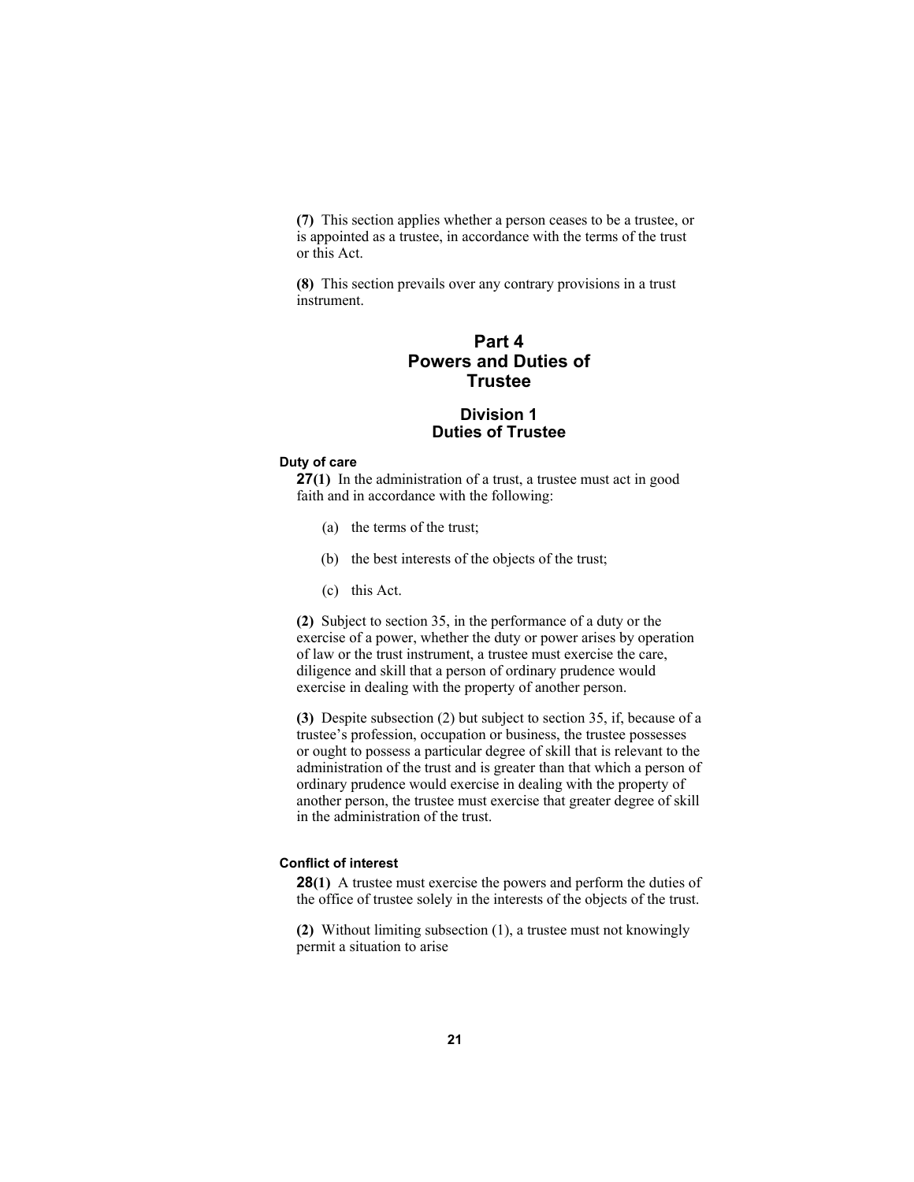**(7)** This section applies whether a person ceases to be a trustee, or is appointed as a trustee, in accordance with the terms of the trust or this Act.

**(8)** This section prevails over any contrary provisions in a trust instrument.

# Part 4
# Powers and Duties of Trustee

## Division 1
## Duties of Trustee

#### Duty of care

**27(1)** In the administration of a trust, a trustee must act in good faith and in accordance with the following:

- (a) the terms of the trust;
- (b) the best interests of the objects of the trust;
- (c) this Act.

**(2)** Subject to section 35, in the performance of a duty or the exercise of a power, whether the duty or power arises by operation of law or the trust instrument, a trustee must exercise the care, diligence and skill that a person of ordinary prudence would exercise in dealing with the property of another person.

**(3)** Despite subsection (2) but subject to section 35, if, because of a trustee's profession, occupation or business, the trustee possesses or ought to possess a particular degree of skill that is relevant to the administration of the trust and is greater than that which a person of ordinary prudence would exercise in dealing with the property of another person, the trustee must exercise that greater degree of skill in the administration of the trust.

#### Conflict of interest

**28(1)** A trustee must exercise the powers and perform the duties of the office of trustee solely in the interests of the objects of the trust.

**(2)** Without limiting subsection (1), a trustee must not knowingly permit a situation to arise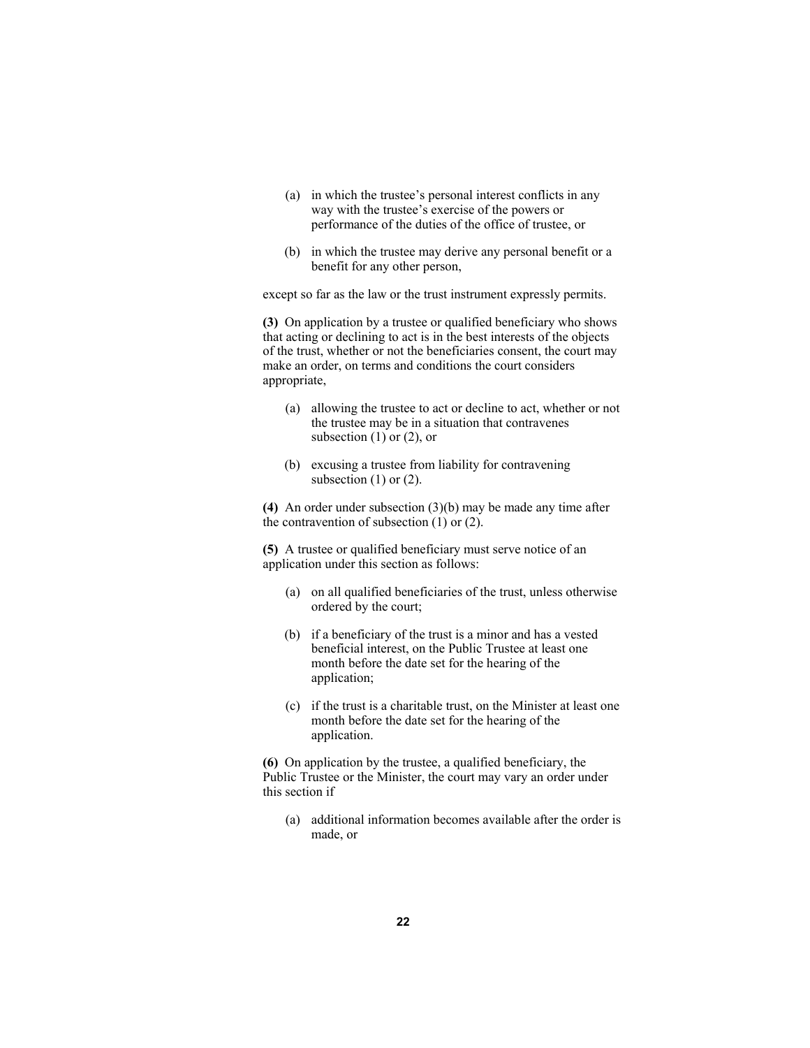(a) in which the trustee's personal interest conflicts in any way with the trustee's exercise of the powers or performance of the duties of the office of trustee, or

(b) in which the trustee may derive any personal benefit or a benefit for any other person,

except so far as the law or the trust instrument expressly permits.

**(3)** On application by a trustee or qualified beneficiary who shows that acting or declining to act is in the best interests of the objects of the trust, whether or not the beneficiaries consent, the court may make an order, on terms and conditions the court considers appropriate,

(a) allowing the trustee to act or decline to act, whether or not the trustee may be in a situation that contravenes subsection (1) or (2), or

(b) excusing a trustee from liability for contravening subsection (1) or (2).

**(4)** An order under subsection (3)(b) may be made any time after the contravention of subsection (1) or (2).

**(5)** A trustee or qualified beneficiary must serve notice of an application under this section as follows:

(a) on all qualified beneficiaries of the trust, unless otherwise ordered by the court;

(b) if a beneficiary of the trust is a minor and has a vested beneficial interest, on the Public Trustee at least one month before the date set for the hearing of the application;

(c) if the trust is a charitable trust, on the Minister at least one month before the date set for the hearing of the application.

**(6)** On application by the trustee, a qualified beneficiary, the Public Trustee or the Minister, the court may vary an order under this section if

(a) additional information becomes available after the order is made, or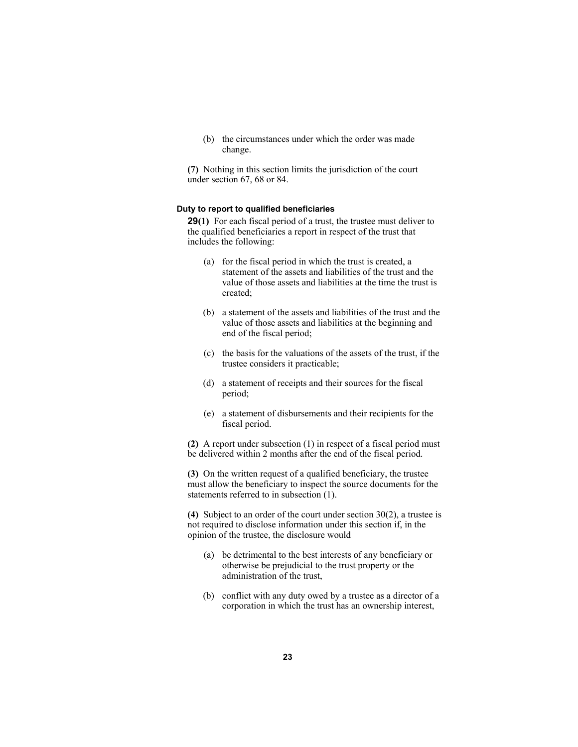(b) the circumstances under which the order was made change.

**(7)** Nothing in this section limits the jurisdiction of the court under section 67, 68 or 84.

#### Duty to report to qualified beneficiaries

**29(1)** For each fiscal period of a trust, the trustee must deliver to the qualified beneficiaries a report in respect of the trust that includes the following:

(a) for the fiscal period in which the trust is created, a statement of the assets and liabilities of the trust and the value of those assets and liabilities at the time the trust is created;

(b) a statement of the assets and liabilities of the trust and the value of those assets and liabilities at the beginning and end of the fiscal period;

(c) the basis for the valuations of the assets of the trust, if the trustee considers it practicable;

(d) a statement of receipts and their sources for the fiscal period;

(e) a statement of disbursements and their recipients for the fiscal period.

**(2)** A report under subsection (1) in respect of a fiscal period must be delivered within 2 months after the end of the fiscal period.

**(3)** On the written request of a qualified beneficiary, the trustee must allow the beneficiary to inspect the source documents for the statements referred to in subsection (1).

**(4)** Subject to an order of the court under section 30(2), a trustee is not required to disclose information under this section if, in the opinion of the trustee, the disclosure would

(a) be detrimental to the best interests of any beneficiary or otherwise be prejudicial to the trust property or the administration of the trust,

(b) conflict with any duty owed by a trustee as a director of a corporation in which the trust has an ownership interest,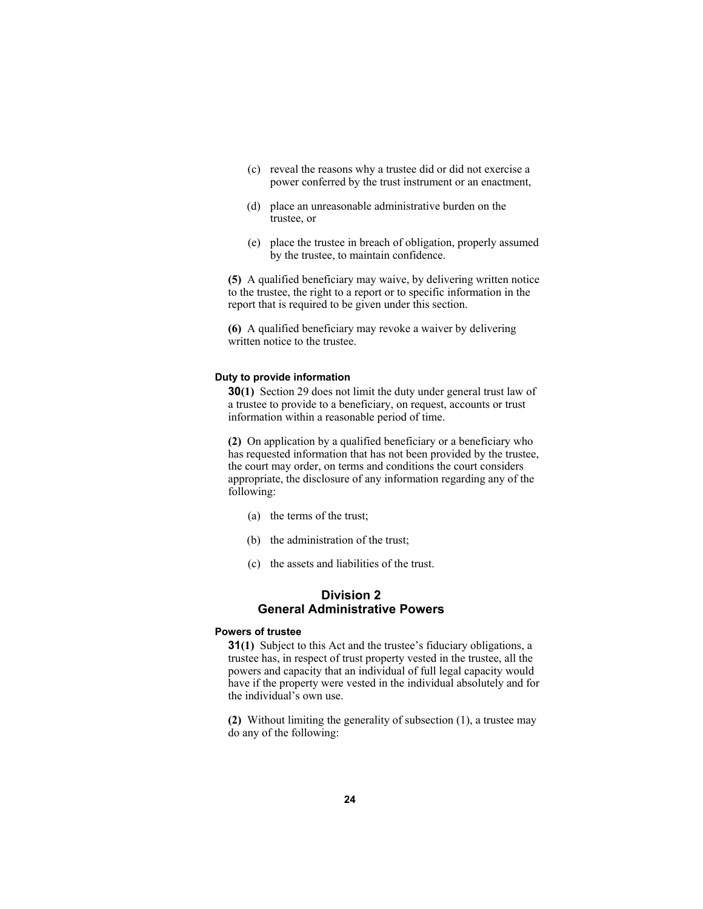(c) reveal the reasons why a trustee did or did not exercise a power conferred by the trust instrument or an enactment,

(d) place an unreasonable administrative burden on the trustee, or

(e) place the trustee in breach of obligation, properly assumed by the trustee, to maintain confidence.

**(5)** A qualified beneficiary may waive, by delivering written notice to the trustee, the right to a report or to specific information in the report that is required to be given under this section.

**(6)** A qualified beneficiary may revoke a waiver by delivering written notice to the trustee.

#### Duty to provide information

**30(1)** Section 29 does not limit the duty under general trust law of a trustee to provide to a beneficiary, on request, accounts or trust information within a reasonable period of time.

**(2)** On application by a qualified beneficiary or a beneficiary who has requested information that has not been provided by the trustee, the court may order, on terms and conditions the court considers appropriate, the disclosure of any information regarding any of the following:

(a) the terms of the trust;

(b) the administration of the trust;

(c) the assets and liabilities of the trust.

## Division 2
## General Administrative Powers

#### Powers of trustee

**31(1)** Subject to this Act and the trustee's fiduciary obligations, a trustee has, in respect of trust property vested in the trustee, all the powers and capacity that an individual of full legal capacity would have if the property were vested in the individual absolutely and for the individual's own use.

**(2)** Without limiting the generality of subsection (1), a trustee may do any of the following: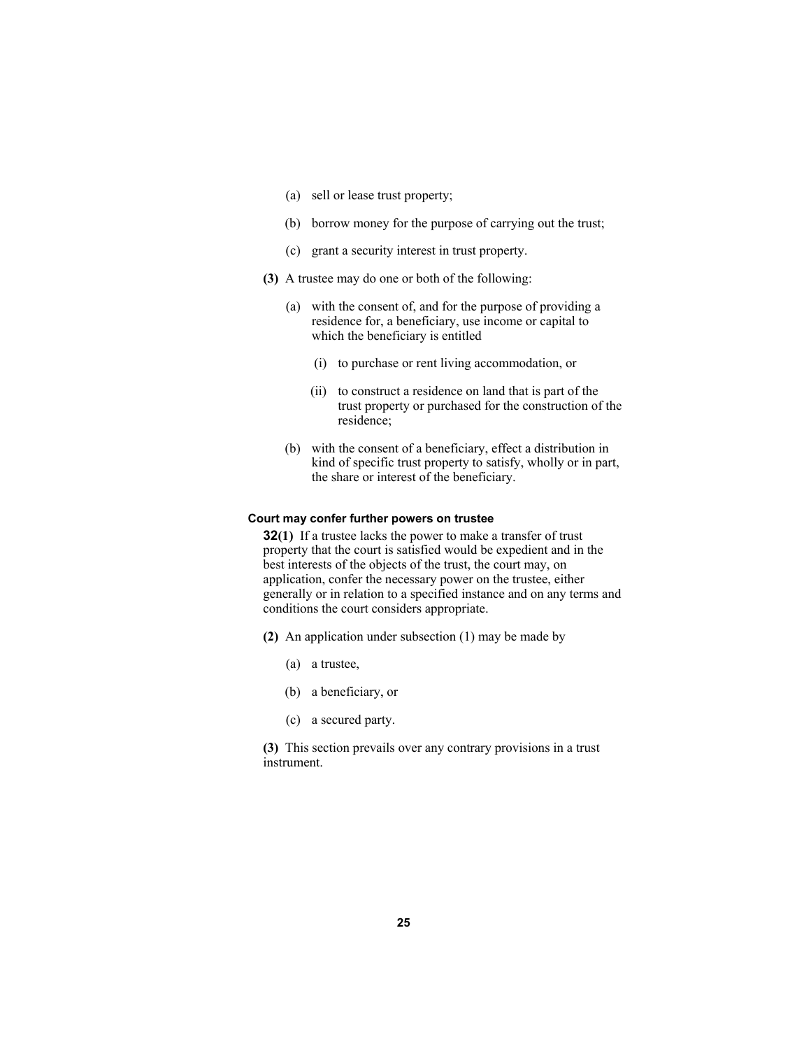(a) sell or lease trust property;

(b) borrow money for the purpose of carrying out the trust;

(c) grant a security interest in trust property.

**(3)** A trustee may do one or both of the following:

(a) with the consent of, and for the purpose of providing a residence for, a beneficiary, use income or capital to which the beneficiary is entitled

(i) to purchase or rent living accommodation, or

(ii) to construct a residence on land that is part of the trust property or purchased for the construction of the residence;

(b) with the consent of a beneficiary, effect a distribution in kind of specific trust property to satisfy, wholly or in part, the share or interest of the beneficiary.

#### Court may confer further powers on trustee

**32(1)** If a trustee lacks the power to make a transfer of trust property that the court is satisfied would be expedient and in the best interests of the objects of the trust, the court may, on application, confer the necessary power on the trustee, either generally or in relation to a specified instance and on any terms and conditions the court considers appropriate.

**(2)** An application under subsection (1) may be made by

(a) a trustee,

(b) a beneficiary, or

(c) a secured party.

**(3)** This section prevails over any contrary provisions in a trust instrument.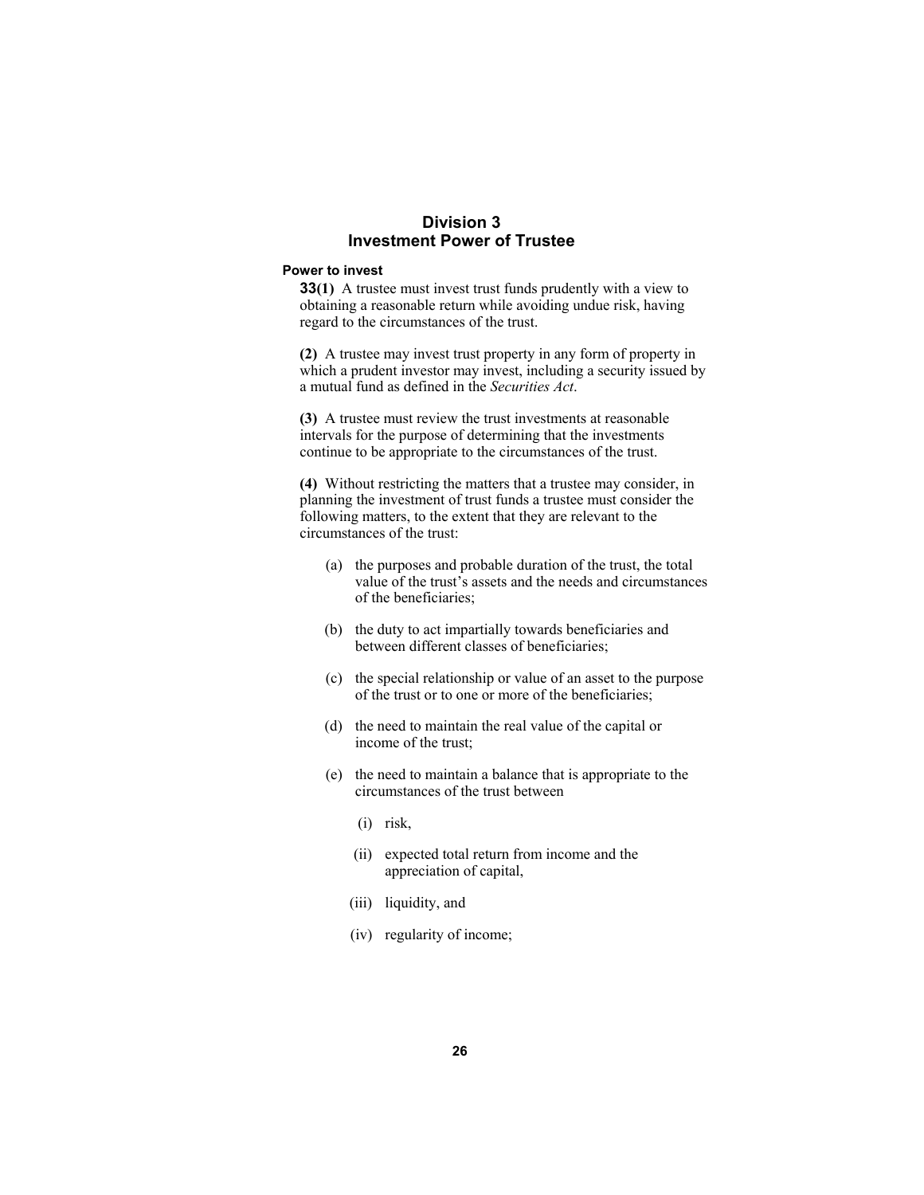## Division 3
## Investment Power of Trustee

### Power to invest

**33(1)** A trustee must invest trust funds prudently with a view to obtaining a reasonable return while avoiding undue risk, having regard to the circumstances of the trust.

**(2)** A trustee may invest trust property in any form of property in which a prudent investor may invest, including a security issued by a mutual fund as defined in the *Securities Act*.

**(3)** A trustee must review the trust investments at reasonable intervals for the purpose of determining that the investments continue to be appropriate to the circumstances of the trust.

**(4)** Without restricting the matters that a trustee may consider, in planning the investment of trust funds a trustee must consider the following matters, to the extent that they are relevant to the circumstances of the trust:

- (a) the purposes and probable duration of the trust, the total value of the trust's assets and the needs and circumstances of the beneficiaries;
- (b) the duty to act impartially towards beneficiaries and between different classes of beneficiaries;
- (c) the special relationship or value of an asset to the purpose of the trust or to one or more of the beneficiaries;
- (d) the need to maintain the real value of the capital or income of the trust;
- (e) the need to maintain a balance that is appropriate to the circumstances of the trust between
  - (i) risk,
  - (ii) expected total return from income and the appreciation of capital,
  - (iii) liquidity, and
  - (iv) regularity of income;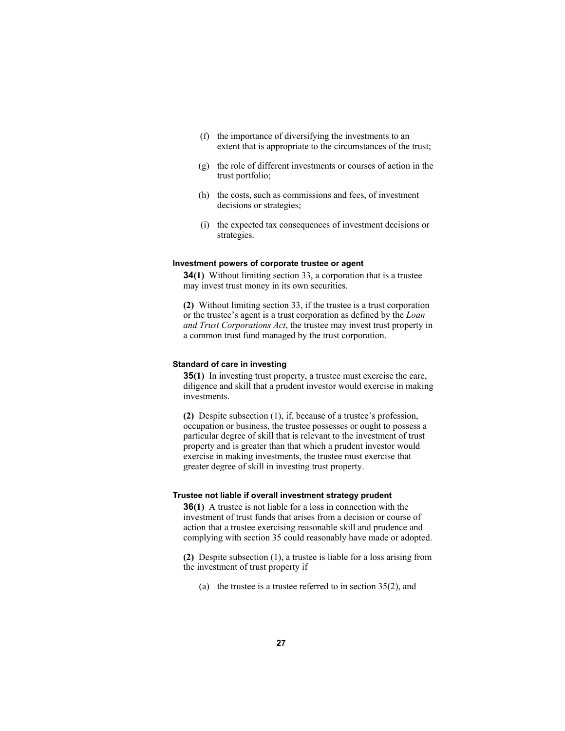(f) the importance of diversifying the investments to an extent that is appropriate to the circumstances of the trust;

(g) the role of different investments or courses of action in the trust portfolio;

(h) the costs, such as commissions and fees, of investment decisions or strategies;

(i) the expected tax consequences of investment decisions or strategies.

### Investment powers of corporate trustee or agent

**34(1)** Without limiting section 33, a corporation that is a trustee may invest trust money in its own securities.

**(2)** Without limiting section 33, if the trustee is a trust corporation or the trustee's agent is a trust corporation as defined by the *Loan and Trust Corporations Act*, the trustee may invest trust property in a common trust fund managed by the trust corporation.

### Standard of care in investing

**35(1)** In investing trust property, a trustee must exercise the care, diligence and skill that a prudent investor would exercise in making investments.

**(2)** Despite subsection (1), if, because of a trustee's profession, occupation or business, the trustee possesses or ought to possess a particular degree of skill that is relevant to the investment of trust property and is greater than that which a prudent investor would exercise in making investments, the trustee must exercise that greater degree of skill in investing trust property.

### Trustee not liable if overall investment strategy prudent

**36(1)** A trustee is not liable for a loss in connection with the investment of trust funds that arises from a decision or course of action that a trustee exercising reasonable skill and prudence and complying with section 35 could reasonably have made or adopted.

**(2)** Despite subsection (1), a trustee is liable for a loss arising from the investment of trust property if

(a) the trustee is a trustee referred to in section 35(2), and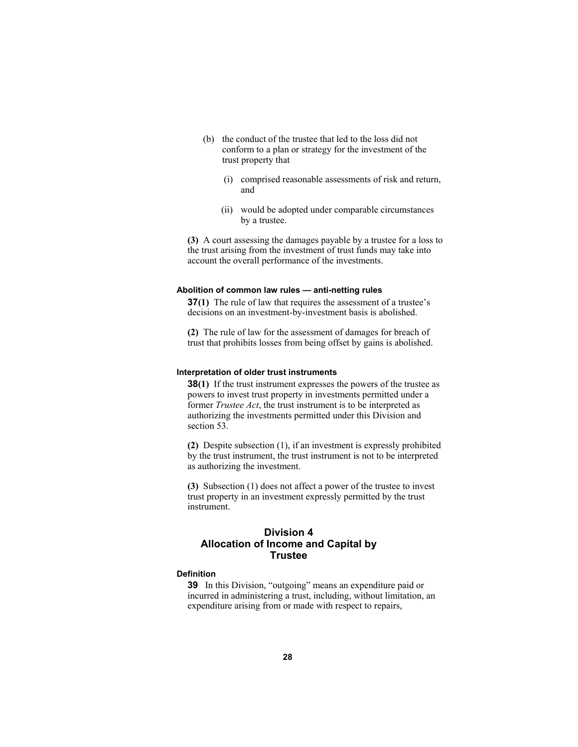(b) the conduct of the trustee that led to the loss did not conform to a plan or strategy for the investment of the trust property that

  (i) comprised reasonable assessments of risk and return, and

  (ii) would be adopted under comparable circumstances by a trustee.

**(3)** A court assessing the damages payable by a trustee for a loss to the trust arising from the investment of trust funds may take into account the overall performance of the investments.

#### Abolition of common law rules — anti-netting rules

**37(1)** The rule of law that requires the assessment of a trustee's decisions on an investment-by-investment basis is abolished.

**(2)** The rule of law for the assessment of damages for breach of trust that prohibits losses from being offset by gains is abolished.

#### Interpretation of older trust instruments

**38(1)** If the trust instrument expresses the powers of the trustee as powers to invest trust property in investments permitted under a former *Trustee Act*, the trust instrument is to be interpreted as authorizing the investments permitted under this Division and section 53.

**(2)** Despite subsection (1), if an investment is expressly prohibited by the trust instrument, the trust instrument is not to be interpreted as authorizing the investment.

**(3)** Subsection (1) does not affect a power of the trustee to invest trust property in an investment expressly permitted by the trust instrument.

## Division 4
## Allocation of Income and Capital by Trustee

#### Definition

**39** In this Division, "outgoing" means an expenditure paid or incurred in administering a trust, including, without limitation, an expenditure arising from or made with respect to repairs,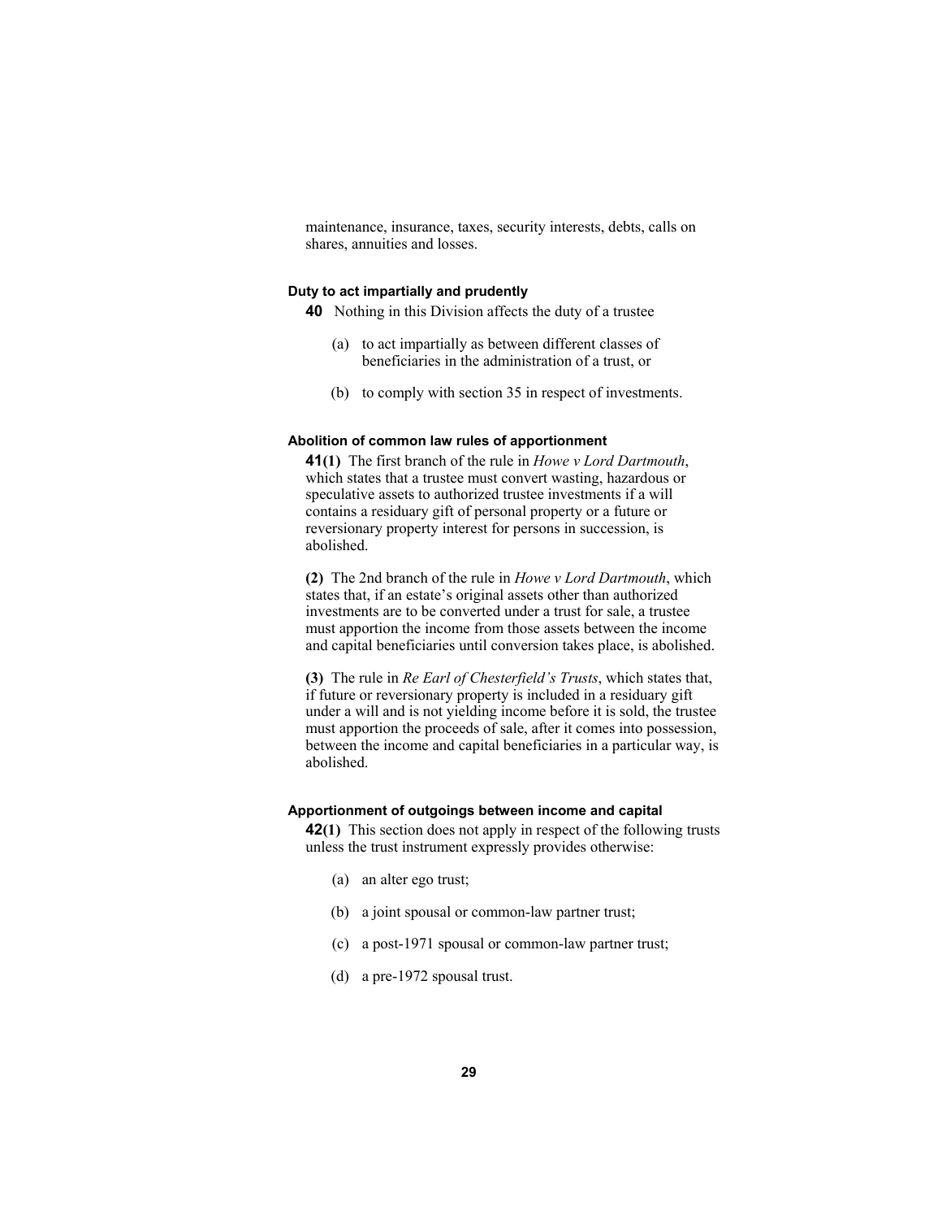maintenance, insurance, taxes, security interests, debts, calls on shares, annuities and losses.

#### Duty to act impartially and prudently

**40** Nothing in this Division affects the duty of a trustee

(a) to act impartially as between different classes of beneficiaries in the administration of a trust, or

(b) to comply with section 35 in respect of investments.

#### Abolition of common law rules of apportionment

**41(1)** The first branch of the rule in *Howe v Lord Dartmouth*, which states that a trustee must convert wasting, hazardous or speculative assets to authorized trustee investments if a will contains a residuary gift of personal property or a future or reversionary property interest for persons in succession, is abolished.

**(2)** The 2nd branch of the rule in *Howe v Lord Dartmouth*, which states that, if an estate's original assets other than authorized investments are to be converted under a trust for sale, a trustee must apportion the income from those assets between the income and capital beneficiaries until conversion takes place, is abolished.

**(3)** The rule in *Re Earl of Chesterfield's Trusts*, which states that, if future or reversionary property is included in a residuary gift under a will and is not yielding income before it is sold, the trustee must apportion the proceeds of sale, after it comes into possession, between the income and capital beneficiaries in a particular way, is abolished.

#### Apportionment of outgoings between income and capital

**42(1)** This section does not apply in respect of the following trusts unless the trust instrument expressly provides otherwise:

(a) an alter ego trust;

(b) a joint spousal or common-law partner trust;

(c) a post-1971 spousal or common-law partner trust;

(d) a pre-1972 spousal trust.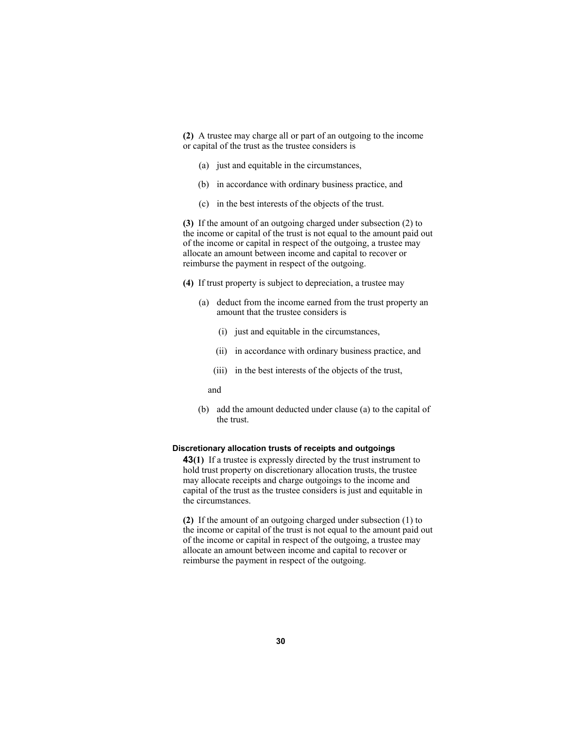**(2)** A trustee may charge all or part of an outgoing to the income or capital of the trust as the trustee considers is

(a) just and equitable in the circumstances,

(b) in accordance with ordinary business practice, and

(c) in the best interests of the objects of the trust.

**(3)** If the amount of an outgoing charged under subsection (2) to the income or capital of the trust is not equal to the amount paid out of the income or capital in respect of the outgoing, a trustee may allocate an amount between income and capital to recover or reimburse the payment in respect of the outgoing.

**(4)** If trust property is subject to depreciation, a trustee may

(a) deduct from the income earned from the trust property an amount that the trustee considers is

(i) just and equitable in the circumstances,

(ii) in accordance with ordinary business practice, and

(iii) in the best interests of the objects of the trust,

and

(b) add the amount deducted under clause (a) to the capital of the trust.

**Discretionary allocation trusts of receipts and outgoings**

**43(1)** If a trustee is expressly directed by the trust instrument to hold trust property on discretionary allocation trusts, the trustee may allocate receipts and charge outgoings to the income and capital of the trust as the trustee considers is just and equitable in the circumstances.

**(2)** If the amount of an outgoing charged under subsection (1) to the income or capital of the trust is not equal to the amount paid out of the income or capital in respect of the outgoing, a trustee may allocate an amount between income and capital to recover or reimburse the payment in respect of the outgoing.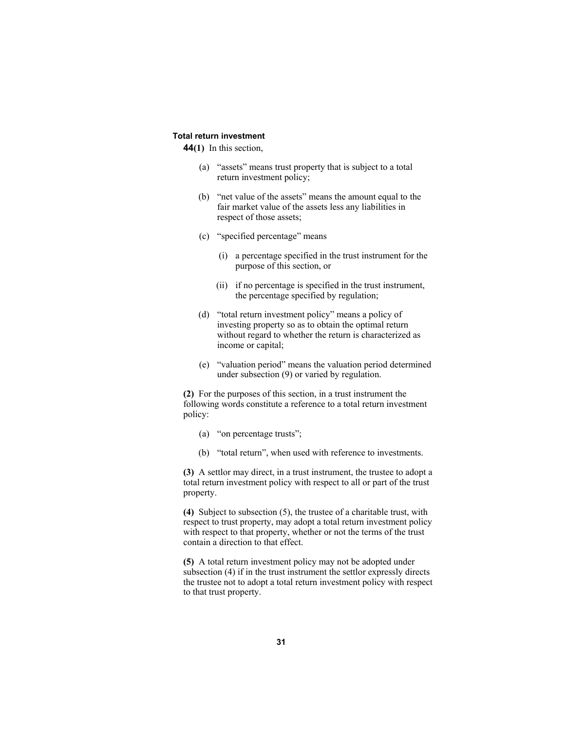### Total return investment

**44(1)** In this section,

- (a) "assets" means trust property that is subject to a total return investment policy;
- (b) "net value of the assets" means the amount equal to the fair market value of the assets less any liabilities in respect of those assets;
- (c) "specified percentage" means
  - (i) a percentage specified in the trust instrument for the purpose of this section, or
  - (ii) if no percentage is specified in the trust instrument, the percentage specified by regulation;
- (d) "total return investment policy" means a policy of investing property so as to obtain the optimal return without regard to whether the return is characterized as income or capital;
- (e) "valuation period" means the valuation period determined under subsection (9) or varied by regulation.

**(2)** For the purposes of this section, in a trust instrument the following words constitute a reference to a total return investment policy:

- (a) "on percentage trusts";
- (b) "total return", when used with reference to investments.

**(3)** A settlor may direct, in a trust instrument, the trustee to adopt a total return investment policy with respect to all or part of the trust property.

**(4)** Subject to subsection (5), the trustee of a charitable trust, with respect to trust property, may adopt a total return investment policy with respect to that property, whether or not the terms of the trust contain a direction to that effect.

**(5)** A total return investment policy may not be adopted under subsection (4) if in the trust instrument the settlor expressly directs the trustee not to adopt a total return investment policy with respect to that trust property.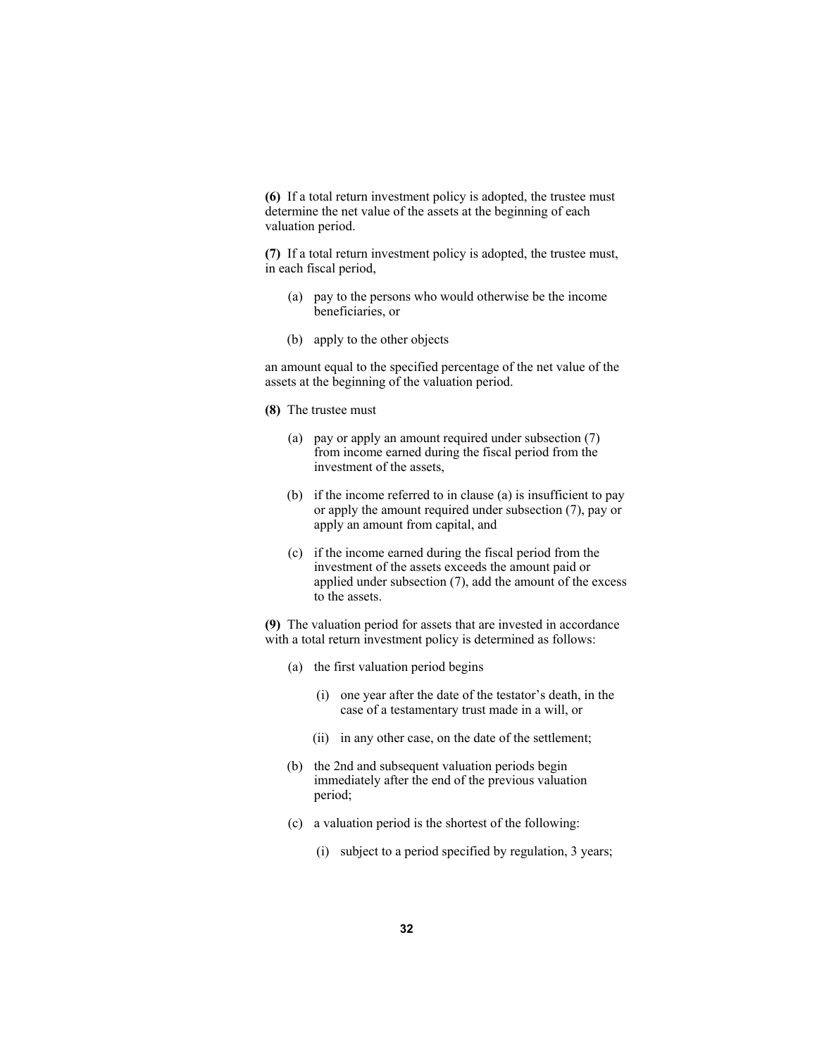**(6)** If a total return investment policy is adopted, the trustee must determine the net value of the assets at the beginning of each valuation period.

**(7)** If a total return investment policy is adopted, the trustee must, in each fiscal period,

(a) pay to the persons who would otherwise be the income beneficiaries, or

(b) apply to the other objects

an amount equal to the specified percentage of the net value of the assets at the beginning of the valuation period.

**(8)** The trustee must

(a) pay or apply an amount required under subsection (7) from income earned during the fiscal period from the investment of the assets,

(b) if the income referred to in clause (a) is insufficient to pay or apply the amount required under subsection (7), pay or apply an amount from capital, and

(c) if the income earned during the fiscal period from the investment of the assets exceeds the amount paid or applied under subsection (7), add the amount of the excess to the assets.

**(9)** The valuation period for assets that are invested in accordance with a total return investment policy is determined as follows:

(a) the first valuation period begins

(i) one year after the date of the testator's death, in the case of a testamentary trust made in a will, or

(ii) in any other case, on the date of the settlement;

(b) the 2nd and subsequent valuation periods begin immediately after the end of the previous valuation period;

(c) a valuation period is the shortest of the following:

(i) subject to a period specified by regulation, 3 years;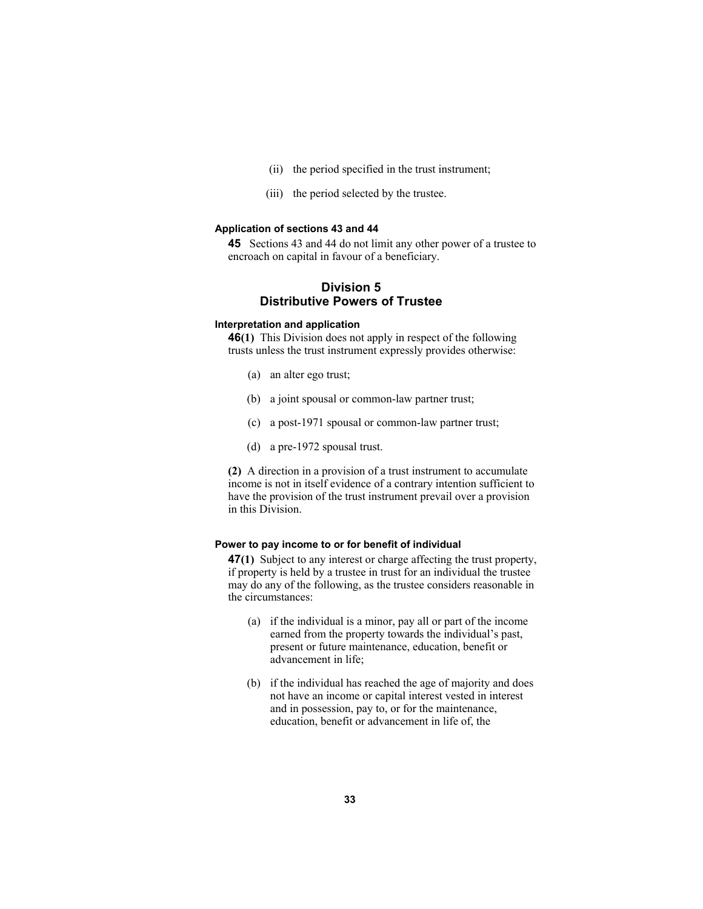(ii) the period specified in the trust instrument;

(iii) the period selected by the trustee.

**Application of sections 43 and 44**

**45** Sections 43 and 44 do not limit any other power of a trustee to encroach on capital in favour of a beneficiary.

## Division 5
## Distributive Powers of Trustee

**Interpretation and application**

**46(1)** This Division does not apply in respect of the following trusts unless the trust instrument expressly provides otherwise:

(a) an alter ego trust;

(b) a joint spousal or common-law partner trust;

(c) a post-1971 spousal or common-law partner trust;

(d) a pre-1972 spousal trust.

**(2)** A direction in a provision of a trust instrument to accumulate income is not in itself evidence of a contrary intention sufficient to have the provision of the trust instrument prevail over a provision in this Division.

**Power to pay income to or for benefit of individual**

**47(1)** Subject to any interest or charge affecting the trust property, if property is held by a trustee in trust for an individual the trustee may do any of the following, as the trustee considers reasonable in the circumstances:

(a) if the individual is a minor, pay all or part of the income earned from the property towards the individual's past, present or future maintenance, education, benefit or advancement in life;

(b) if the individual has reached the age of majority and does not have an income or capital interest vested in interest and in possession, pay to, or for the maintenance, education, benefit or advancement in life of, the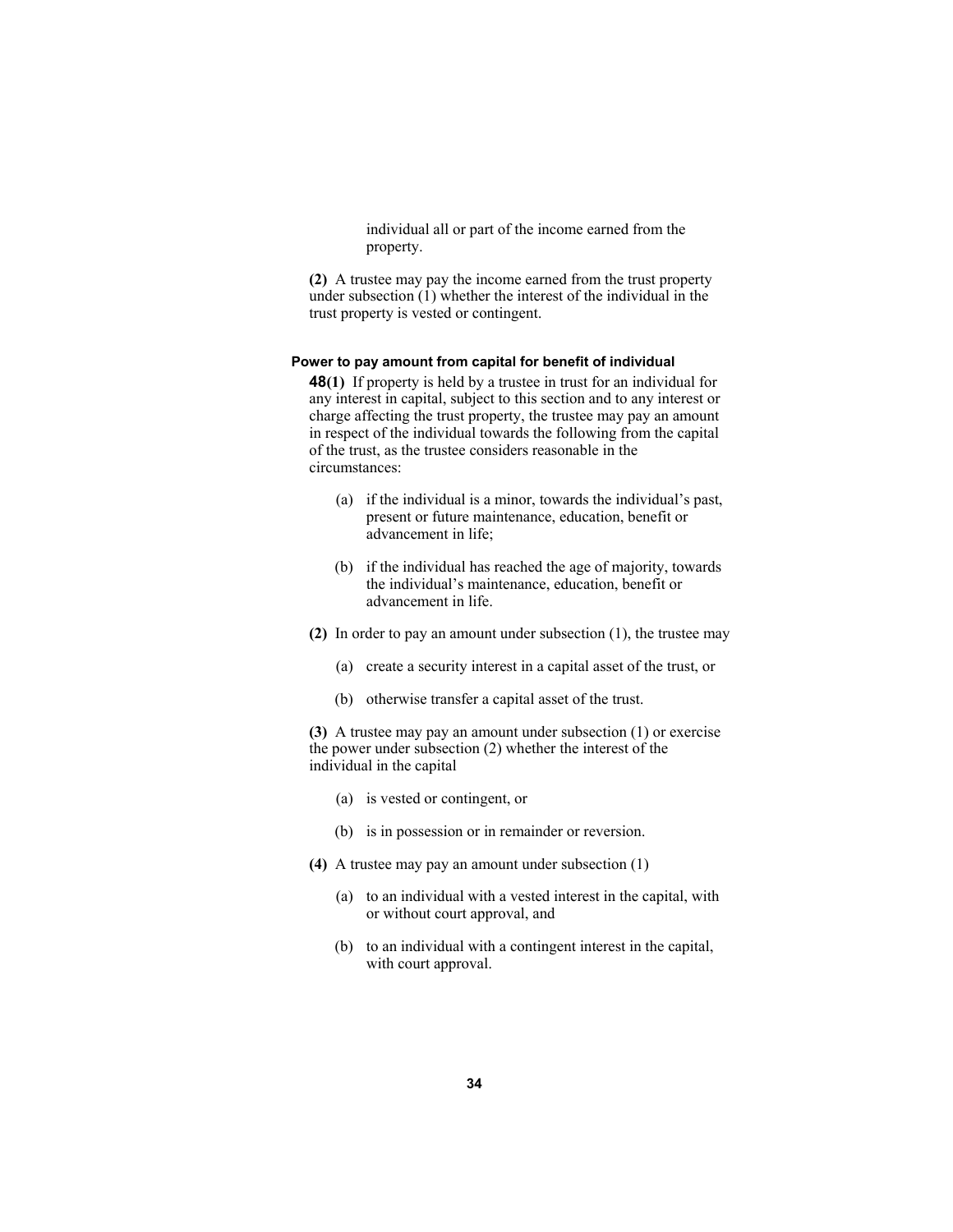individual all or part of the income earned from the property.

**(2)** A trustee may pay the income earned from the trust property under subsection (1) whether the interest of the individual in the trust property is vested or contingent.

**Power to pay amount from capital for benefit of individual**

**48(1)** If property is held by a trustee in trust for an individual for any interest in capital, subject to this section and to any interest or charge affecting the trust property, the trustee may pay an amount in respect of the individual towards the following from the capital of the trust, as the trustee considers reasonable in the circumstances:

(a) if the individual is a minor, towards the individual's past, present or future maintenance, education, benefit or advancement in life;

(b) if the individual has reached the age of majority, towards the individual's maintenance, education, benefit or advancement in life.

**(2)** In order to pay an amount under subsection (1), the trustee may

(a) create a security interest in a capital asset of the trust, or

(b) otherwise transfer a capital asset of the trust.

**(3)** A trustee may pay an amount under subsection (1) or exercise the power under subsection (2) whether the interest of the individual in the capital

(a) is vested or contingent, or

(b) is in possession or in remainder or reversion.

**(4)** A trustee may pay an amount under subsection (1)

(a) to an individual with a vested interest in the capital, with or without court approval, and

(b) to an individual with a contingent interest in the capital, with court approval.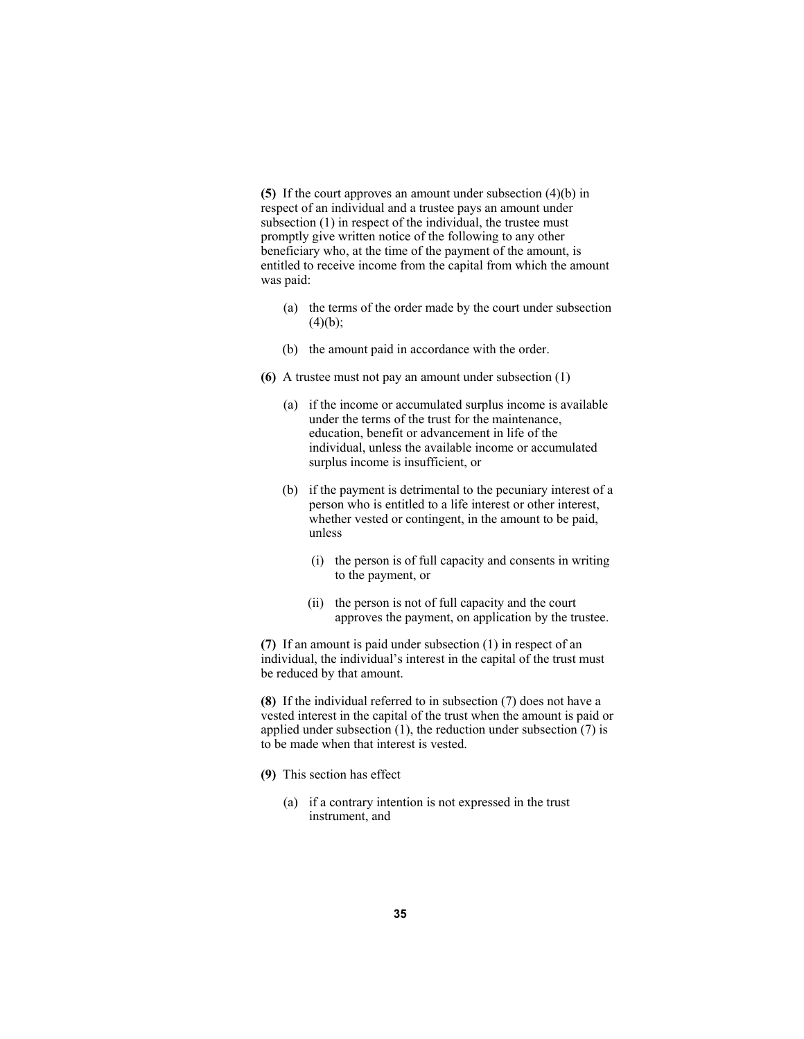**(5)** If the court approves an amount under subsection (4)(b) in respect of an individual and a trustee pays an amount under subsection (1) in respect of the individual, the trustee must promptly give written notice of the following to any other beneficiary who, at the time of the payment of the amount, is entitled to receive income from the capital from which the amount was paid:

- (a) the terms of the order made by the court under subsection (4)(b);
- (b) the amount paid in accordance with the order.

**(6)** A trustee must not pay an amount under subsection (1)

- (a) if the income or accumulated surplus income is available under the terms of the trust for the maintenance, education, benefit or advancement in life of the individual, unless the available income or accumulated surplus income is insufficient, or
- (b) if the payment is detrimental to the pecuniary interest of a person who is entitled to a life interest or other interest, whether vested or contingent, in the amount to be paid, unless
  - (i) the person is of full capacity and consents in writing to the payment, or
  - (ii) the person is not of full capacity and the court approves the payment, on application by the trustee.

**(7)** If an amount is paid under subsection (1) in respect of an individual, the individual's interest in the capital of the trust must be reduced by that amount.

**(8)** If the individual referred to in subsection (7) does not have a vested interest in the capital of the trust when the amount is paid or applied under subsection (1), the reduction under subsection (7) is to be made when that interest is vested.

**(9)** This section has effect

- (a) if a contrary intention is not expressed in the trust instrument, and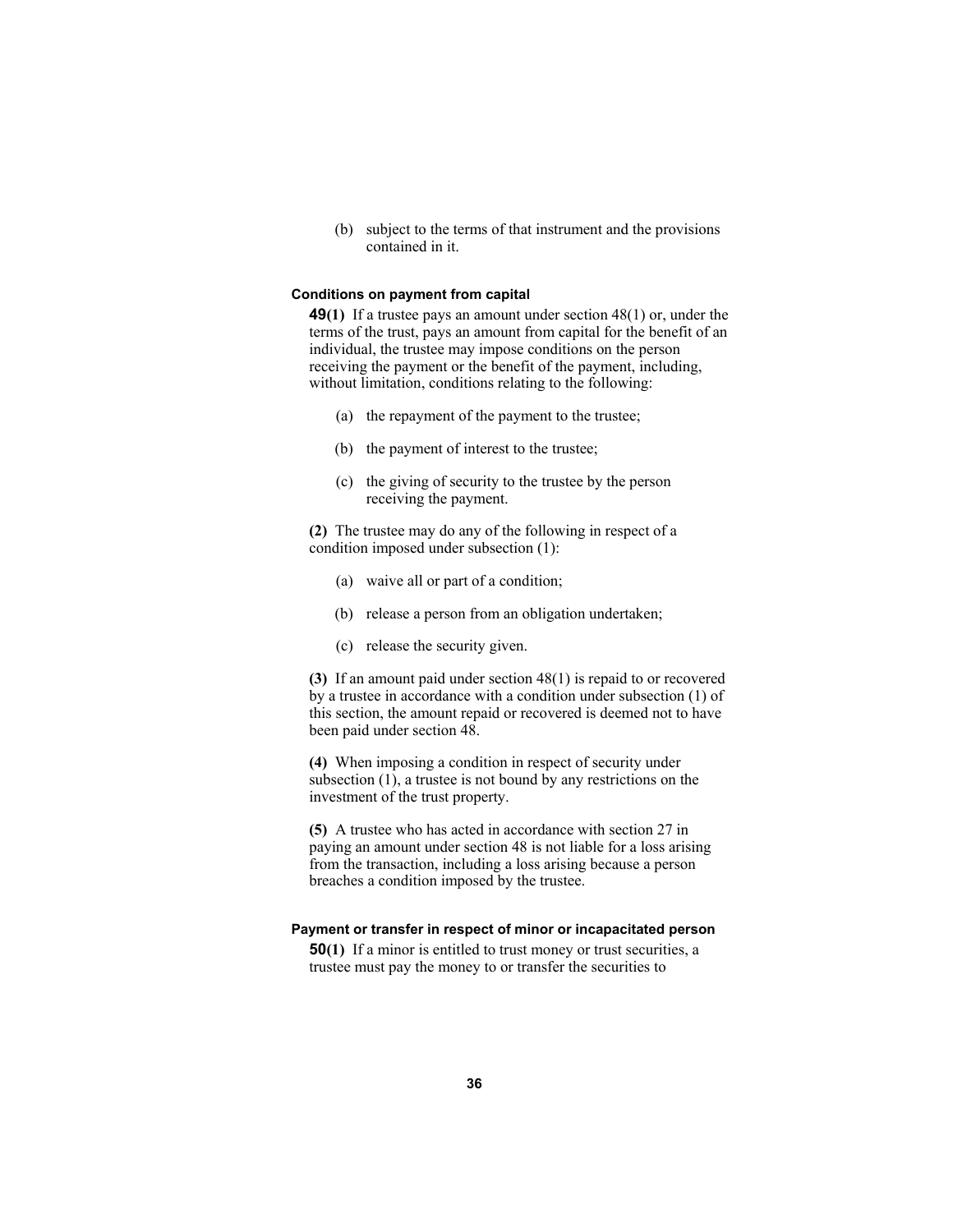(b) subject to the terms of that instrument and the provisions contained in it.

#### Conditions on payment from capital

**49(1)** If a trustee pays an amount under section 48(1) or, under the terms of the trust, pays an amount from capital for the benefit of an individual, the trustee may impose conditions on the person receiving the payment or the benefit of the payment, including, without limitation, conditions relating to the following:

(a) the repayment of the payment to the trustee;

(b) the payment of interest to the trustee;

(c) the giving of security to the trustee by the person receiving the payment.

**(2)** The trustee may do any of the following in respect of a condition imposed under subsection (1):

(a) waive all or part of a condition;

(b) release a person from an obligation undertaken;

(c) release the security given.

**(3)** If an amount paid under section 48(1) is repaid to or recovered by a trustee in accordance with a condition under subsection (1) of this section, the amount repaid or recovered is deemed not to have been paid under section 48.

**(4)** When imposing a condition in respect of security under subsection (1), a trustee is not bound by any restrictions on the investment of the trust property.

**(5)** A trustee who has acted in accordance with section 27 in paying an amount under section 48 is not liable for a loss arising from the transaction, including a loss arising because a person breaches a condition imposed by the trustee.

#### Payment or transfer in respect of minor or incapacitated person

**50(1)** If a minor is entitled to trust money or trust securities, a trustee must pay the money to or transfer the securities to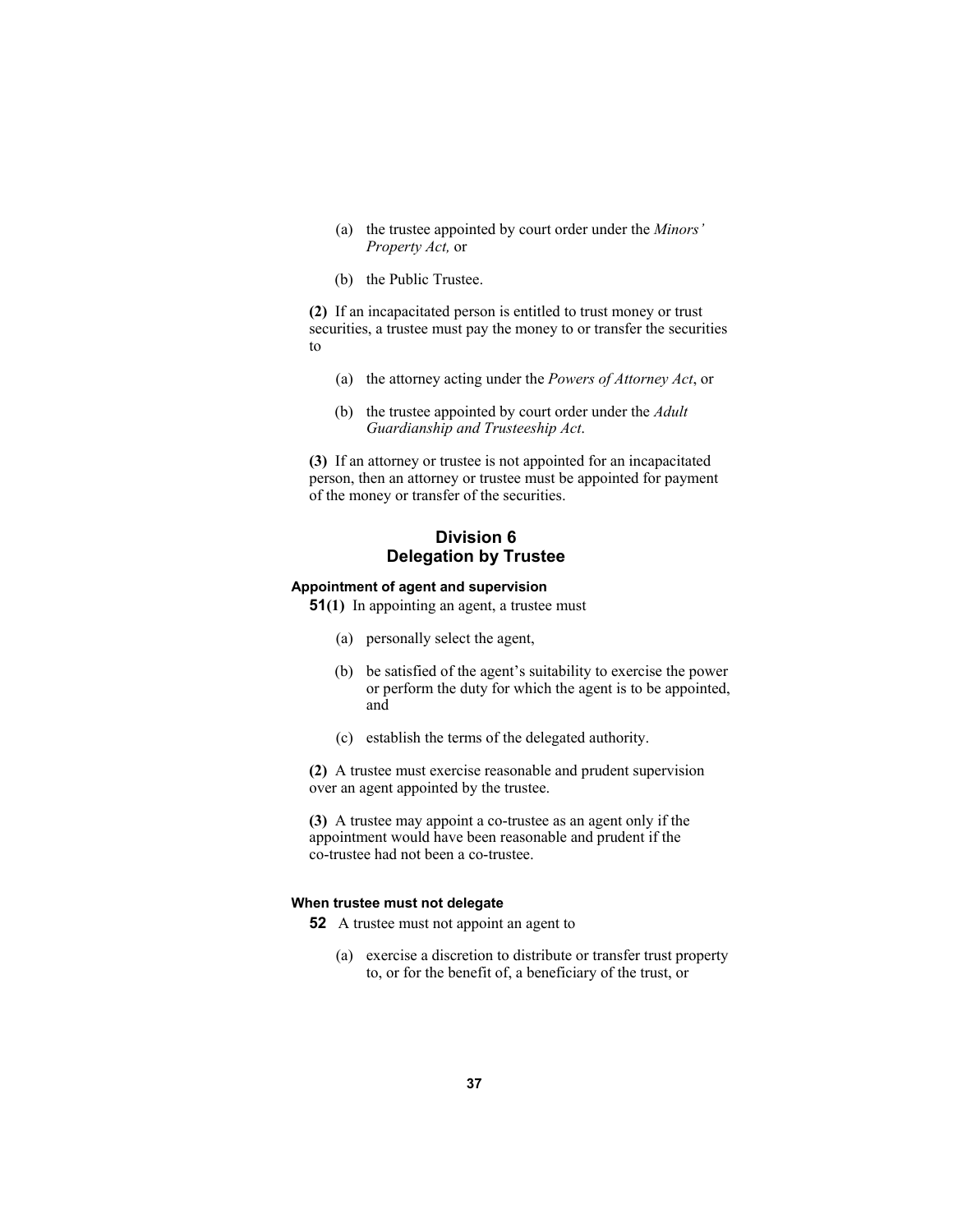(a) the trustee appointed by court order under the *Minors' Property Act,* or

(b) the Public Trustee.

**(2)** If an incapacitated person is entitled to trust money or trust securities, a trustee must pay the money to or transfer the securities to

(a) the attorney acting under the *Powers of Attorney Act*, or

(b) the trustee appointed by court order under the *Adult Guardianship and Trusteeship Act*.

**(3)** If an attorney or trustee is not appointed for an incapacitated person, then an attorney or trustee must be appointed for payment of the money or transfer of the securities.

## Division 6
## Delegation by Trustee

#### Appointment of agent and supervision

**51(1)** In appointing an agent, a trustee must

(a) personally select the agent,

(b) be satisfied of the agent's suitability to exercise the power or perform the duty for which the agent is to be appointed, and

(c) establish the terms of the delegated authority.

**(2)** A trustee must exercise reasonable and prudent supervision over an agent appointed by the trustee.

**(3)** A trustee may appoint a co-trustee as an agent only if the appointment would have been reasonable and prudent if the co-trustee had not been a co-trustee.

#### When trustee must not delegate

**52** A trustee must not appoint an agent to

(a) exercise a discretion to distribute or transfer trust property to, or for the benefit of, a beneficiary of the trust, or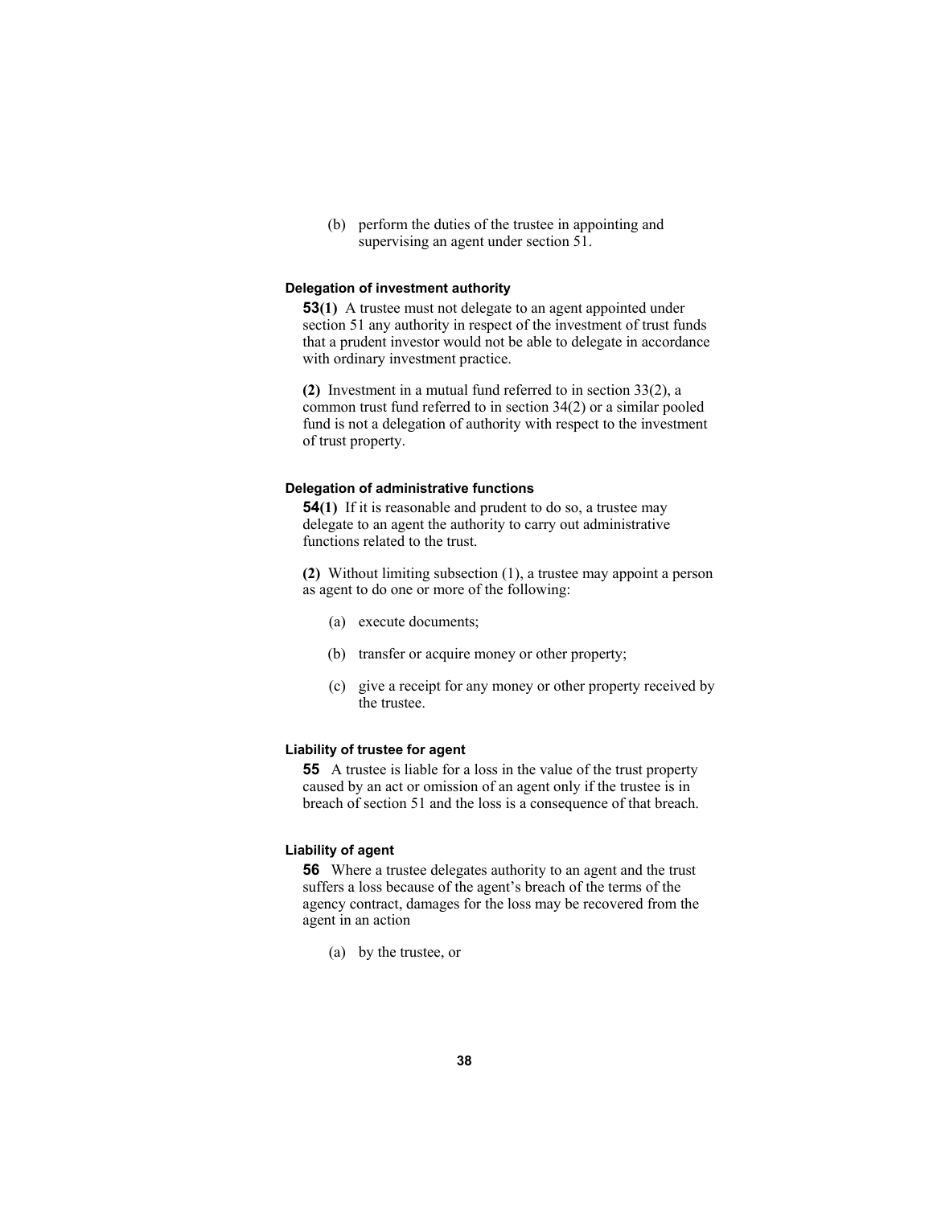(b) perform the duties of the trustee in appointing and supervising an agent under section 51.

#### Delegation of investment authority

**53(1)** A trustee must not delegate to an agent appointed under section 51 any authority in respect of the investment of trust funds that a prudent investor would not be able to delegate in accordance with ordinary investment practice.

**(2)** Investment in a mutual fund referred to in section 33(2), a common trust fund referred to in section 34(2) or a similar pooled fund is not a delegation of authority with respect to the investment of trust property.

#### Delegation of administrative functions

**54(1)** If it is reasonable and prudent to do so, a trustee may delegate to an agent the authority to carry out administrative functions related to the trust.

**(2)** Without limiting subsection (1), a trustee may appoint a person as agent to do one or more of the following:

(a) execute documents;

(b) transfer or acquire money or other property;

(c) give a receipt for any money or other property received by the trustee.

#### Liability of trustee for agent

**55** A trustee is liable for a loss in the value of the trust property caused by an act or omission of an agent only if the trustee is in breach of section 51 and the loss is a consequence of that breach.

#### Liability of agent

**56** Where a trustee delegates authority to an agent and the trust suffers a loss because of the agent's breach of the terms of the agency contract, damages for the loss may be recovered from the agent in an action

(a) by the trustee, or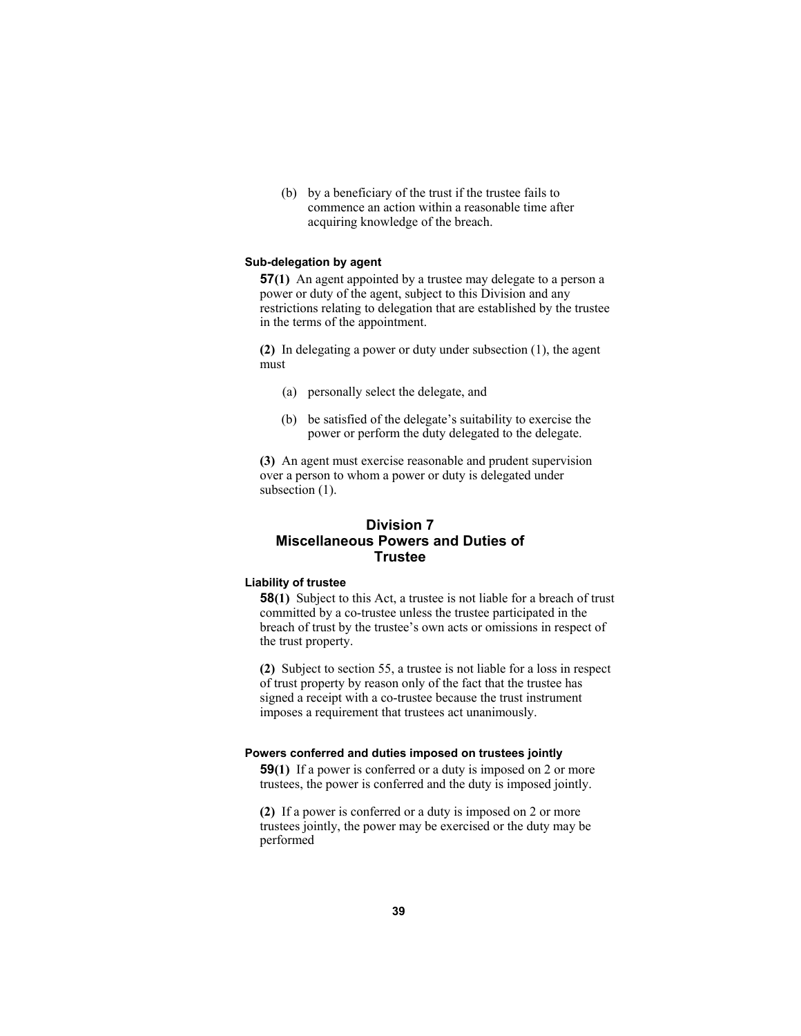(b) by a beneficiary of the trust if the trustee fails to commence an action within a reasonable time after acquiring knowledge of the breach.

#### Sub-delegation by agent

**57(1)** An agent appointed by a trustee may delegate to a person a power or duty of the agent, subject to this Division and any restrictions relating to delegation that are established by the trustee in the terms of the appointment.

**(2)** In delegating a power or duty under subsection (1), the agent must

(a) personally select the delegate, and

(b) be satisfied of the delegate's suitability to exercise the power or perform the duty delegated to the delegate.

**(3)** An agent must exercise reasonable and prudent supervision over a person to whom a power or duty is delegated under subsection (1).

## Division 7
## Miscellaneous Powers and Duties of Trustee

#### Liability of trustee

**58(1)** Subject to this Act, a trustee is not liable for a breach of trust committed by a co-trustee unless the trustee participated in the breach of trust by the trustee's own acts or omissions in respect of the trust property.

**(2)** Subject to section 55, a trustee is not liable for a loss in respect of trust property by reason only of the fact that the trustee has signed a receipt with a co-trustee because the trust instrument imposes a requirement that trustees act unanimously.

#### Powers conferred and duties imposed on trustees jointly

**59(1)** If a power is conferred or a duty is imposed on 2 or more trustees, the power is conferred and the duty is imposed jointly.

**(2)** If a power is conferred or a duty is imposed on 2 or more trustees jointly, the power may be exercised or the duty may be performed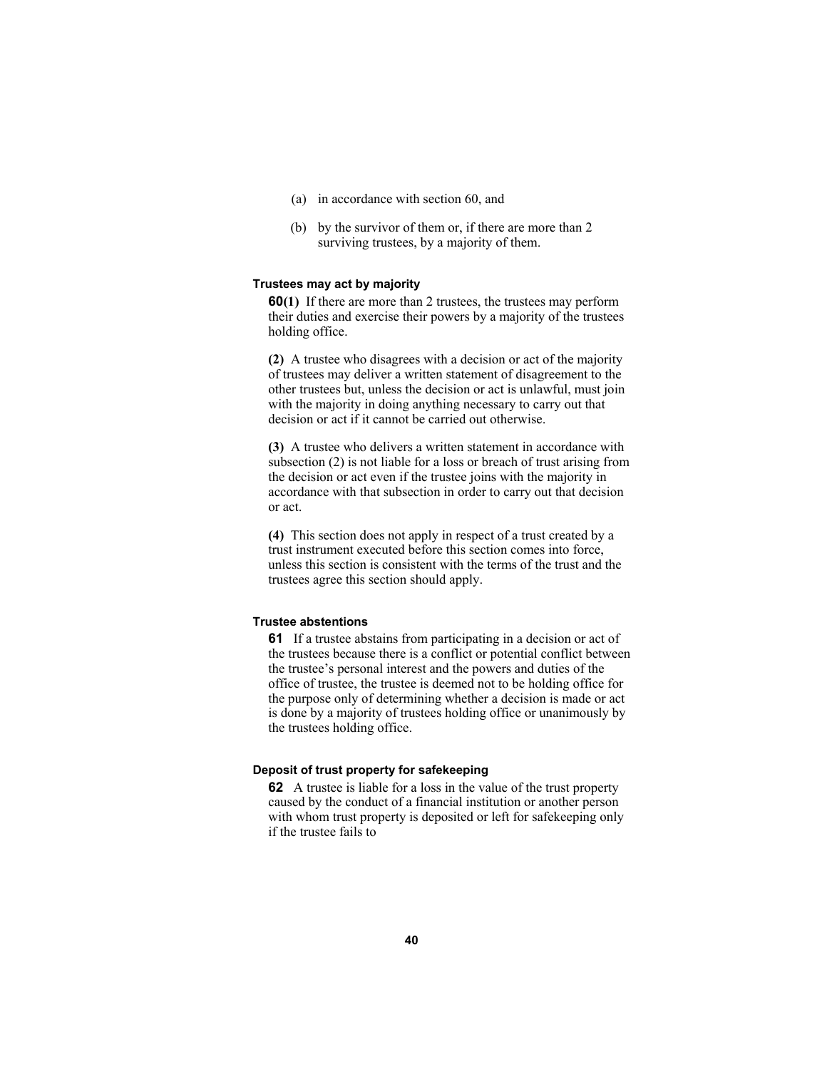(a) in accordance with section 60, and

(b) by the survivor of them or, if there are more than 2 surviving trustees, by a majority of them.

#### Trustees may act by majority

**60(1)** If there are more than 2 trustees, the trustees may perform their duties and exercise their powers by a majority of the trustees holding office.

**(2)** A trustee who disagrees with a decision or act of the majority of trustees may deliver a written statement of disagreement to the other trustees but, unless the decision or act is unlawful, must join with the majority in doing anything necessary to carry out that decision or act if it cannot be carried out otherwise.

**(3)** A trustee who delivers a written statement in accordance with subsection (2) is not liable for a loss or breach of trust arising from the decision or act even if the trustee joins with the majority in accordance with that subsection in order to carry out that decision or act.

**(4)** This section does not apply in respect of a trust created by a trust instrument executed before this section comes into force, unless this section is consistent with the terms of the trust and the trustees agree this section should apply.

#### Trustee abstentions

**61** If a trustee abstains from participating in a decision or act of the trustees because there is a conflict or potential conflict between the trustee's personal interest and the powers and duties of the office of trustee, the trustee is deemed not to be holding office for the purpose only of determining whether a decision is made or act is done by a majority of trustees holding office or unanimously by the trustees holding office.

#### Deposit of trust property for safekeeping

**62** A trustee is liable for a loss in the value of the trust property caused by the conduct of a financial institution or another person with whom trust property is deposited or left for safekeeping only if the trustee fails to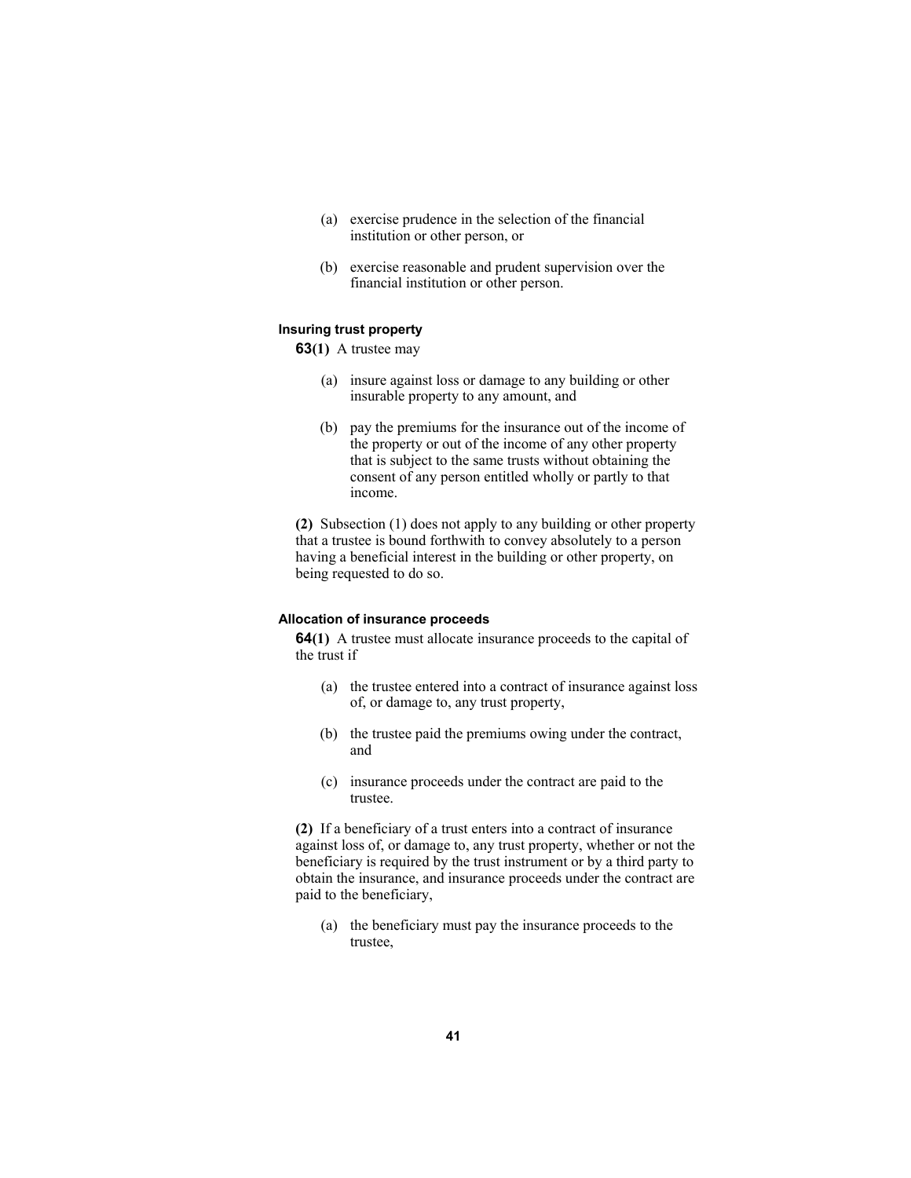(a) exercise prudence in the selection of the financial institution or other person, or

(b) exercise reasonable and prudent supervision over the financial institution or other person.

#### Insuring trust property

**63(1)** A trustee may

(a) insure against loss or damage to any building or other insurable property to any amount, and

(b) pay the premiums for the insurance out of the income of the property or out of the income of any other property that is subject to the same trusts without obtaining the consent of any person entitled wholly or partly to that income.

**(2)** Subsection (1) does not apply to any building or other property that a trustee is bound forthwith to convey absolutely to a person having a beneficial interest in the building or other property, on being requested to do so.

#### Allocation of insurance proceeds

**64(1)** A trustee must allocate insurance proceeds to the capital of the trust if

(a) the trustee entered into a contract of insurance against loss of, or damage to, any trust property,

(b) the trustee paid the premiums owing under the contract, and

(c) insurance proceeds under the contract are paid to the trustee.

**(2)** If a beneficiary of a trust enters into a contract of insurance against loss of, or damage to, any trust property, whether or not the beneficiary is required by the trust instrument or by a third party to obtain the insurance, and insurance proceeds under the contract are paid to the beneficiary,

(a) the beneficiary must pay the insurance proceeds to the trustee,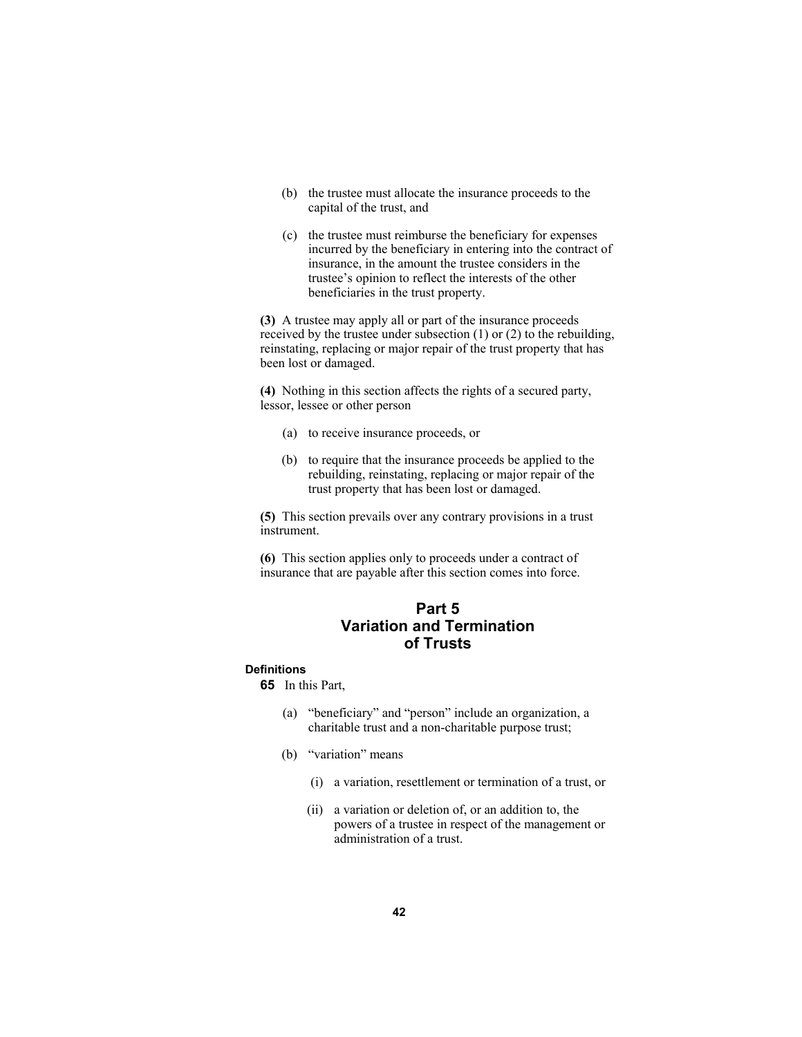(b) the trustee must allocate the insurance proceeds to the capital of the trust, and

(c) the trustee must reimburse the beneficiary for expenses incurred by the beneficiary in entering into the contract of insurance, in the amount the trustee considers in the trustee's opinion to reflect the interests of the other beneficiaries in the trust property.

**(3)** A trustee may apply all or part of the insurance proceeds received by the trustee under subsection (1) or (2) to the rebuilding, reinstating, replacing or major repair of the trust property that has been lost or damaged.

**(4)** Nothing in this section affects the rights of a secured party, lessor, lessee or other person

(a) to receive insurance proceeds, or

(b) to require that the insurance proceeds be applied to the rebuilding, reinstating, replacing or major repair of the trust property that has been lost or damaged.

**(5)** This section prevails over any contrary provisions in a trust instrument.

**(6)** This section applies only to proceeds under a contract of insurance that are payable after this section comes into force.

## Part 5
## Variation and Termination of Trusts

#### Definitions

**65** In this Part,

(a) "beneficiary" and "person" include an organization, a charitable trust and a non-charitable purpose trust;

(b) "variation" means

(i) a variation, resettlement or termination of a trust, or

(ii) a variation or deletion of, or an addition to, the powers of a trustee in respect of the management or administration of a trust.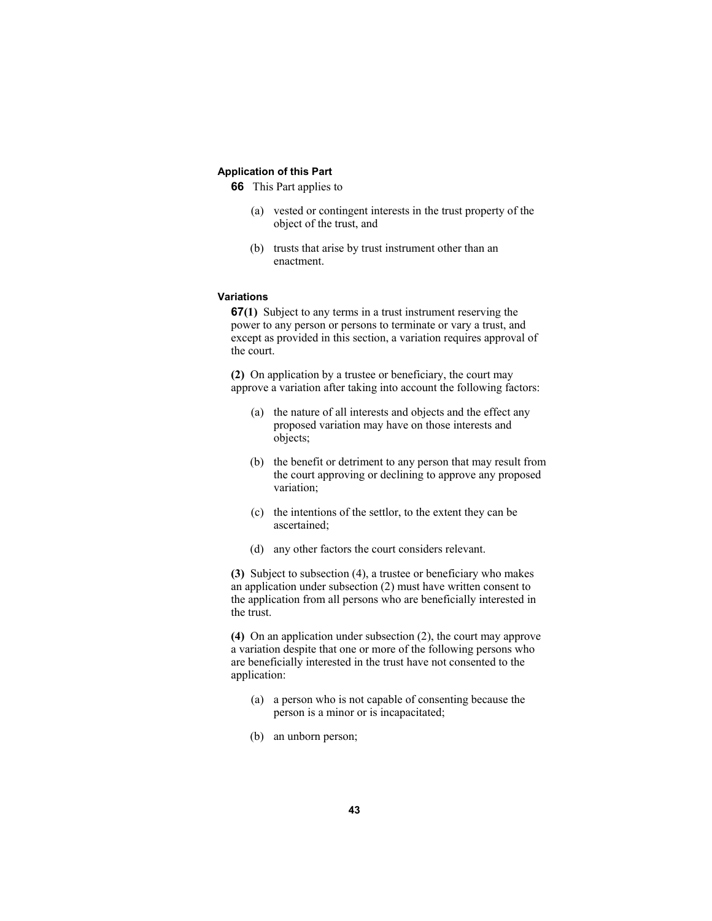**Application of this Part**

**66** This Part applies to

(a) vested or contingent interests in the trust property of the object of the trust, and

(b) trusts that arise by trust instrument other than an enactment.

**Variations**

**67(1)** Subject to any terms in a trust instrument reserving the power to any person or persons to terminate or vary a trust, and except as provided in this section, a variation requires approval of the court.

**(2)** On application by a trustee or beneficiary, the court may approve a variation after taking into account the following factors:

(a) the nature of all interests and objects and the effect any proposed variation may have on those interests and objects;

(b) the benefit or detriment to any person that may result from the court approving or declining to approve any proposed variation;

(c) the intentions of the settlor, to the extent they can be ascertained;

(d) any other factors the court considers relevant.

**(3)** Subject to subsection (4), a trustee or beneficiary who makes an application under subsection (2) must have written consent to the application from all persons who are beneficially interested in the trust.

**(4)** On an application under subsection (2), the court may approve a variation despite that one or more of the following persons who are beneficially interested in the trust have not consented to the application:

(a) a person who is not capable of consenting because the person is a minor or is incapacitated;

(b) an unborn person;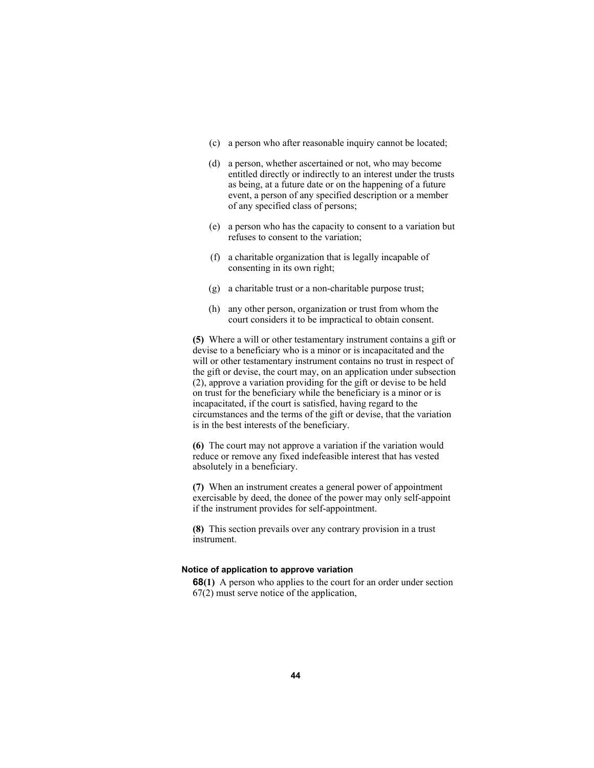(c) a person who after reasonable inquiry cannot be located;

(d) a person, whether ascertained or not, who may become entitled directly or indirectly to an interest under the trusts as being, at a future date or on the happening of a future event, a person of any specified description or a member of any specified class of persons;

(e) a person who has the capacity to consent to a variation but refuses to consent to the variation;

(f) a charitable organization that is legally incapable of consenting in its own right;

(g) a charitable trust or a non-charitable purpose trust;

(h) any other person, organization or trust from whom the court considers it to be impractical to obtain consent.

**(5)** Where a will or other testamentary instrument contains a gift or devise to a beneficiary who is a minor or is incapacitated and the will or other testamentary instrument contains no trust in respect of the gift or devise, the court may, on an application under subsection (2), approve a variation providing for the gift or devise to be held on trust for the beneficiary while the beneficiary is a minor or is incapacitated, if the court is satisfied, having regard to the circumstances and the terms of the gift or devise, that the variation is in the best interests of the beneficiary.

**(6)** The court may not approve a variation if the variation would reduce or remove any fixed indefeasible interest that has vested absolutely in a beneficiary.

**(7)** When an instrument creates a general power of appointment exercisable by deed, the donee of the power may only self-appoint if the instrument provides for self-appointment.

**(8)** This section prevails over any contrary provision in a trust instrument.

#### Notice of application to approve variation

**68(1)** A person who applies to the court for an order under section 67(2) must serve notice of the application,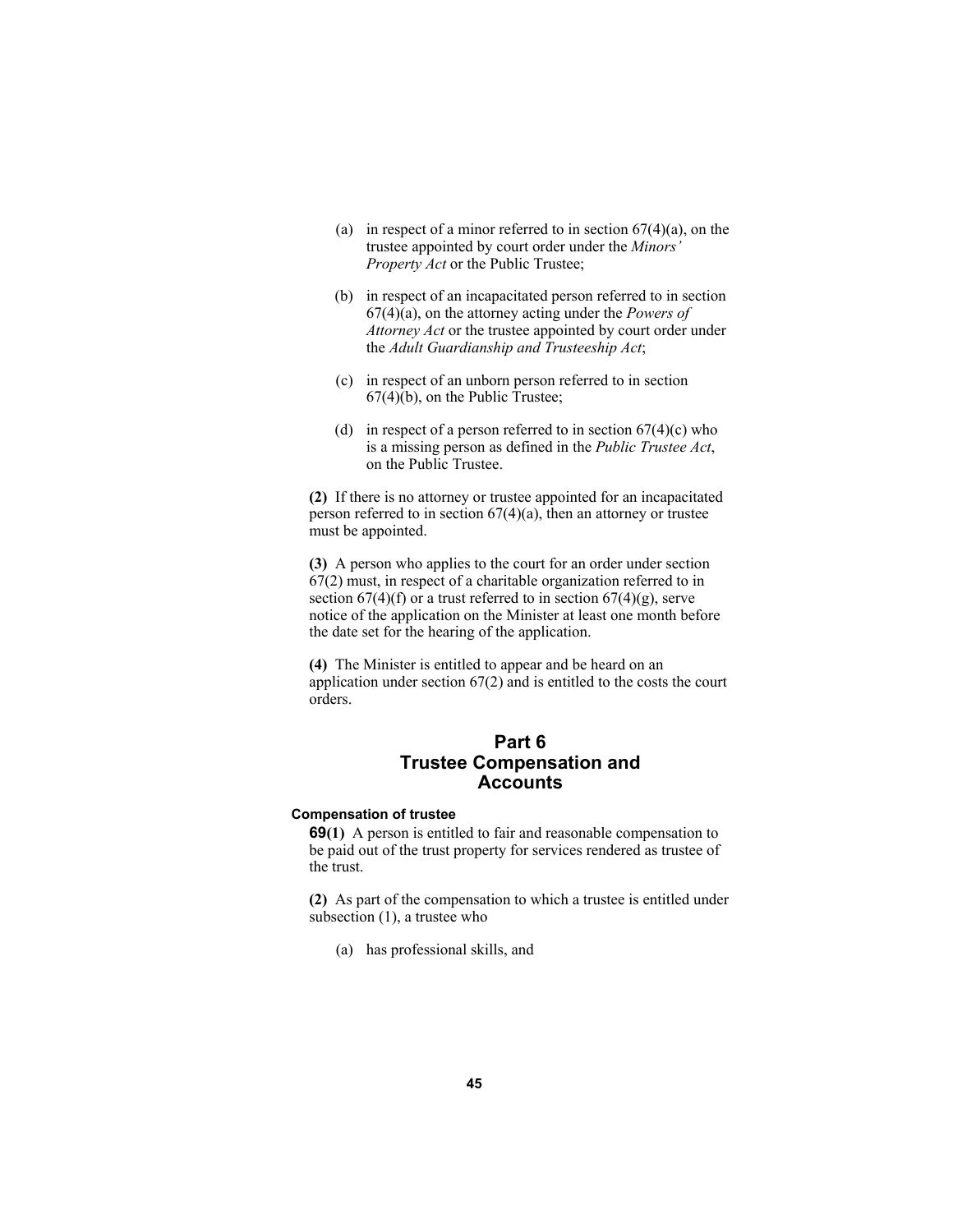(a) in respect of a minor referred to in section 67(4)(a), on the trustee appointed by court order under the *Minors' Property Act* or the Public Trustee;

(b) in respect of an incapacitated person referred to in section 67(4)(a), on the attorney acting under the *Powers of Attorney Act* or the trustee appointed by court order under the *Adult Guardianship and Trusteeship Act*;

(c) in respect of an unborn person referred to in section 67(4)(b), on the Public Trustee;

(d) in respect of a person referred to in section 67(4)(c) who is a missing person as defined in the *Public Trustee Act*, on the Public Trustee.

**(2)** If there is no attorney or trustee appointed for an incapacitated person referred to in section 67(4)(a), then an attorney or trustee must be appointed.

**(3)** A person who applies to the court for an order under section 67(2) must, in respect of a charitable organization referred to in section 67(4)(f) or a trust referred to in section 67(4)(g), serve notice of the application on the Minister at least one month before the date set for the hearing of the application.

**(4)** The Minister is entitled to appear and be heard on an application under section 67(2) and is entitled to the costs the court orders.

# Part 6
# Trustee Compensation and Accounts

### Compensation of trustee

**69(1)** A person is entitled to fair and reasonable compensation to be paid out of the trust property for services rendered as trustee of the trust.

**(2)** As part of the compensation to which a trustee is entitled under subsection (1), a trustee who

(a) has professional skills, and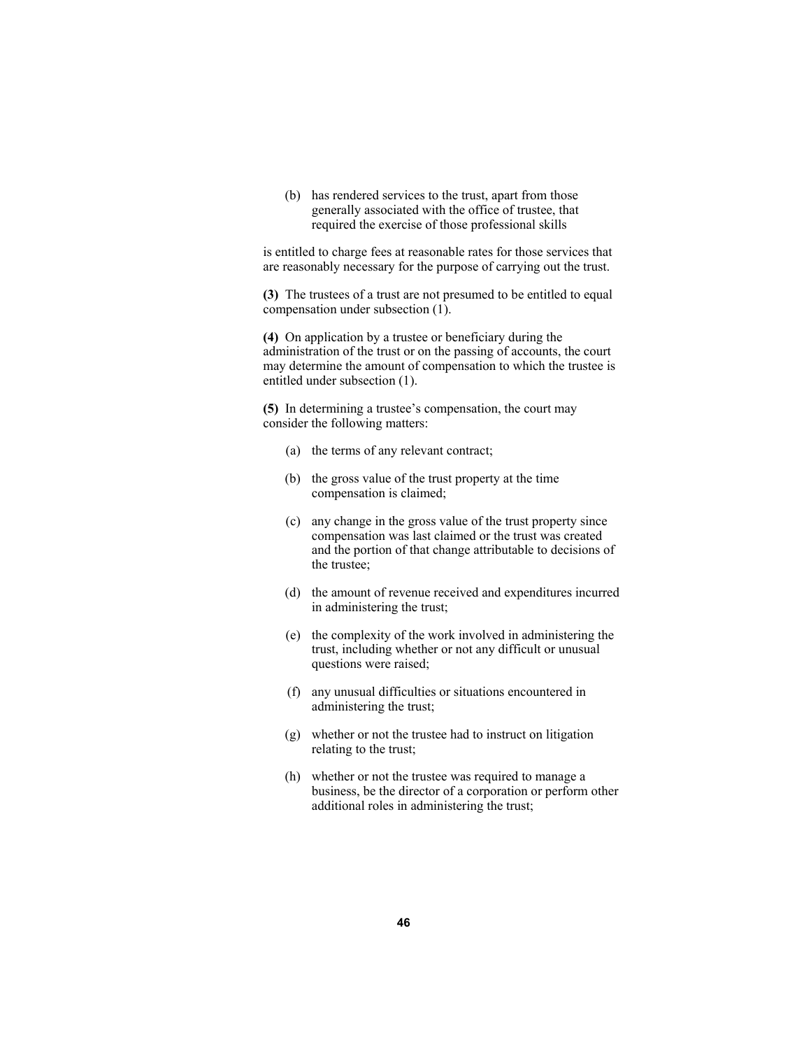(b) has rendered services to the trust, apart from those generally associated with the office of trustee, that required the exercise of those professional skills

is entitled to charge fees at reasonable rates for those services that are reasonably necessary for the purpose of carrying out the trust.

**(3)** The trustees of a trust are not presumed to be entitled to equal compensation under subsection (1).

**(4)** On application by a trustee or beneficiary during the administration of the trust or on the passing of accounts, the court may determine the amount of compensation to which the trustee is entitled under subsection (1).

**(5)** In determining a trustee's compensation, the court may consider the following matters:

(a) the terms of any relevant contract;

(b) the gross value of the trust property at the time compensation is claimed;

(c) any change in the gross value of the trust property since compensation was last claimed or the trust was created and the portion of that change attributable to decisions of the trustee;

(d) the amount of revenue received and expenditures incurred in administering the trust;

(e) the complexity of the work involved in administering the trust, including whether or not any difficult or unusual questions were raised;

(f) any unusual difficulties or situations encountered in administering the trust;

(g) whether or not the trustee had to instruct on litigation relating to the trust;

(h) whether or not the trustee was required to manage a business, be the director of a corporation or perform other additional roles in administering the trust;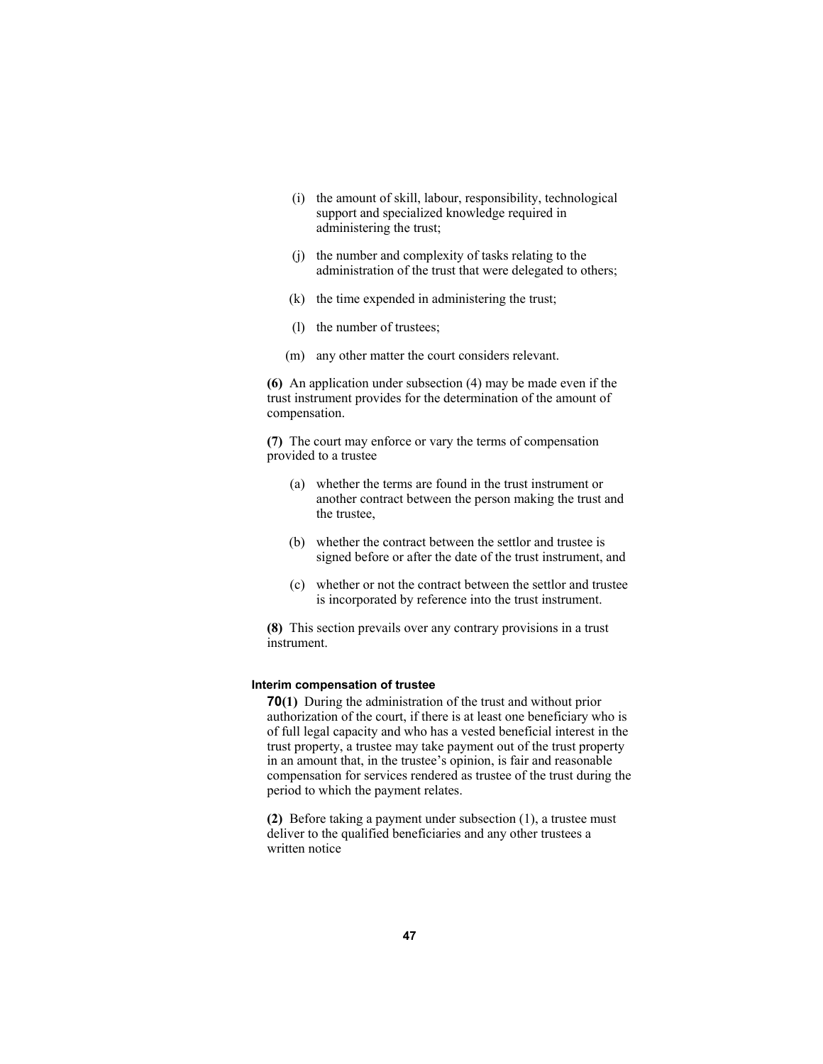(i) the amount of skill, labour, responsibility, technological support and specialized knowledge required in administering the trust;

(j) the number and complexity of tasks relating to the administration of the trust that were delegated to others;

(k) the time expended in administering the trust;

(l) the number of trustees;

(m) any other matter the court considers relevant.

**(6)** An application under subsection (4) may be made even if the trust instrument provides for the determination of the amount of compensation.

**(7)** The court may enforce or vary the terms of compensation provided to a trustee

(a) whether the terms are found in the trust instrument or another contract between the person making the trust and the trustee,

(b) whether the contract between the settlor and trustee is signed before or after the date of the trust instrument, and

(c) whether or not the contract between the settlor and trustee is incorporated by reference into the trust instrument.

**(8)** This section prevails over any contrary provisions in a trust instrument.

#### Interim compensation of trustee

**70(1)** During the administration of the trust and without prior authorization of the court, if there is at least one beneficiary who is of full legal capacity and who has a vested beneficial interest in the trust property, a trustee may take payment out of the trust property in an amount that, in the trustee's opinion, is fair and reasonable compensation for services rendered as trustee of the trust during the period to which the payment relates.

**(2)** Before taking a payment under subsection (1), a trustee must deliver to the qualified beneficiaries and any other trustees a written notice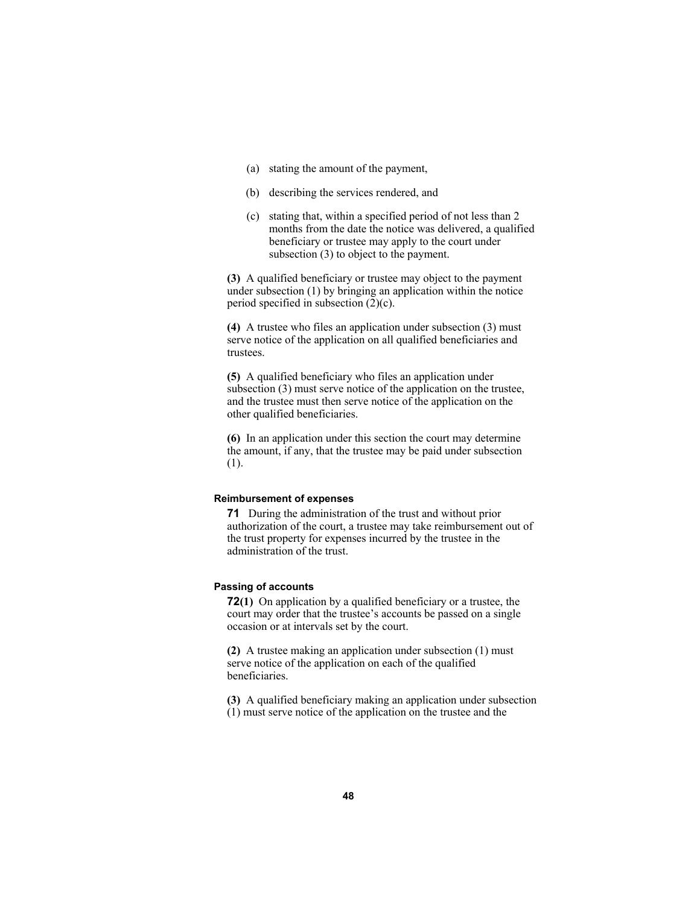(a) stating the amount of the payment,

(b) describing the services rendered, and

(c) stating that, within a specified period of not less than 2 months from the date the notice was delivered, a qualified beneficiary or trustee may apply to the court under subsection (3) to object to the payment.

**(3)** A qualified beneficiary or trustee may object to the payment under subsection (1) by bringing an application within the notice period specified in subsection (2)(c).

**(4)** A trustee who files an application under subsection (3) must serve notice of the application on all qualified beneficiaries and trustees.

**(5)** A qualified beneficiary who files an application under subsection (3) must serve notice of the application on the trustee, and the trustee must then serve notice of the application on the other qualified beneficiaries.

**(6)** In an application under this section the court may determine the amount, if any, that the trustee may be paid under subsection (1).

#### Reimbursement of expenses

**71** During the administration of the trust and without prior authorization of the court, a trustee may take reimbursement out of the trust property for expenses incurred by the trustee in the administration of the trust.

#### Passing of accounts

**72(1)** On application by a qualified beneficiary or a trustee, the court may order that the trustee's accounts be passed on a single occasion or at intervals set by the court.

**(2)** A trustee making an application under subsection (1) must serve notice of the application on each of the qualified beneficiaries.

**(3)** A qualified beneficiary making an application under subsection (1) must serve notice of the application on the trustee and the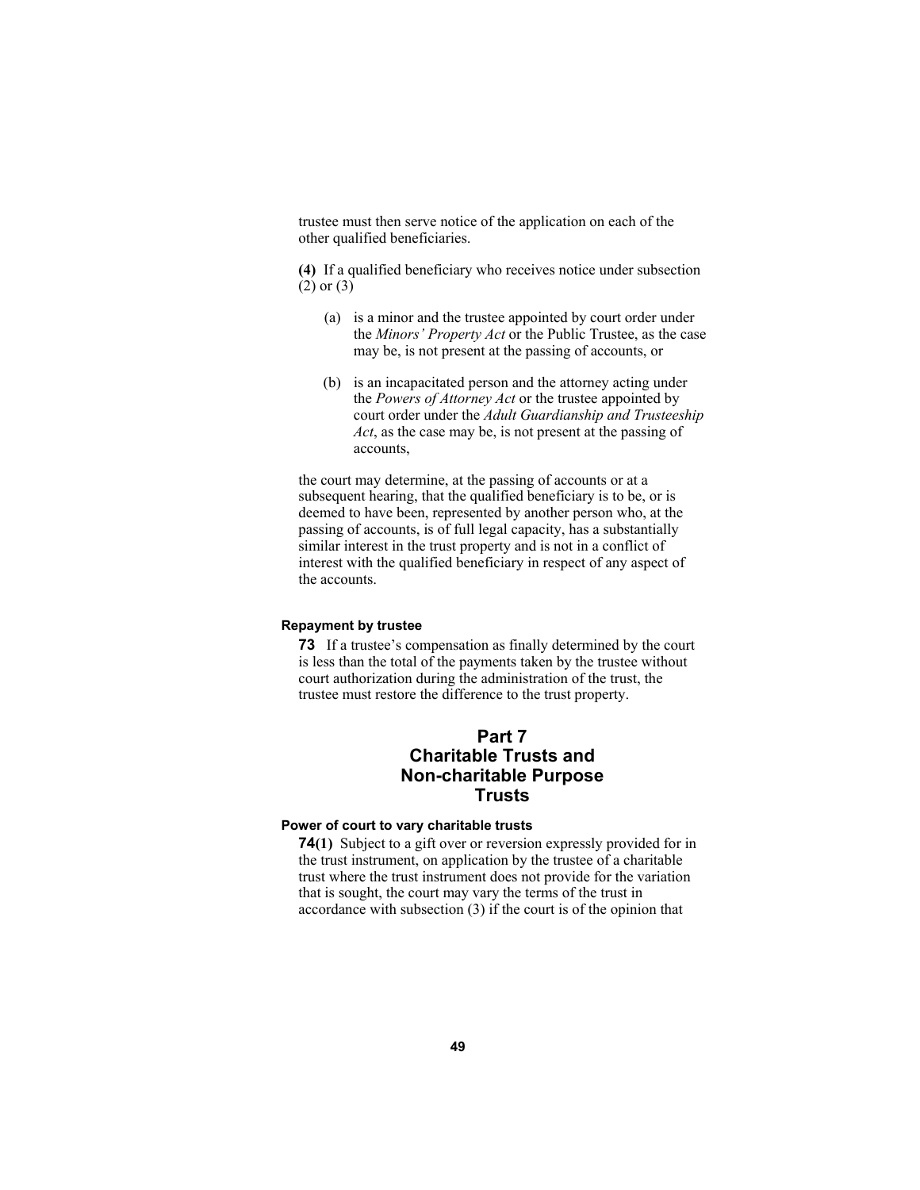trustee must then serve notice of the application on each of the other qualified beneficiaries.

**(4)** If a qualified beneficiary who receives notice under subsection (2) or (3)

(a) is a minor and the trustee appointed by court order under the *Minors' Property Act* or the Public Trustee, as the case may be, is not present at the passing of accounts, or

(b) is an incapacitated person and the attorney acting under the *Powers of Attorney Act* or the trustee appointed by court order under the *Adult Guardianship and Trusteeship Act*, as the case may be, is not present at the passing of accounts,

the court may determine, at the passing of accounts or at a subsequent hearing, that the qualified beneficiary is to be, or is deemed to have been, represented by another person who, at the passing of accounts, is of full legal capacity, has a substantially similar interest in the trust property and is not in a conflict of interest with the qualified beneficiary in respect of any aspect of the accounts.

#### Repayment by trustee

**73** If a trustee's compensation as finally determined by the court is less than the total of the payments taken by the trustee without court authorization during the administration of the trust, the trustee must restore the difference to the trust property.

## Part 7 Charitable Trusts and Non-charitable Purpose Trusts

#### Power of court to vary charitable trusts

**74(1)** Subject to a gift over or reversion expressly provided for in the trust instrument, on application by the trustee of a charitable trust where the trust instrument does not provide for the variation that is sought, the court may vary the terms of the trust in accordance with subsection (3) if the court is of the opinion that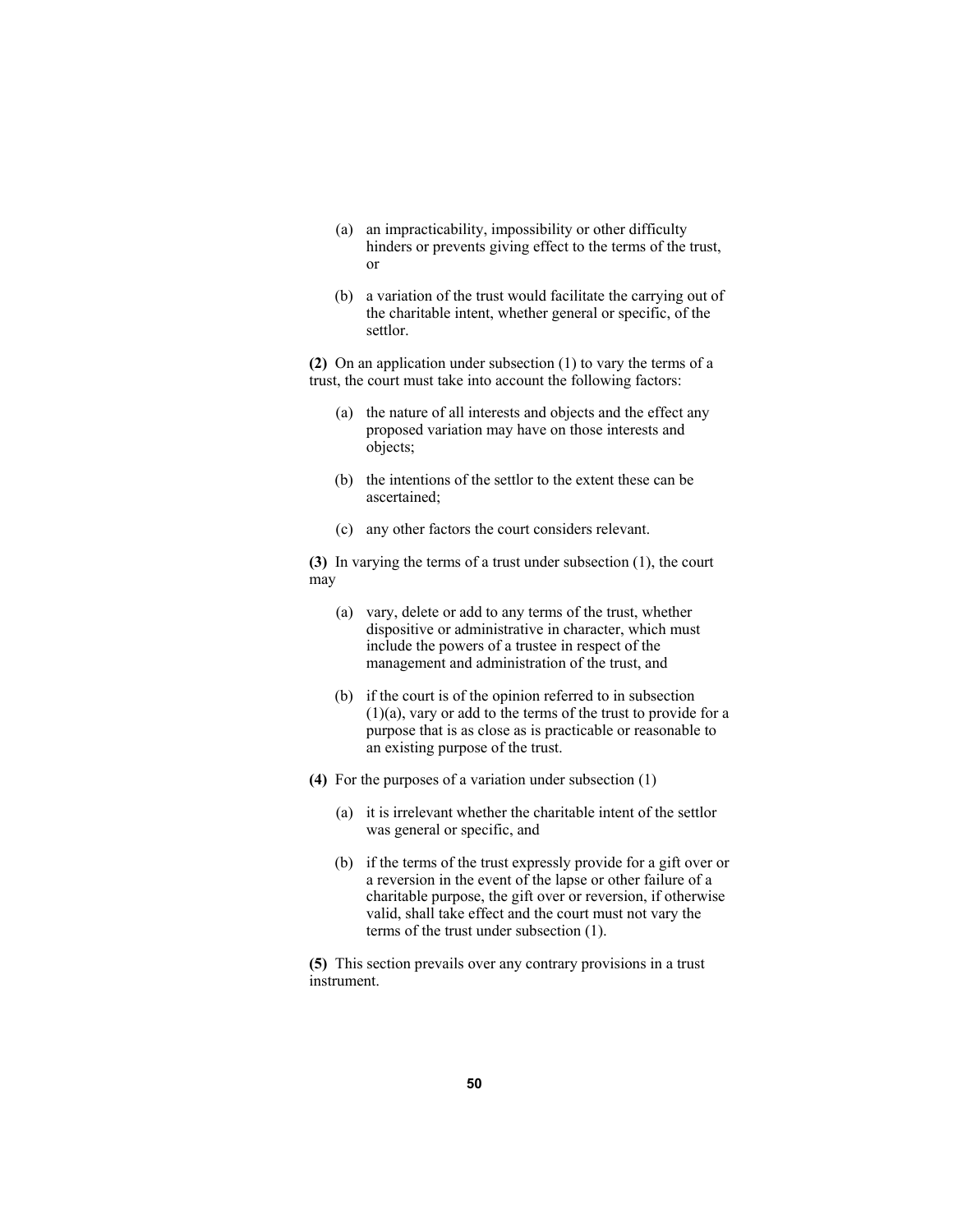(a) an impracticability, impossibility or other difficulty hinders or prevents giving effect to the terms of the trust, or

(b) a variation of the trust would facilitate the carrying out of the charitable intent, whether general or specific, of the settlor.

**(2)** On an application under subsection (1) to vary the terms of a trust, the court must take into account the following factors:

(a) the nature of all interests and objects and the effect any proposed variation may have on those interests and objects;

(b) the intentions of the settlor to the extent these can be ascertained;

(c) any other factors the court considers relevant.

**(3)** In varying the terms of a trust under subsection (1), the court may

(a) vary, delete or add to any terms of the trust, whether dispositive or administrative in character, which must include the powers of a trustee in respect of the management and administration of the trust, and

(b) if the court is of the opinion referred to in subsection (1)(a), vary or add to the terms of the trust to provide for a purpose that is as close as is practicable or reasonable to an existing purpose of the trust.

**(4)** For the purposes of a variation under subsection (1)

(a) it is irrelevant whether the charitable intent of the settlor was general or specific, and

(b) if the terms of the trust expressly provide for a gift over or a reversion in the event of the lapse or other failure of a charitable purpose, the gift over or reversion, if otherwise valid, shall take effect and the court must not vary the terms of the trust under subsection (1).

**(5)** This section prevails over any contrary provisions in a trust instrument.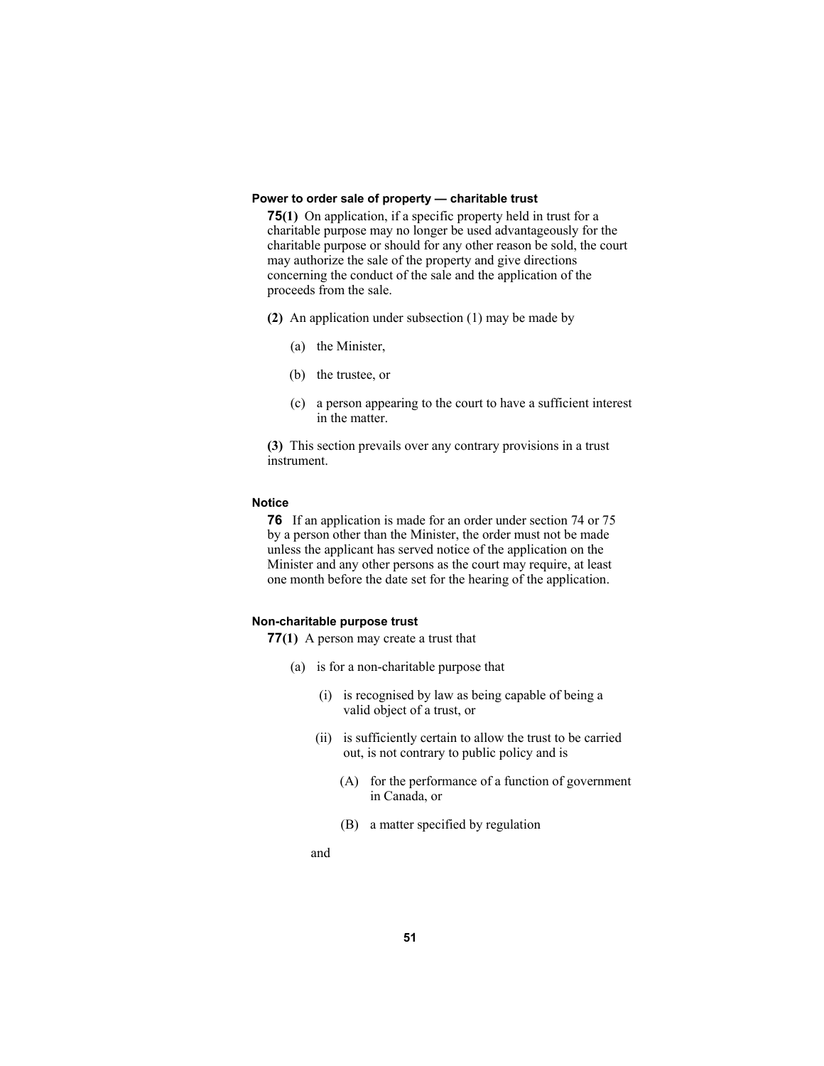**Power to order sale of property — charitable trust**

**75(1)** On application, if a specific property held in trust for a charitable purpose may no longer be used advantageously for the charitable purpose or should for any other reason be sold, the court may authorize the sale of the property and give directions concerning the conduct of the sale and the application of the proceeds from the sale.

**(2)** An application under subsection (1) may be made by

- (a) the Minister,
- (b) the trustee, or
- (c) a person appearing to the court to have a sufficient interest in the matter.

**(3)** This section prevails over any contrary provisions in a trust instrument.

**Notice**

**76** If an application is made for an order under section 74 or 75 by a person other than the Minister, the order must not be made unless the applicant has served notice of the application on the Minister and any other persons as the court may require, at least one month before the date set for the hearing of the application.

**Non-charitable purpose trust**

**77(1)** A person may create a trust that

- (a) is for a non-charitable purpose that
  - (i) is recognised by law as being capable of being a valid object of a trust, or
  - (ii) is sufficiently certain to allow the trust to be carried out, is not contrary to public policy and is
    - (A) for the performance of a function of government in Canada, or
    - (B) a matter specified by regulation

  and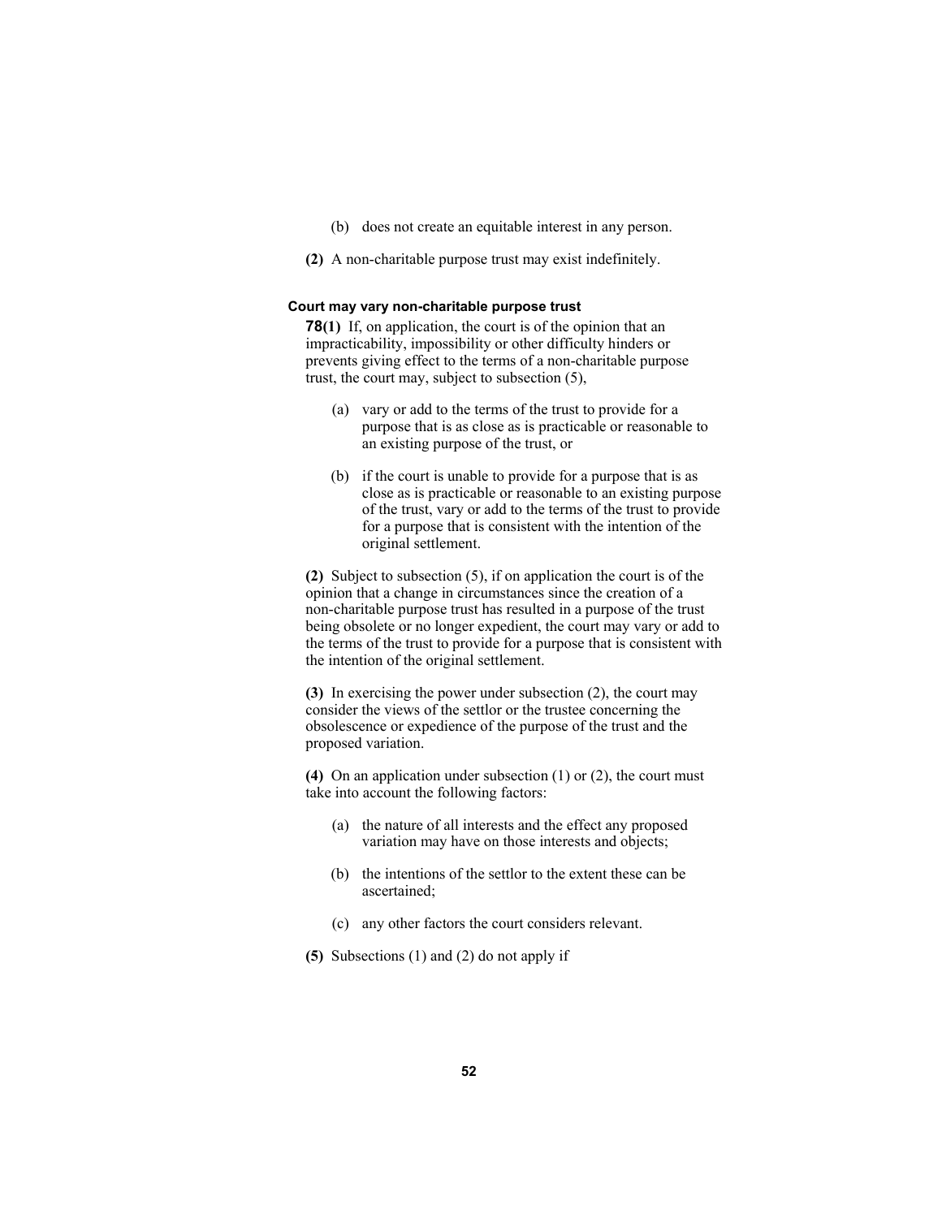(b) does not create an equitable interest in any person.

**(2)** A non-charitable purpose trust may exist indefinitely.

#### Court may vary non-charitable purpose trust

**78(1)** If, on application, the court is of the opinion that an impracticability, impossibility or other difficulty hinders or prevents giving effect to the terms of a non-charitable purpose trust, the court may, subject to subsection (5),

(a) vary or add to the terms of the trust to provide for a purpose that is as close as is practicable or reasonable to an existing purpose of the trust, or

(b) if the court is unable to provide for a purpose that is as close as is practicable or reasonable to an existing purpose of the trust, vary or add to the terms of the trust to provide for a purpose that is consistent with the intention of the original settlement.

**(2)** Subject to subsection (5), if on application the court is of the opinion that a change in circumstances since the creation of a non-charitable purpose trust has resulted in a purpose of the trust being obsolete or no longer expedient, the court may vary or add to the terms of the trust to provide for a purpose that is consistent with the intention of the original settlement.

**(3)** In exercising the power under subsection (2), the court may consider the views of the settlor or the trustee concerning the obsolescence or expedience of the purpose of the trust and the proposed variation.

**(4)** On an application under subsection (1) or (2), the court must take into account the following factors:

(a) the nature of all interests and the effect any proposed variation may have on those interests and objects;

(b) the intentions of the settlor to the extent these can be ascertained;

(c) any other factors the court considers relevant.

**(5)** Subsections (1) and (2) do not apply if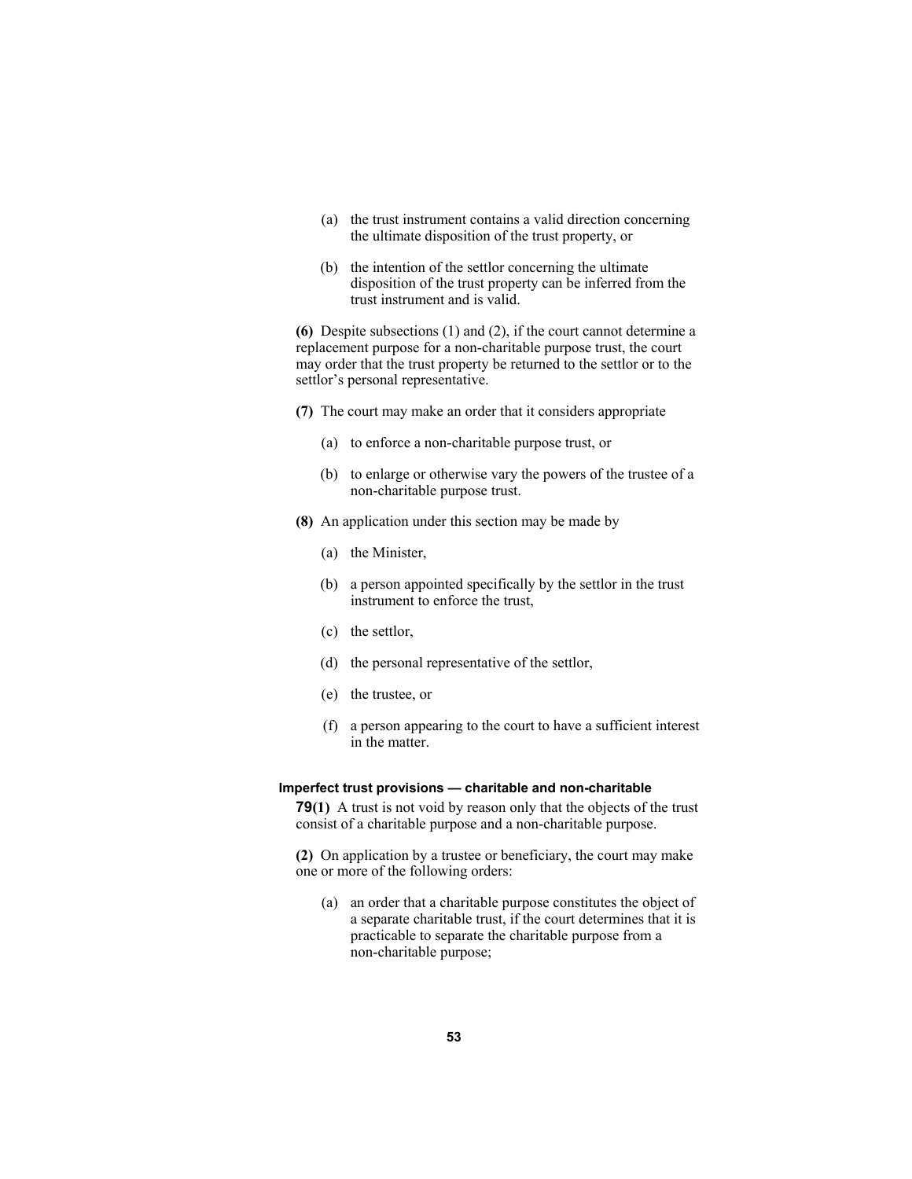(a) the trust instrument contains a valid direction concerning the ultimate disposition of the trust property, or

(b) the intention of the settlor concerning the ultimate disposition of the trust property can be inferred from the trust instrument and is valid.

**(6)** Despite subsections (1) and (2), if the court cannot determine a replacement purpose for a non-charitable purpose trust, the court may order that the trust property be returned to the settlor or to the settlor's personal representative.

**(7)** The court may make an order that it considers appropriate

(a) to enforce a non-charitable purpose trust, or

(b) to enlarge or otherwise vary the powers of the trustee of a non-charitable purpose trust.

**(8)** An application under this section may be made by

(a) the Minister,

(b) a person appointed specifically by the settlor in the trust instrument to enforce the trust,

(c) the settlor,

(d) the personal representative of the settlor,

(e) the trustee, or

(f) a person appearing to the court to have a sufficient interest in the matter.

### Imperfect trust provisions — charitable and non-charitable

**79(1)** A trust is not void by reason only that the objects of the trust consist of a charitable purpose and a non-charitable purpose.

**(2)** On application by a trustee or beneficiary, the court may make one or more of the following orders:

(a) an order that a charitable purpose constitutes the object of a separate charitable trust, if the court determines that it is practicable to separate the charitable purpose from a non-charitable purpose;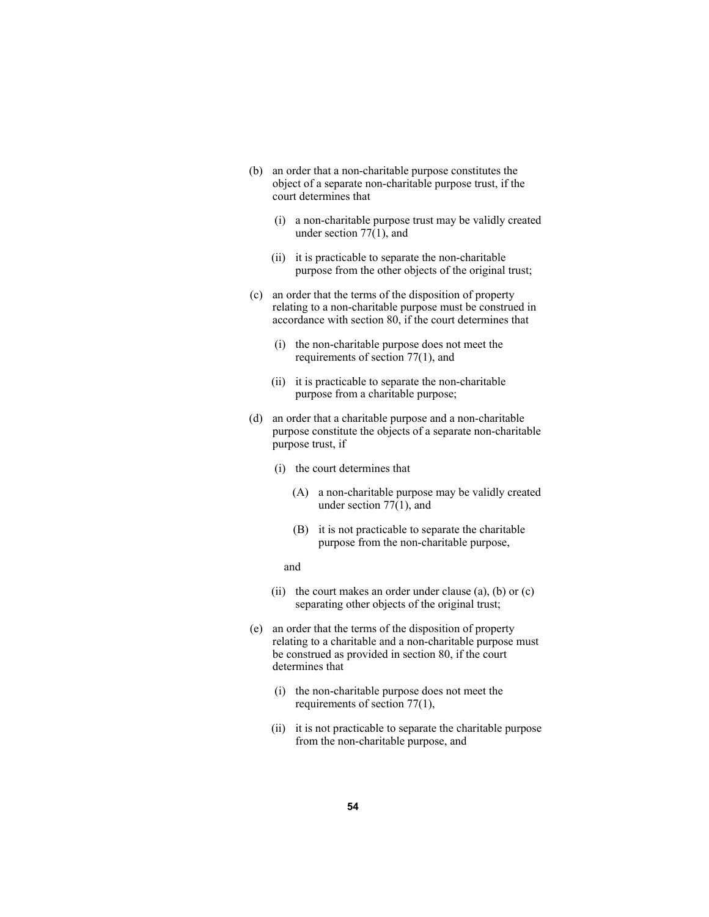(b) an order that a non-charitable purpose constitutes the object of a separate non-charitable purpose trust, if the court determines that

  (i) a non-charitable purpose trust may be validly created under section 77(1), and

  (ii) it is practicable to separate the non-charitable purpose from the other objects of the original trust;

(c) an order that the terms of the disposition of property relating to a non-charitable purpose must be construed in accordance with section 80, if the court determines that

  (i) the non-charitable purpose does not meet the requirements of section 77(1), and

  (ii) it is practicable to separate the non-charitable purpose from a charitable purpose;

(d) an order that a charitable purpose and a non-charitable purpose constitute the objects of a separate non-charitable purpose trust, if

  (i) the court determines that

    (A) a non-charitable purpose may be validly created under section 77(1), and

    (B) it is not practicable to separate the charitable purpose from the non-charitable purpose,

  and

  (ii) the court makes an order under clause (a), (b) or (c) separating other objects of the original trust;

(e) an order that the terms of the disposition of property relating to a charitable and a non-charitable purpose must be construed as provided in section 80, if the court determines that

  (i) the non-charitable purpose does not meet the requirements of section 77(1),

  (ii) it is not practicable to separate the charitable purpose from the non-charitable purpose, and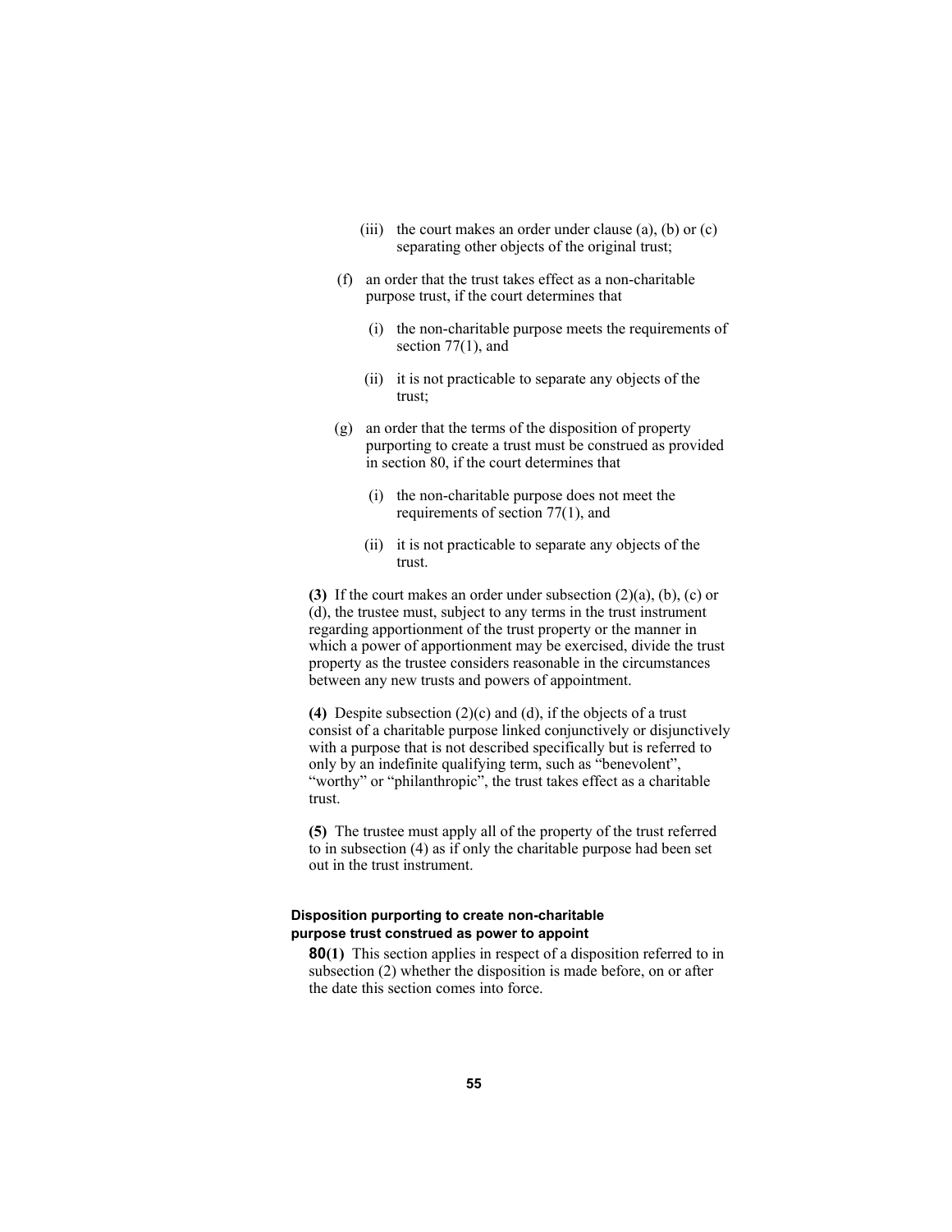(iii) the court makes an order under clause (a), (b) or (c) separating other objects of the original trust;

(f) an order that the trust takes effect as a non-charitable purpose trust, if the court determines that

(i) the non-charitable purpose meets the requirements of section 77(1), and

(ii) it is not practicable to separate any objects of the trust;

(g) an order that the terms of the disposition of property purporting to create a trust must be construed as provided in section 80, if the court determines that

(i) the non-charitable purpose does not meet the requirements of section 77(1), and

(ii) it is not practicable to separate any objects of the trust.

**(3)** If the court makes an order under subsection (2)(a), (b), (c) or (d), the trustee must, subject to any terms in the trust instrument regarding apportionment of the trust property or the manner in which a power of apportionment may be exercised, divide the trust property as the trustee considers reasonable in the circumstances between any new trusts and powers of appointment.

**(4)** Despite subsection (2)(c) and (d), if the objects of a trust consist of a charitable purpose linked conjunctively or disjunctively with a purpose that is not described specifically but is referred to only by an indefinite qualifying term, such as "benevolent", "worthy" or "philanthropic", the trust takes effect as a charitable trust.

**(5)** The trustee must apply all of the property of the trust referred to in subsection (4) as if only the charitable purpose had been set out in the trust instrument.

#### Disposition purporting to create non-charitable purpose trust construed as power to appoint

**80(1)** This section applies in respect of a disposition referred to in subsection (2) whether the disposition is made before, on or after the date this section comes into force.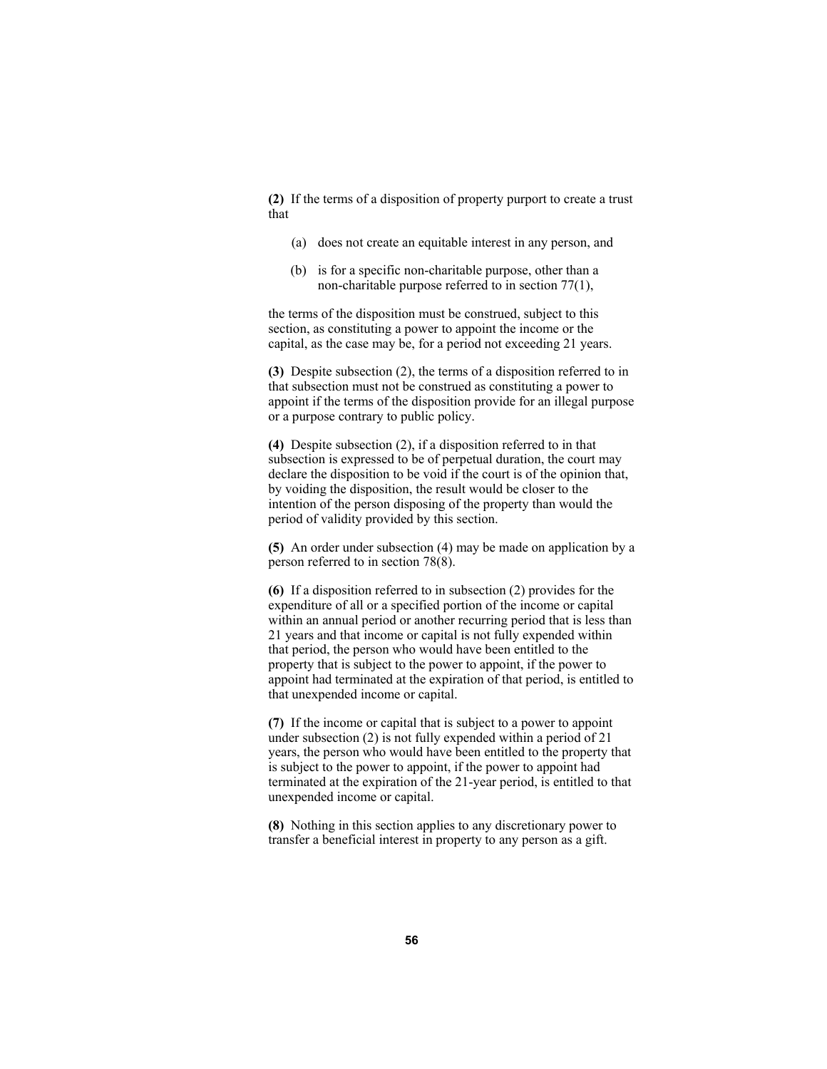**(2)** If the terms of a disposition of property purport to create a trust that

(a) does not create an equitable interest in any person, and

(b) is for a specific non-charitable purpose, other than a non-charitable purpose referred to in section 77(1),

the terms of the disposition must be construed, subject to this section, as constituting a power to appoint the income or the capital, as the case may be, for a period not exceeding 21 years.

**(3)** Despite subsection (2), the terms of a disposition referred to in that subsection must not be construed as constituting a power to appoint if the terms of the disposition provide for an illegal purpose or a purpose contrary to public policy.

**(4)** Despite subsection (2), if a disposition referred to in that subsection is expressed to be of perpetual duration, the court may declare the disposition to be void if the court is of the opinion that, by voiding the disposition, the result would be closer to the intention of the person disposing of the property than would the period of validity provided by this section.

**(5)** An order under subsection (4) may be made on application by a person referred to in section 78(8).

**(6)** If a disposition referred to in subsection (2) provides for the expenditure of all or a specified portion of the income or capital within an annual period or another recurring period that is less than 21 years and that income or capital is not fully expended within that period, the person who would have been entitled to the property that is subject to the power to appoint, if the power to appoint had terminated at the expiration of that period, is entitled to that unexpended income or capital.

**(7)** If the income or capital that is subject to a power to appoint under subsection (2) is not fully expended within a period of 21 years, the person who would have been entitled to the property that is subject to the power to appoint, if the power to appoint had terminated at the expiration of the 21-year period, is entitled to that unexpended income or capital.

**(8)** Nothing in this section applies to any discretionary power to transfer a beneficial interest in property to any person as a gift.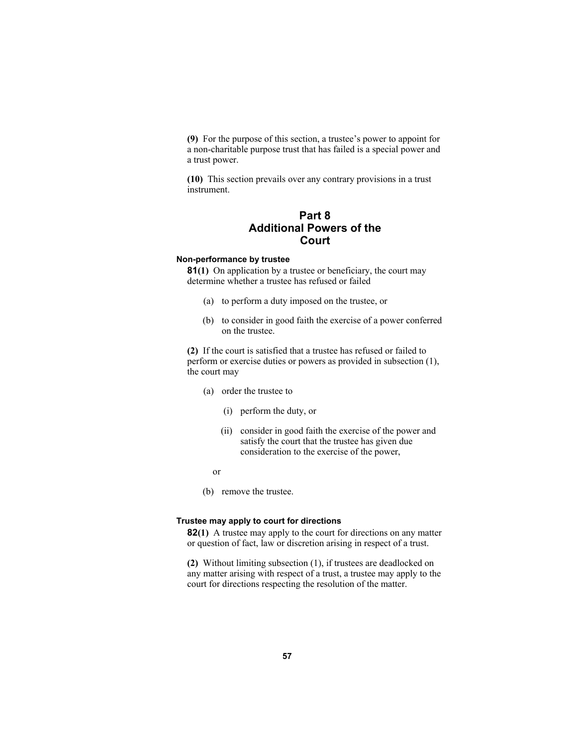**(9)** For the purpose of this section, a trustee's power to appoint for a non-charitable purpose trust that has failed is a special power and a trust power.

**(10)** This section prevails over any contrary provisions in a trust instrument.

## Part 8
## Additional Powers of the Court

### Non-performance by trustee

**81(1)** On application by a trustee or beneficiary, the court may determine whether a trustee has refused or failed

(a) to perform a duty imposed on the trustee, or

(b) to consider in good faith the exercise of a power conferred on the trustee.

**(2)** If the court is satisfied that a trustee has refused or failed to perform or exercise duties or powers as provided in subsection (1), the court may

(a) order the trustee to

(i) perform the duty, or

(ii) consider in good faith the exercise of the power and satisfy the court that the trustee has given due consideration to the exercise of the power,

or

(b) remove the trustee.

### Trustee may apply to court for directions

**82(1)** A trustee may apply to the court for directions on any matter or question of fact, law or discretion arising in respect of a trust.

**(2)** Without limiting subsection (1), if trustees are deadlocked on any matter arising with respect of a trust, a trustee may apply to the court for directions respecting the resolution of the matter.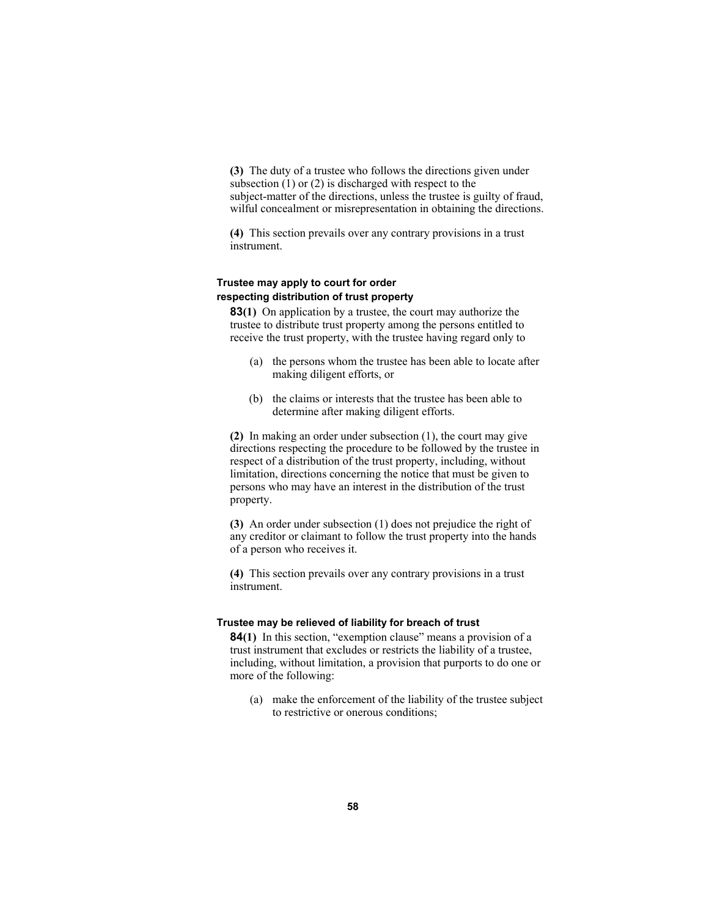**(3)** The duty of a trustee who follows the directions given under subsection (1) or (2) is discharged with respect to the subject-matter of the directions, unless the trustee is guilty of fraud, wilful concealment or misrepresentation in obtaining the directions.

**(4)** This section prevails over any contrary provisions in a trust instrument.

#### Trustee may apply to court for order respecting distribution of trust property

**83(1)** On application by a trustee, the court may authorize the trustee to distribute trust property among the persons entitled to receive the trust property, with the trustee having regard only to

(a) the persons whom the trustee has been able to locate after making diligent efforts, or

(b) the claims or interests that the trustee has been able to determine after making diligent efforts.

**(2)** In making an order under subsection (1), the court may give directions respecting the procedure to be followed by the trustee in respect of a distribution of the trust property, including, without limitation, directions concerning the notice that must be given to persons who may have an interest in the distribution of the trust property.

**(3)** An order under subsection (1) does not prejudice the right of any creditor or claimant to follow the trust property into the hands of a person who receives it.

**(4)** This section prevails over any contrary provisions in a trust instrument.

#### Trustee may be relieved of liability for breach of trust

**84(1)** In this section, "exemption clause" means a provision of a trust instrument that excludes or restricts the liability of a trustee, including, without limitation, a provision that purports to do one or more of the following:

(a) make the enforcement of the liability of the trustee subject to restrictive or onerous conditions;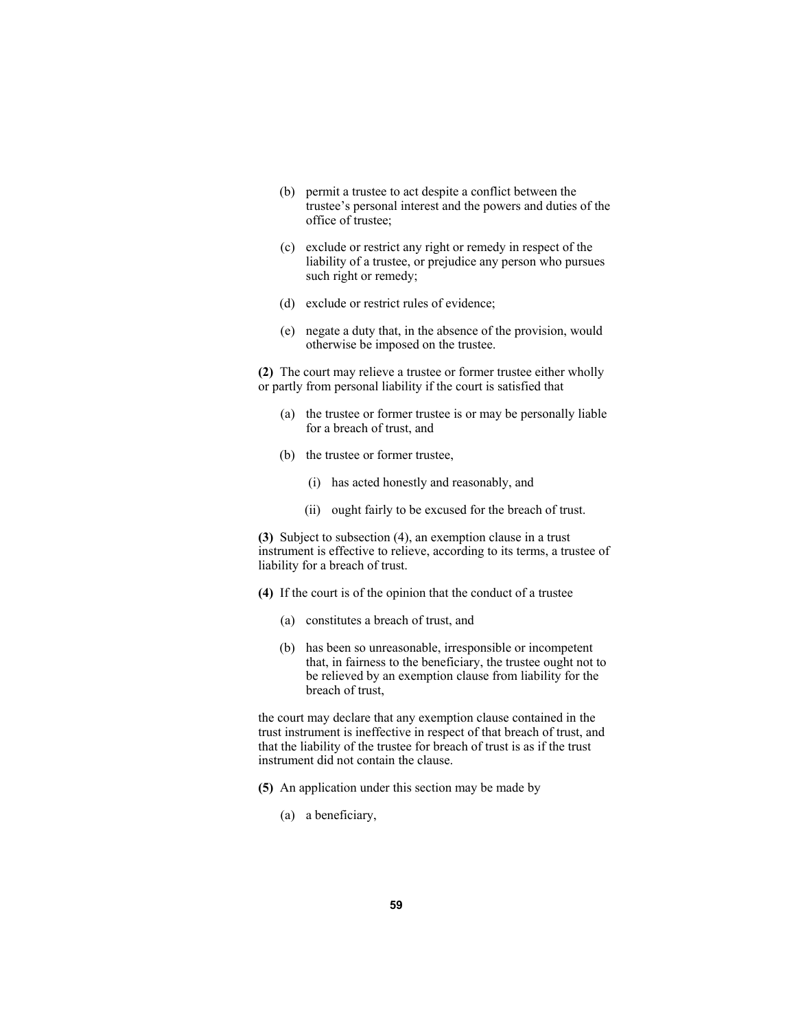(b) permit a trustee to act despite a conflict between the trustee's personal interest and the powers and duties of the office of trustee;

(c) exclude or restrict any right or remedy in respect of the liability of a trustee, or prejudice any person who pursues such right or remedy;

(d) exclude or restrict rules of evidence;

(e) negate a duty that, in the absence of the provision, would otherwise be imposed on the trustee.

**(2)** The court may relieve a trustee or former trustee either wholly or partly from personal liability if the court is satisfied that

(a) the trustee or former trustee is or may be personally liable for a breach of trust, and

(b) the trustee or former trustee,

(i) has acted honestly and reasonably, and

(ii) ought fairly to be excused for the breach of trust.

**(3)** Subject to subsection (4), an exemption clause in a trust instrument is effective to relieve, according to its terms, a trustee of liability for a breach of trust.

**(4)** If the court is of the opinion that the conduct of a trustee

(a) constitutes a breach of trust, and

(b) has been so unreasonable, irresponsible or incompetent that, in fairness to the beneficiary, the trustee ought not to be relieved by an exemption clause from liability for the breach of trust,

the court may declare that any exemption clause contained in the trust instrument is ineffective in respect of that breach of trust, and that the liability of the trustee for breach of trust is as if the trust instrument did not contain the clause.

**(5)** An application under this section may be made by

(a) a beneficiary,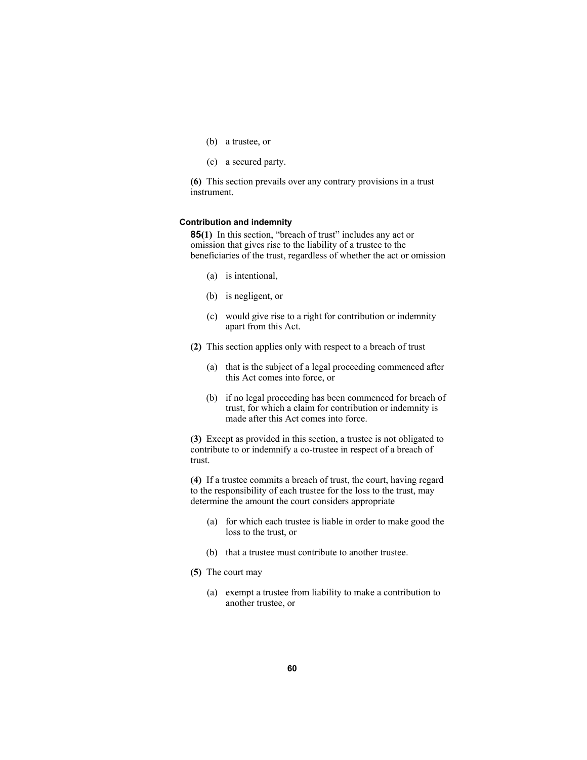(b) a trustee, or

(c) a secured party.

**(6)** This section prevails over any contrary provisions in a trust instrument.

#### Contribution and indemnity

**85(1)** In this section, "breach of trust" includes any act or omission that gives rise to the liability of a trustee to the beneficiaries of the trust, regardless of whether the act or omission

(a) is intentional,

(b) is negligent, or

(c) would give rise to a right for contribution or indemnity apart from this Act.

**(2)** This section applies only with respect to a breach of trust

(a) that is the subject of a legal proceeding commenced after this Act comes into force, or

(b) if no legal proceeding has been commenced for breach of trust, for which a claim for contribution or indemnity is made after this Act comes into force.

**(3)** Except as provided in this section, a trustee is not obligated to contribute to or indemnify a co-trustee in respect of a breach of trust.

**(4)** If a trustee commits a breach of trust, the court, having regard to the responsibility of each trustee for the loss to the trust, may determine the amount the court considers appropriate

(a) for which each trustee is liable in order to make good the loss to the trust, or

(b) that a trustee must contribute to another trustee.

**(5)** The court may

(a) exempt a trustee from liability to make a contribution to another trustee, or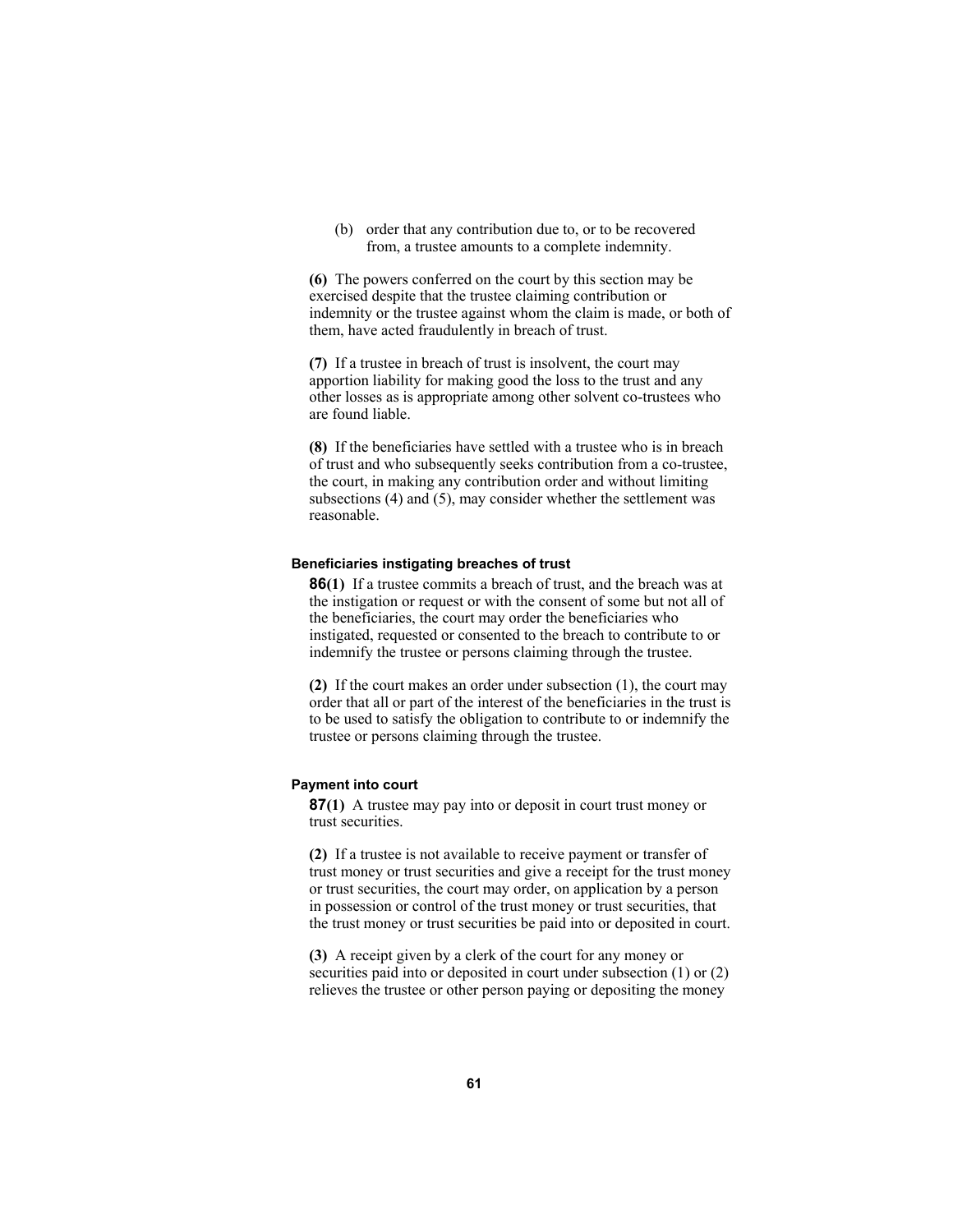(b) order that any contribution due to, or to be recovered from, a trustee amounts to a complete indemnity.

**(6)** The powers conferred on the court by this section may be exercised despite that the trustee claiming contribution or indemnity or the trustee against whom the claim is made, or both of them, have acted fraudulently in breach of trust.

**(7)** If a trustee in breach of trust is insolvent, the court may apportion liability for making good the loss to the trust and any other losses as is appropriate among other solvent co-trustees who are found liable.

**(8)** If the beneficiaries have settled with a trustee who is in breach of trust and who subsequently seeks contribution from a co-trustee, the court, in making any contribution order and without limiting subsections (4) and (5), may consider whether the settlement was reasonable.

#### Beneficiaries instigating breaches of trust

**86(1)** If a trustee commits a breach of trust, and the breach was at the instigation or request or with the consent of some but not all of the beneficiaries, the court may order the beneficiaries who instigated, requested or consented to the breach to contribute to or indemnify the trustee or persons claiming through the trustee.

**(2)** If the court makes an order under subsection (1), the court may order that all or part of the interest of the beneficiaries in the trust is to be used to satisfy the obligation to contribute to or indemnify the trustee or persons claiming through the trustee.

#### Payment into court

**87(1)** A trustee may pay into or deposit in court trust money or trust securities.

**(2)** If a trustee is not available to receive payment or transfer of trust money or trust securities and give a receipt for the trust money or trust securities, the court may order, on application by a person in possession or control of the trust money or trust securities, that the trust money or trust securities be paid into or deposited in court.

**(3)** A receipt given by a clerk of the court for any money or securities paid into or deposited in court under subsection (1) or (2) relieves the trustee or other person paying or depositing the money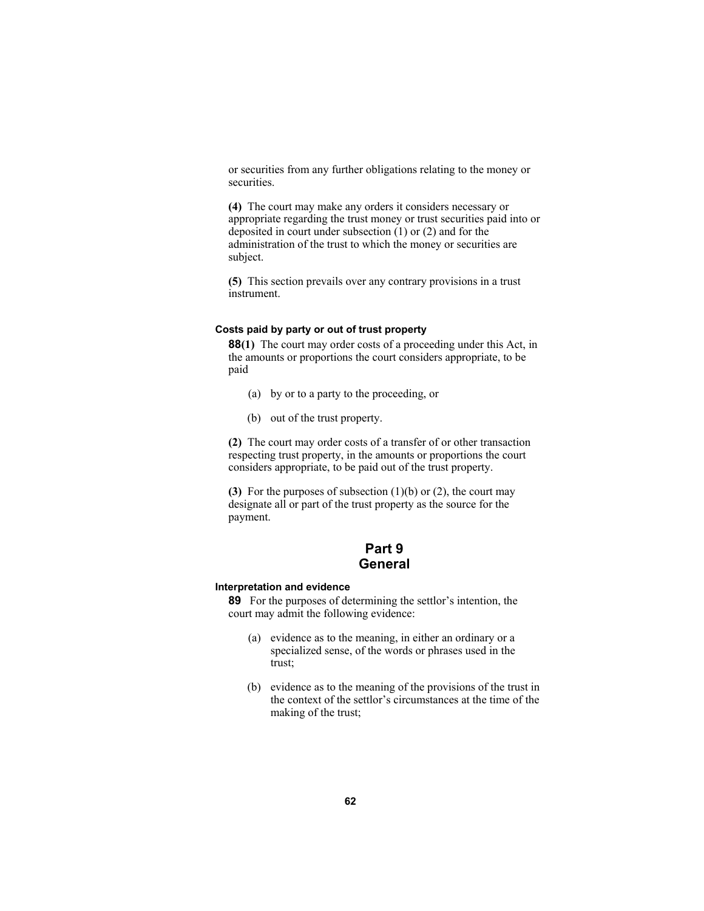or securities from any further obligations relating to the money or securities.

**(4)** The court may make any orders it considers necessary or appropriate regarding the trust money or trust securities paid into or deposited in court under subsection (1) or (2) and for the administration of the trust to which the money or securities are subject.

**(5)** This section prevails over any contrary provisions in a trust instrument.

#### Costs paid by party or out of trust property

**88(1)** The court may order costs of a proceeding under this Act, in the amounts or proportions the court considers appropriate, to be paid

(a) by or to a party to the proceeding, or

(b) out of the trust property.

**(2)** The court may order costs of a transfer of or other transaction respecting trust property, in the amounts or proportions the court considers appropriate, to be paid out of the trust property.

**(3)** For the purposes of subsection (1)(b) or (2), the court may designate all or part of the trust property as the source for the payment.

## Part 9
## General

#### Interpretation and evidence

**89** For the purposes of determining the settlor's intention, the court may admit the following evidence:

(a) evidence as to the meaning, in either an ordinary or a specialized sense, of the words or phrases used in the trust;

(b) evidence as to the meaning of the provisions of the trust in the context of the settlor's circumstances at the time of the making of the trust;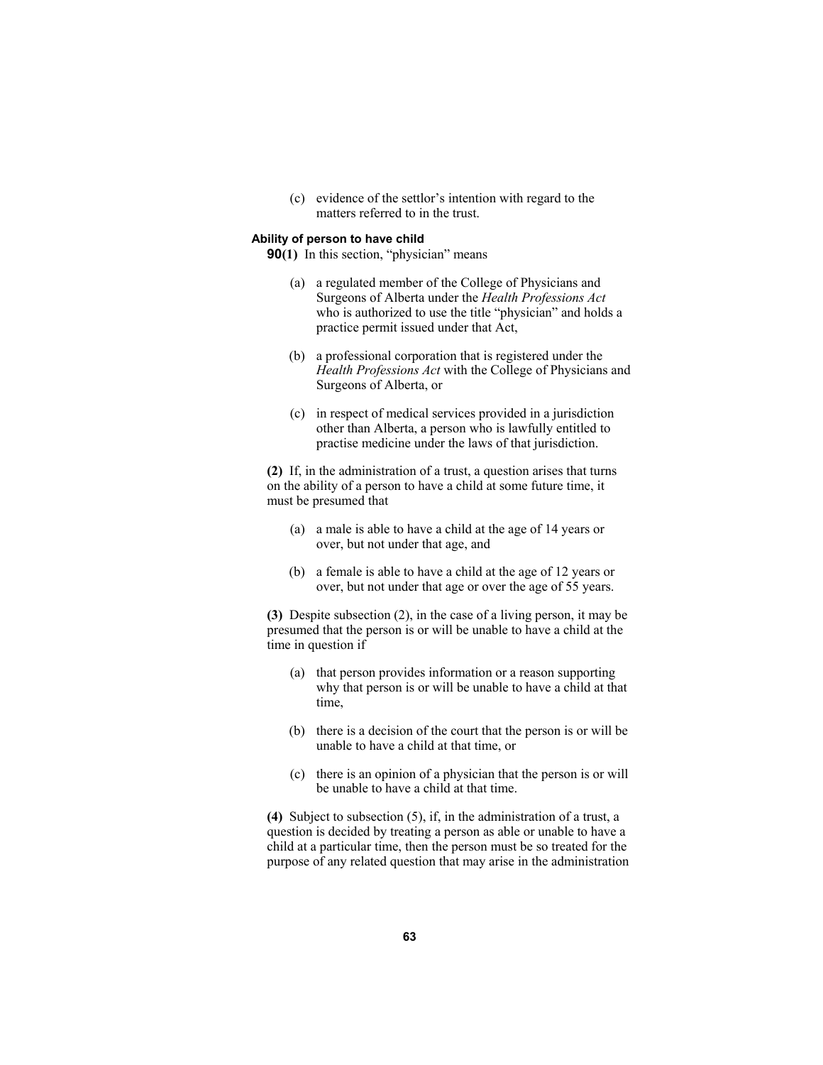(c) evidence of the settlor's intention with regard to the matters referred to in the trust.

**Ability of person to have child**

**90(1)** In this section, "physician" means

(a) a regulated member of the College of Physicians and Surgeons of Alberta under the *Health Professions Act* who is authorized to use the title "physician" and holds a practice permit issued under that Act,

(b) a professional corporation that is registered under the *Health Professions Act* with the College of Physicians and Surgeons of Alberta, or

(c) in respect of medical services provided in a jurisdiction other than Alberta, a person who is lawfully entitled to practise medicine under the laws of that jurisdiction.

**(2)** If, in the administration of a trust, a question arises that turns on the ability of a person to have a child at some future time, it must be presumed that

(a) a male is able to have a child at the age of 14 years or over, but not under that age, and

(b) a female is able to have a child at the age of 12 years or over, but not under that age or over the age of 55 years.

**(3)** Despite subsection (2), in the case of a living person, it may be presumed that the person is or will be unable to have a child at the time in question if

(a) that person provides information or a reason supporting why that person is or will be unable to have a child at that time,

(b) there is a decision of the court that the person is or will be unable to have a child at that time, or

(c) there is an opinion of a physician that the person is or will be unable to have a child at that time.

**(4)** Subject to subsection (5), if, in the administration of a trust, a question is decided by treating a person as able or unable to have a child at a particular time, then the person must be so treated for the purpose of any related question that may arise in the administration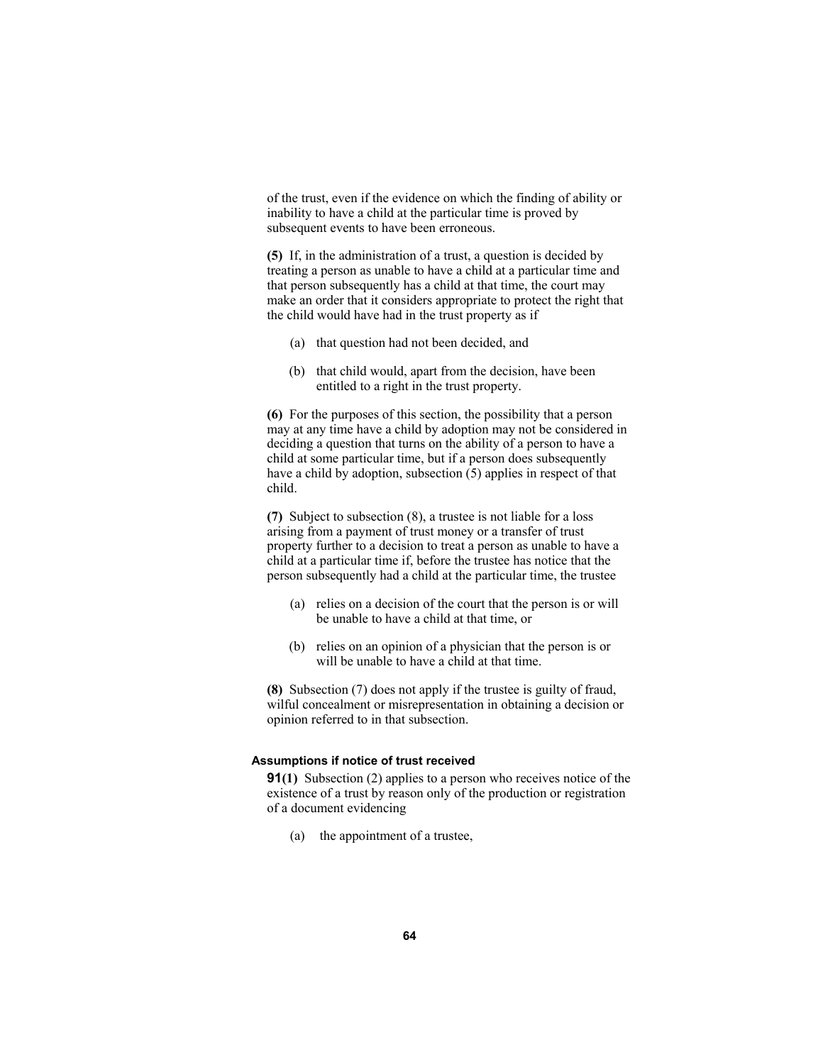of the trust, even if the evidence on which the finding of ability or inability to have a child at the particular time is proved by subsequent events to have been erroneous.

**(5)** If, in the administration of a trust, a question is decided by treating a person as unable to have a child at a particular time and that person subsequently has a child at that time, the court may make an order that it considers appropriate to protect the right that the child would have had in the trust property as if

(a) that question had not been decided, and

(b) that child would, apart from the decision, have been entitled to a right in the trust property.

**(6)** For the purposes of this section, the possibility that a person may at any time have a child by adoption may not be considered in deciding a question that turns on the ability of a person to have a child at some particular time, but if a person does subsequently have a child by adoption, subsection (5) applies in respect of that child.

**(7)** Subject to subsection (8), a trustee is not liable for a loss arising from a payment of trust money or a transfer of trust property further to a decision to treat a person as unable to have a child at a particular time if, before the trustee has notice that the person subsequently had a child at the particular time, the trustee

(a) relies on a decision of the court that the person is or will be unable to have a child at that time, or

(b) relies on an opinion of a physician that the person is or will be unable to have a child at that time.

**(8)** Subsection (7) does not apply if the trustee is guilty of fraud, wilful concealment or misrepresentation in obtaining a decision or opinion referred to in that subsection.

#### Assumptions if notice of trust received

**91(1)** Subsection (2) applies to a person who receives notice of the existence of a trust by reason only of the production or registration of a document evidencing

(a) the appointment of a trustee,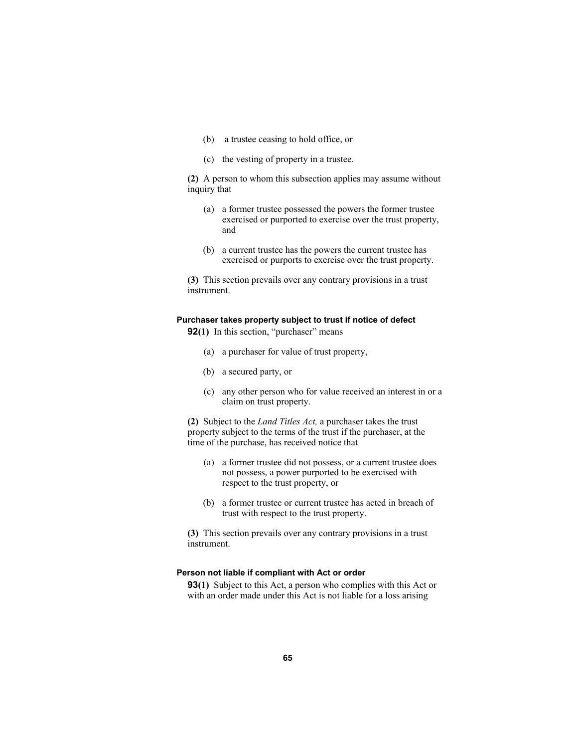(b) a trustee ceasing to hold office, or

(c) the vesting of property in a trustee.

**(2)** A person to whom this subsection applies may assume without inquiry that

(a) a former trustee possessed the powers the former trustee exercised or purported to exercise over the trust property, and

(b) a current trustee has the powers the current trustee has exercised or purports to exercise over the trust property.

**(3)** This section prevails over any contrary provisions in a trust instrument.

#### Purchaser takes property subject to trust if notice of defect

**92(1)** In this section, "purchaser" means

(a) a purchaser for value of trust property,

(b) a secured party, or

(c) any other person who for value received an interest in or a claim on trust property.

**(2)** Subject to the *Land Titles Act,* a purchaser takes the trust property subject to the terms of the trust if the purchaser, at the time of the purchase, has received notice that

(a) a former trustee did not possess, or a current trustee does not possess, a power purported to be exercised with respect to the trust property, or

(b) a former trustee or current trustee has acted in breach of trust with respect to the trust property.

**(3)** This section prevails over any contrary provisions in a trust instrument.

#### Person not liable if compliant with Act or order

**93(1)** Subject to this Act, a person who complies with this Act or with an order made under this Act is not liable for a loss arising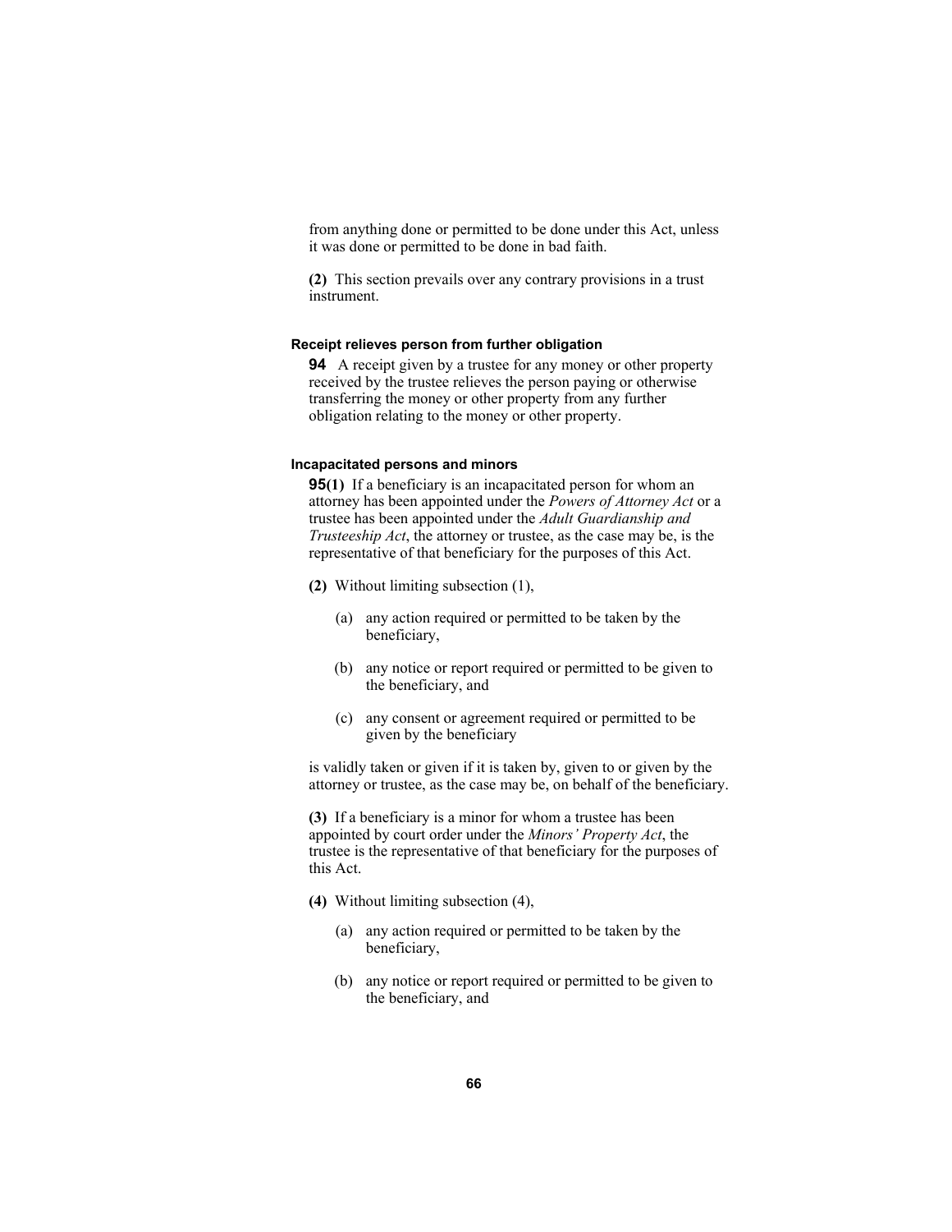from anything done or permitted to be done under this Act, unless it was done or permitted to be done in bad faith.

**(2)** This section prevails over any contrary provisions in a trust instrument.

#### Receipt relieves person from further obligation

**94** A receipt given by a trustee for any money or other property received by the trustee relieves the person paying or otherwise transferring the money or other property from any further obligation relating to the money or other property.

#### Incapacitated persons and minors

**95(1)** If a beneficiary is an incapacitated person for whom an attorney has been appointed under the *Powers of Attorney Act* or a trustee has been appointed under the *Adult Guardianship and Trusteeship Act*, the attorney or trustee, as the case may be, is the representative of that beneficiary for the purposes of this Act.

**(2)** Without limiting subsection (1),

(a) any action required or permitted to be taken by the beneficiary,

(b) any notice or report required or permitted to be given to the beneficiary, and

(c) any consent or agreement required or permitted to be given by the beneficiary

is validly taken or given if it is taken by, given to or given by the attorney or trustee, as the case may be, on behalf of the beneficiary.

**(3)** If a beneficiary is a minor for whom a trustee has been appointed by court order under the *Minors' Property Act*, the trustee is the representative of that beneficiary for the purposes of this Act.

**(4)** Without limiting subsection (4),

(a) any action required or permitted to be taken by the beneficiary,

(b) any notice or report required or permitted to be given to the beneficiary, and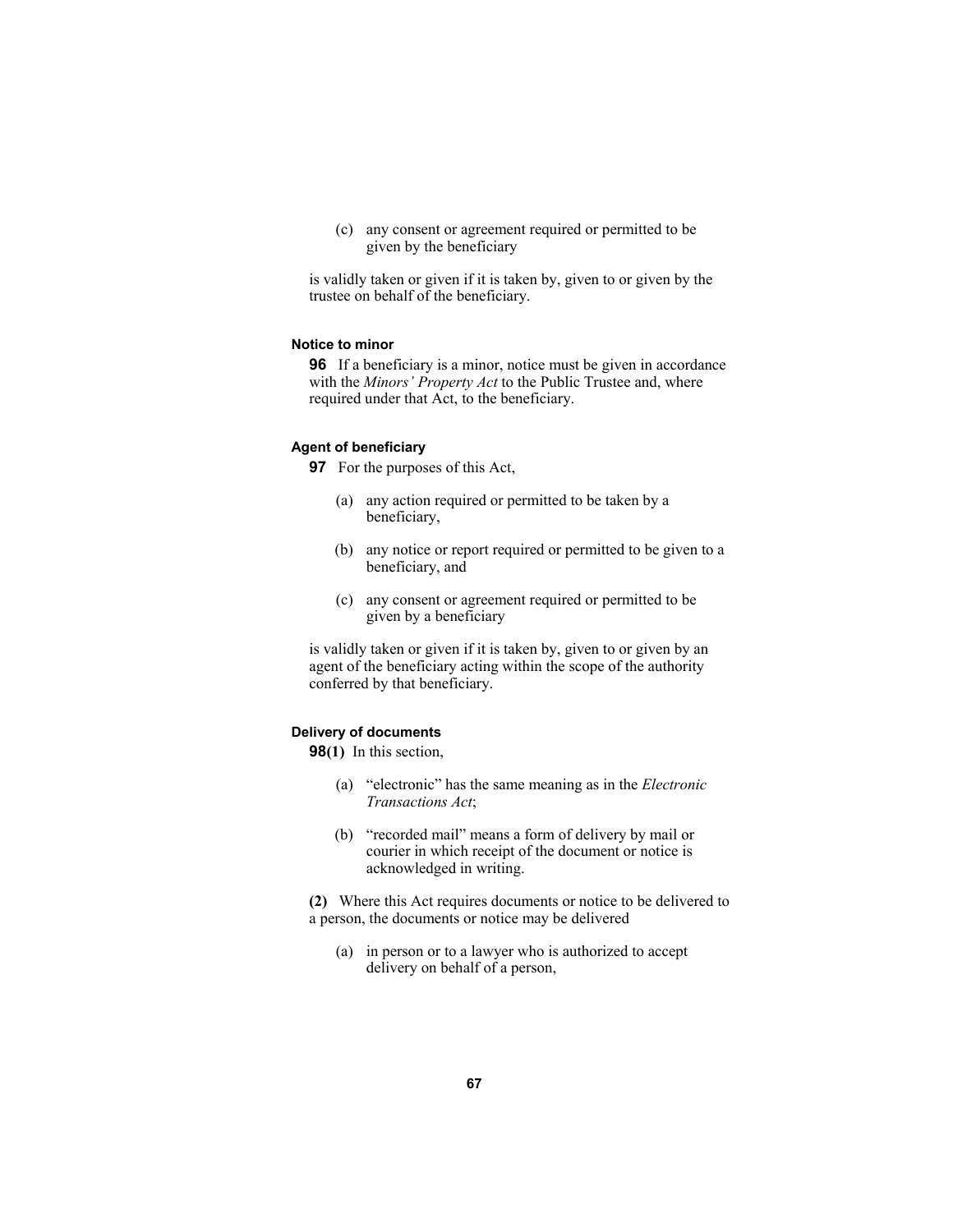(c) any consent or agreement required or permitted to be given by the beneficiary

is validly taken or given if it is taken by, given to or given by the trustee on behalf of the beneficiary.

#### Notice to minor

**96** If a beneficiary is a minor, notice must be given in accordance with the *Minors' Property Act* to the Public Trustee and, where required under that Act, to the beneficiary.

#### Agent of beneficiary

**97** For the purposes of this Act,

(a) any action required or permitted to be taken by a beneficiary,

(b) any notice or report required or permitted to be given to a beneficiary, and

(c) any consent or agreement required or permitted to be given by a beneficiary

is validly taken or given if it is taken by, given to or given by an agent of the beneficiary acting within the scope of the authority conferred by that beneficiary.

#### Delivery of documents

**98(1)** In this section,

(a) "electronic" has the same meaning as in the *Electronic Transactions Act*;

(b) "recorded mail" means a form of delivery by mail or courier in which receipt of the document or notice is acknowledged in writing.

**(2)** Where this Act requires documents or notice to be delivered to a person, the documents or notice may be delivered

(a) in person or to a lawyer who is authorized to accept delivery on behalf of a person,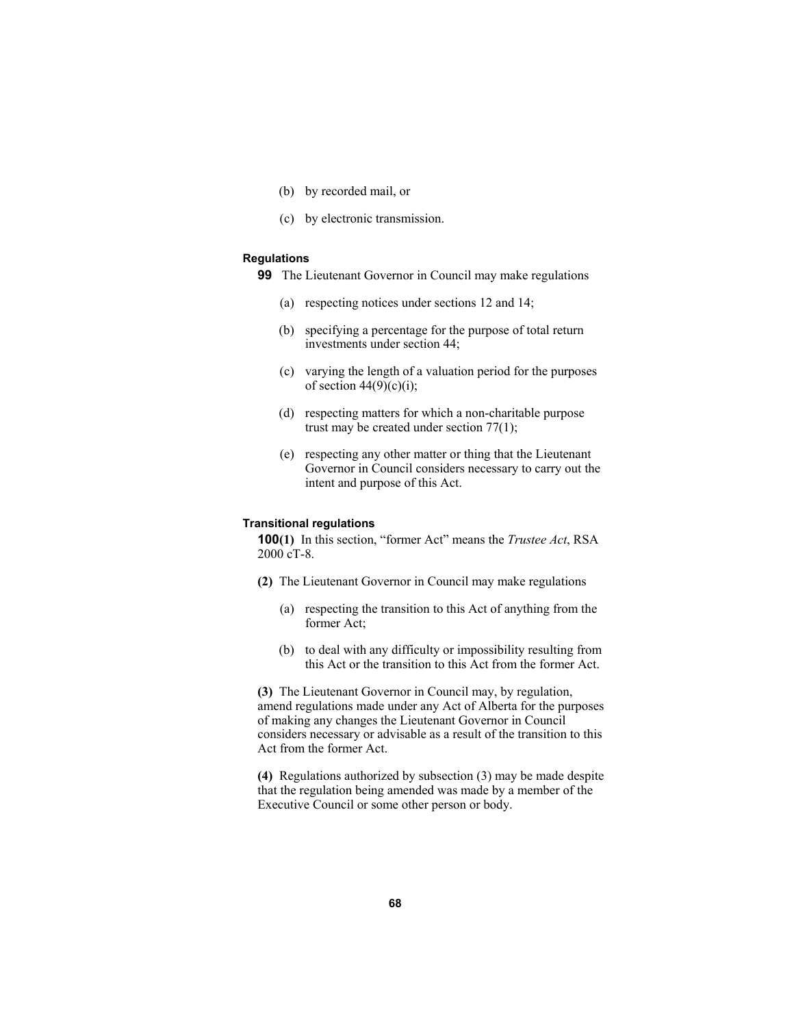(b) by recorded mail, or

(c) by electronic transmission.

**Regulations**

**99** The Lieutenant Governor in Council may make regulations

(a) respecting notices under sections 12 and 14;

(b) specifying a percentage for the purpose of total return investments under section 44;

(c) varying the length of a valuation period for the purposes of section 44(9)(c)(i);

(d) respecting matters for which a non-charitable purpose trust may be created under section 77(1);

(e) respecting any other matter or thing that the Lieutenant Governor in Council considers necessary to carry out the intent and purpose of this Act.

**Transitional regulations**

**100(1)** In this section, "former Act" means the *Trustee Act*, RSA 2000 cT-8.

**(2)** The Lieutenant Governor in Council may make regulations

(a) respecting the transition to this Act of anything from the former Act;

(b) to deal with any difficulty or impossibility resulting from this Act or the transition to this Act from the former Act.

**(3)** The Lieutenant Governor in Council may, by regulation, amend regulations made under any Act of Alberta for the purposes of making any changes the Lieutenant Governor in Council considers necessary or advisable as a result of the transition to this Act from the former Act.

**(4)** Regulations authorized by subsection (3) may be made despite that the regulation being amended was made by a member of the Executive Council or some other person or body.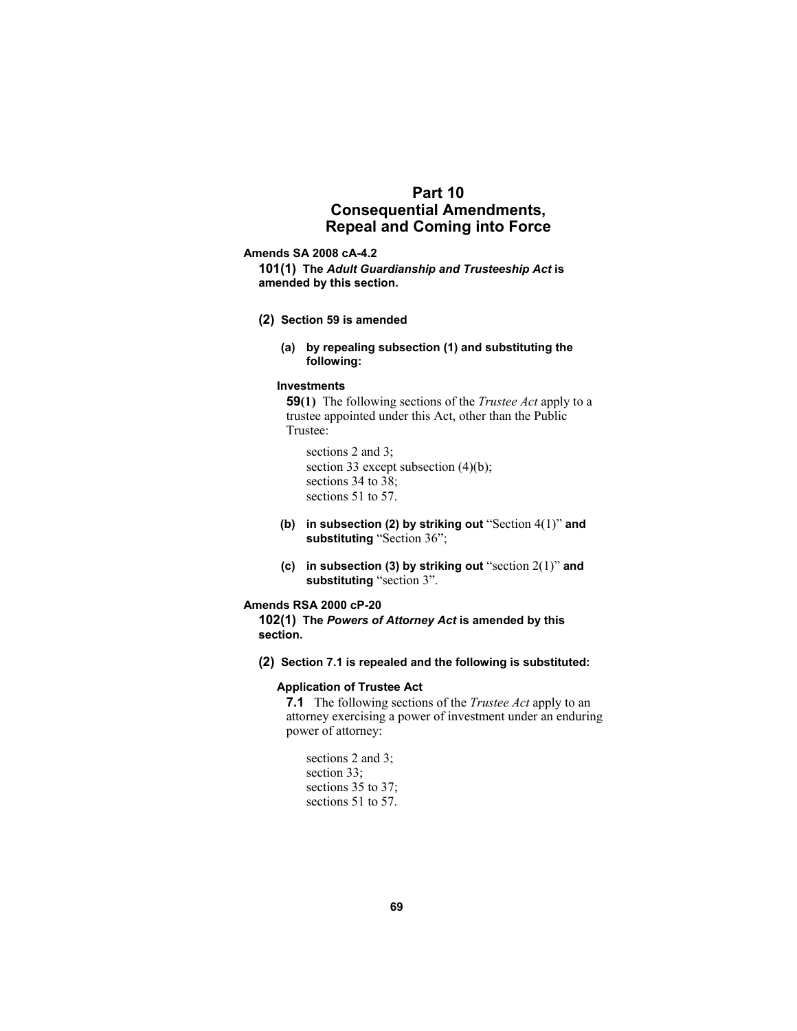# Part 10
# Consequential Amendments, Repeal and Coming into Force

**Amends SA 2008 cA-4.2**

**101(1) The *Adult Guardianship and Trusteeship Act* is amended by this section.**

**(2) Section 59 is amended**

**(a) by repealing subsection (1) and substituting the following:**

**Investments**

**59(1)** The following sections of the *Trustee Act* apply to a trustee appointed under this Act, other than the Public Trustee:

sections 2 and 3;
section 33 except subsection (4)(b);
sections 34 to 38;
sections 51 to 57.

**(b) in subsection (2) by striking out** "Section 4(1)" **and substituting** "Section 36";

**(c) in subsection (3) by striking out** "section 2(1)" **and substituting** "section 3".

**Amends RSA 2000 cP-20**

**102(1) The *Powers of Attorney Act* is amended by this section.**

**(2) Section 7.1 is repealed and the following is substituted:**

**Application of Trustee Act**

**7.1** The following sections of the *Trustee Act* apply to an attorney exercising a power of investment under an enduring power of attorney:

sections 2 and 3;
section 33;
sections 35 to 37;
sections 51 to 57.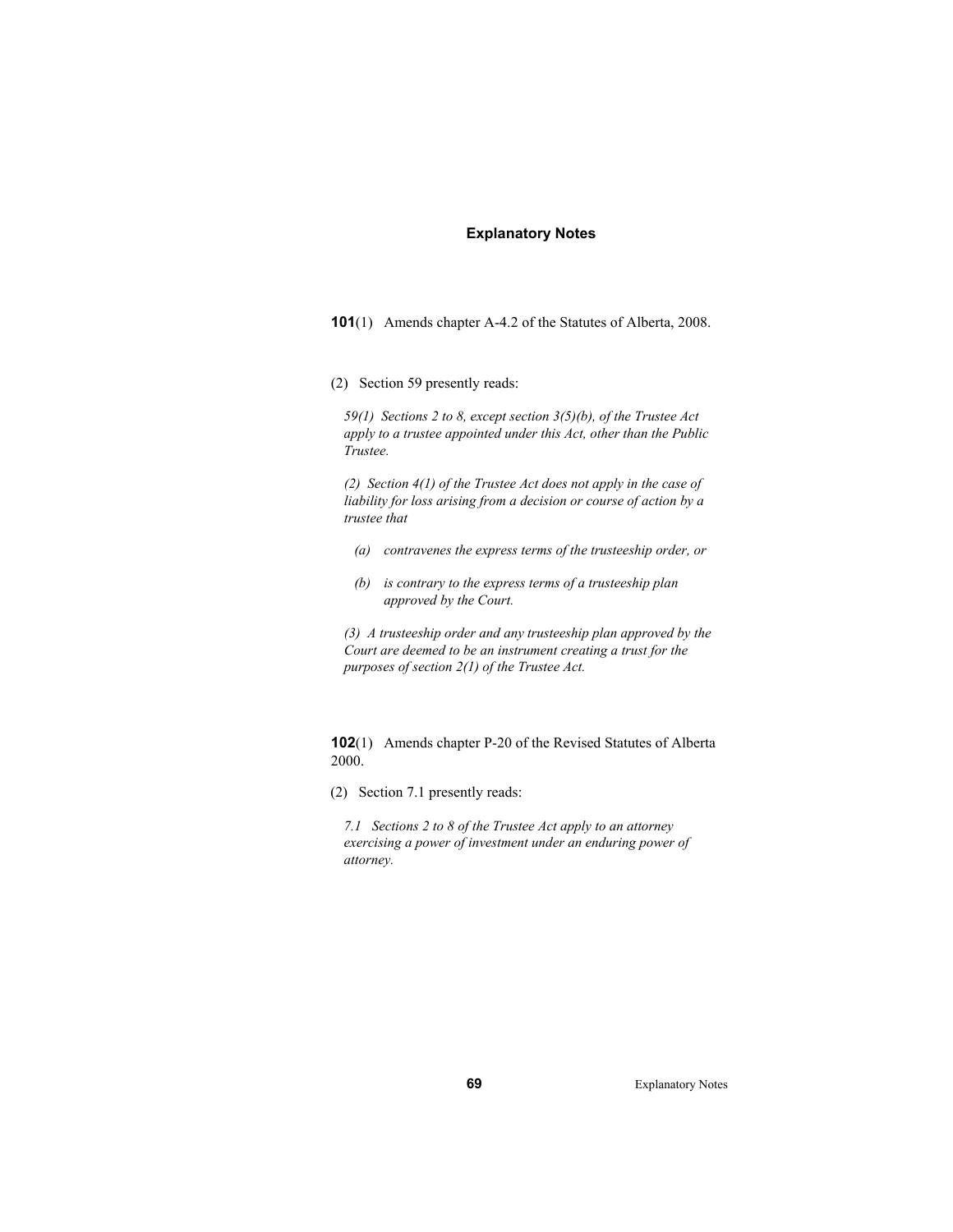## Explanatory Notes

**101**(1) Amends chapter A-4.2 of the Statutes of Alberta, 2008.

(2) Section 59 presently reads:

> *59(1) Sections 2 to 8, except section 3(5)(b), of the Trustee Act apply to a trustee appointed under this Act, other than the Public Trustee.*
>
> *(2) Section 4(1) of the Trustee Act does not apply in the case of liability for loss arising from a decision or course of action by a trustee that*
>
> *(a) contravenes the express terms of the trusteeship order, or*
>
> *(b) is contrary to the express terms of a trusteeship plan approved by the Court.*
>
> *(3) A trusteeship order and any trusteeship plan approved by the Court are deemed to be an instrument creating a trust for the purposes of section 2(1) of the Trustee Act.*

**102**(1) Amends chapter P-20 of the Revised Statutes of Alberta 2000.

(2) Section 7.1 presently reads:

> *7.1 Sections 2 to 8 of the Trustee Act apply to an attorney exercising a power of investment under an enduring power of attorney.*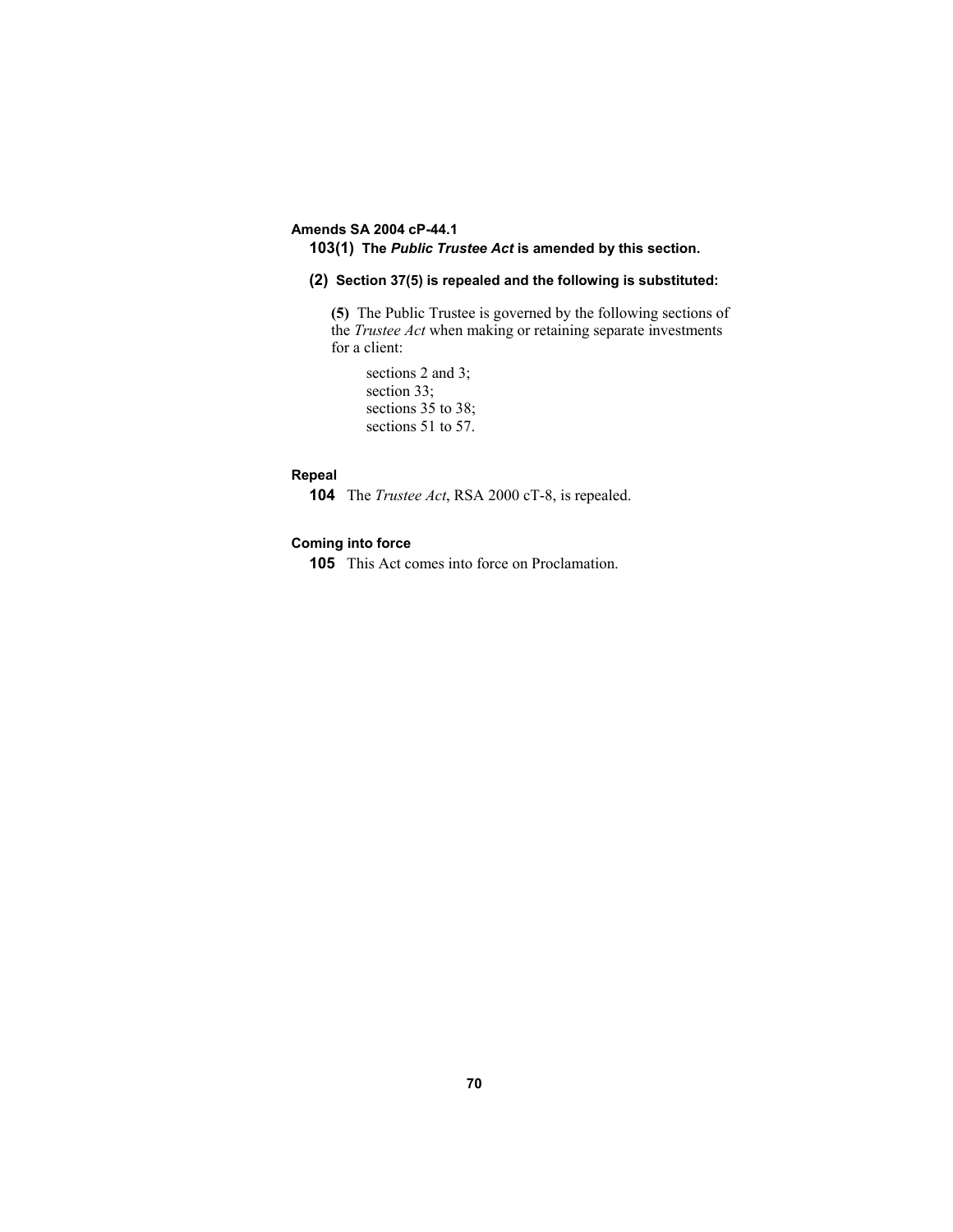**Amends SA 2004 cP-44.1**

**103(1) The *Public Trustee Act* is amended by this section.**

**(2) Section 37(5) is repealed and the following is substituted:**

**(5)** The Public Trustee is governed by the following sections of the *Trustee Act* when making or retaining separate investments for a client:

sections 2 and 3;
section 33;
sections 35 to 38;
sections 51 to 57.

**Repeal**

**104** The *Trustee Act*, RSA 2000 cT-8, is repealed.

**Coming into force**

**105** This Act comes into force on Proclamation.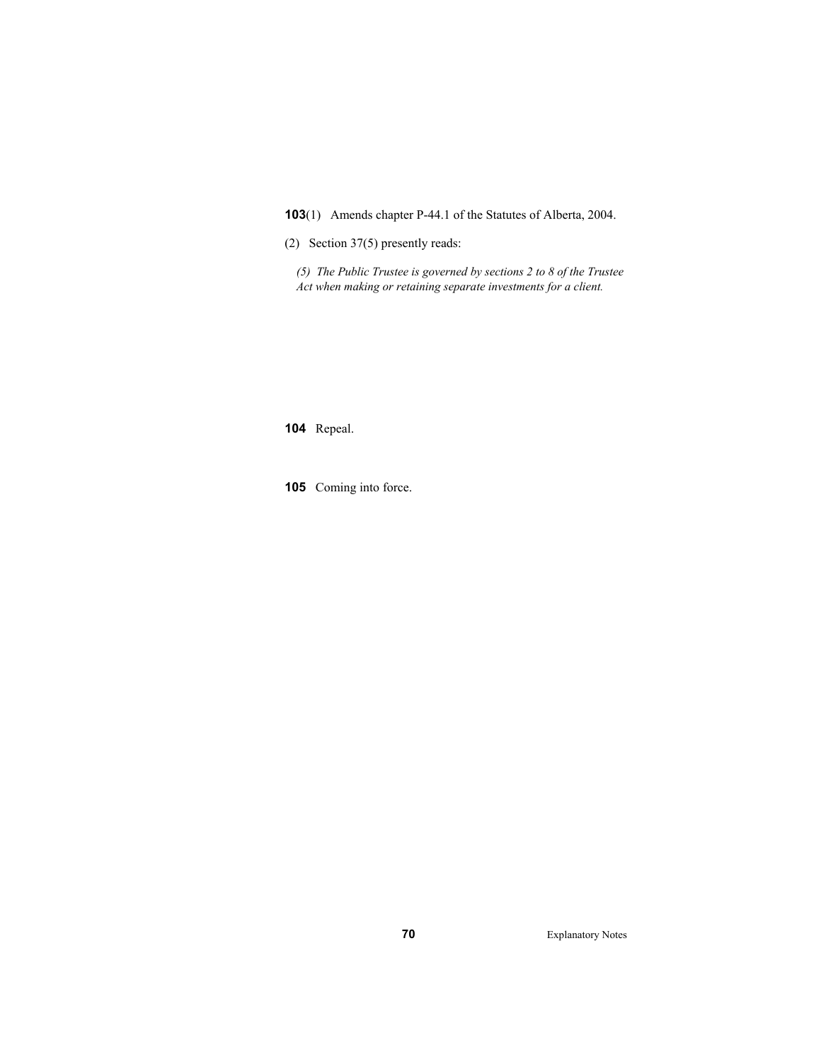**103**(1) Amends chapter P-44.1 of the Statutes of Alberta, 2004.

(2) Section 37(5) presently reads:

*(5) The Public Trustee is governed by sections 2 to 8 of the Trustee Act when making or retaining separate investments for a client.*

**104** Repeal.

**105** Coming into force.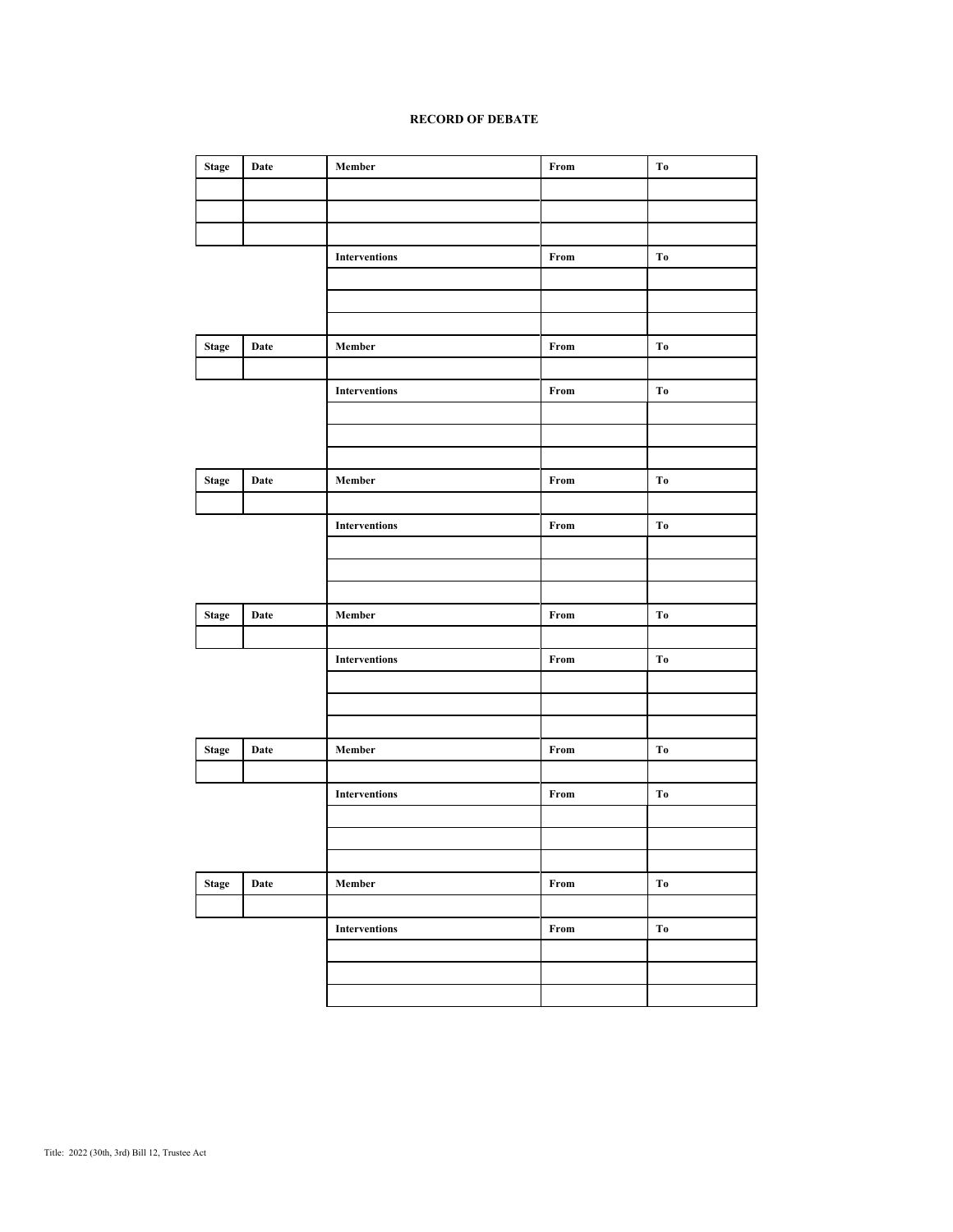**RECORD OF DEBATE**

| Stage | Date | Member | From | To |
|---|---|---|---|---|
| | | | | |
| | | | | |
| | | | | |
| | | **Interventions** | **From** | **To** |
| | | | | |
| | | | | |
| | | | | |
| **Stage** | **Date** | **Member** | **From** | **To** |
| | | | | |
| | | **Interventions** | **From** | **To** |
| | | | | |
| | | | | |
| | | | | |
| **Stage** | **Date** | **Member** | **From** | **To** |
| | | | | |
| | | **Interventions** | **From** | **To** |
| | | | | |
| | | | | |
| | | | | |
| **Stage** | **Date** | **Member** | **From** | **To** |
| | | | | |
| | | **Interventions** | **From** | **To** |
| | | | | |
| | | | | |
| | | | | |
| **Stage** | **Date** | **Member** | **From** | **To** |
| | | | | |
| | | **Interventions** | **From** | **To** |
| | | | | |
| | | | | |
| | | | | |
| **Stage** | **Date** | **Member** | **From** | **To** |
| | | | | |
| | | **Interventions** | **From** | **To** |
| | | | | |
| | | | | |
| | | | | |

Title: 2022 (30th, 3rd) Bill 12, Trustee Act